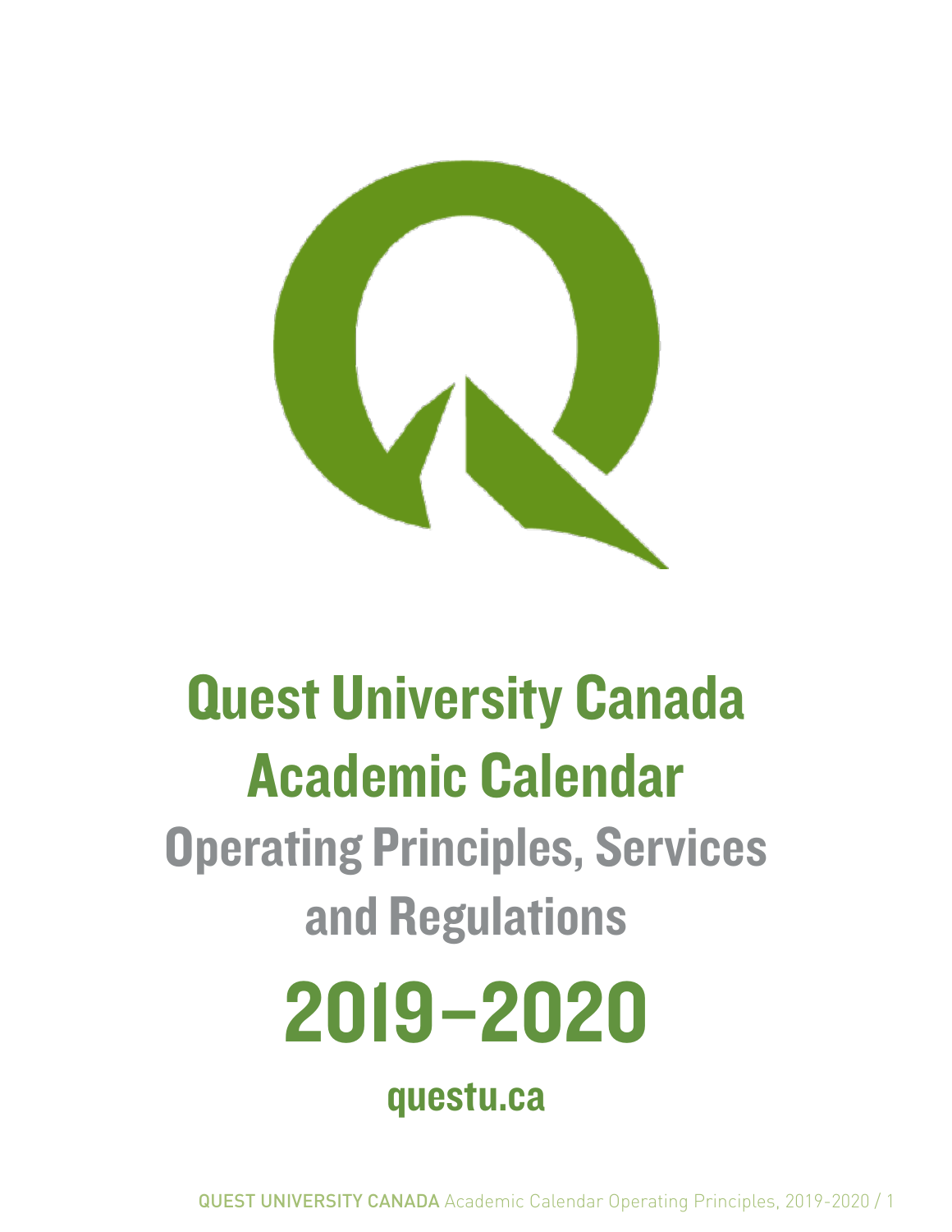# Quest University Canada Academic Calendar

## Operating Principles, Services and Regulations

# 2019–2020

questu.ca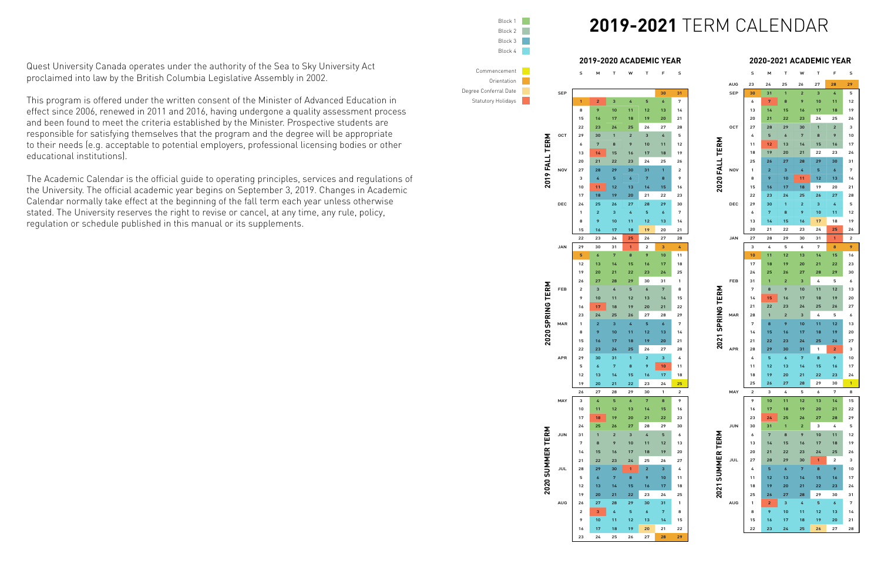Quest University Canada operates under the authority of the Sea to Sky University Act proclaimed into law by the British Columbia Legislative Assembly in 2002.

This program is offered under the written consent of the Minister of Advanced Education in effect since 2006, renewed in 2011 and 2016, having undergone a quality assessment process and been found to meet the criteria established by the Minister. Prospective students are responsible for satisfying themselves that the program and the degree will be appropriate to their needs (e.g. acceptable to potential employers, professional licensing bodies or other educational institutions).

The Academic Calendar is the official guide to operating principles, services and regulations of the University. The official academic year begins on September 3, 2019. Changes in Academic Calendar normally take effect at the beginning of the fall term each year unless otherwise stated. The University reserves the right to revise or cancel, at any time, any rule, policy, regulation or schedule published in this manual or its supplements.

# 2019-2021 TERM CALENDAR

Legend: Block 1 · Block 2 · Block 3 · Block 4 · Commencement · Orientation · Degree Conferral Date · Statutory Holidays

## 2019-2020 ACADEMIC YEAR

| Term | Month | S | M | T | W | T | F | S |
|---|---|---|---|---|---|---|---|---|
| 2019 FALL TERM | SEP | | | | | | 30 | 31 |
| | | 1 | 2 | 3 | 4 | 5 | 6 | 7 |
| | | 8 | 9 | 10 | 11 | 12 | 13 | 14 |
| | | 15 | 16 | 17 | 18 | 19 | 20 | 21 |
| | | 22 | 23 | 24 | 25 | 26 | 27 | 28 |
| | OCT | 29 | 30 | 1 | 2 | 3 | 4 | 5 |
| | | 6 | 7 | 8 | 9 | 10 | 11 | 12 |
| | | 13 | 14 | 15 | 16 | 17 | 18 | 19 |
| | | 20 | 21 | 22 | 23 | 24 | 25 | 26 |
| | NOV | 27 | 28 | 29 | 30 | 31 | 1 | 2 |
| | | 3 | 4 | 5 | 6 | 7 | 8 | 9 |
| | | 10 | 11 | 12 | 13 | 14 | 15 | 16 |
| | | 17 | 18 | 19 | 20 | 21 | 22 | 23 |
| | DEC | 24 | 25 | 26 | 27 | 28 | 29 | 30 |
| | | 1 | 2 | 3 | 4 | 5 | 6 | 7 |
| | | 8 | 9 | 10 | 11 | 12 | 13 | 14 |
| | | 15 | 16 | 17 | 18 | 19 | 20 | 21 |
| | | 22 | 23 | 24 | 25 | 26 | 27 | 28 |
| 2020 SPRING TERM | JAN | 29 | 30 | 31 | 1 | 2 | 3 | 4 |
| | | 5 | 6 | 7 | 8 | 9 | 10 | 11 |
| | | 12 | 13 | 14 | 15 | 16 | 17 | 18 |
| | | 19 | 20 | 21 | 22 | 23 | 24 | 25 |
| | | 26 | 27 | 28 | 29 | 30 | 31 | 1 |
| | FEB | 2 | 3 | 4 | 5 | 6 | 7 | 8 |
| | | 9 | 10 | 11 | 12 | 13 | 14 | 15 |
| | | 16 | 17 | 18 | 19 | 20 | 21 | 22 |
| | | 23 | 24 | 25 | 26 | 27 | 28 | 29 |
| | MAR | 1 | 2 | 3 | 4 | 5 | 6 | 7 |
| | | 8 | 9 | 10 | 11 | 12 | 13 | 14 |
| | | 15 | 16 | 17 | 18 | 19 | 20 | 21 |
| | | 22 | 23 | 24 | 25 | 26 | 27 | 28 |
| | APR | 29 | 30 | 31 | 1 | 2 | 3 | 4 |
| | | 5 | 6 | 7 | 8 | 9 | 10 | 11 |
| | | 12 | 13 | 14 | 15 | 16 | 17 | 18 |
| | | 19 | 20 | 21 | 22 | 23 | 24 | 25 |
| | | 26 | 27 | 28 | 29 | 30 | 1 | 2 |
| 2020 SUMMER TERM | MAY | 3 | 4 | 5 | 6 | 7 | 8 | 9 |
| | | 10 | 11 | 12 | 13 | 14 | 15 | 16 |
| | | 17 | 18 | 19 | 20 | 21 | 22 | 23 |
| | | 24 | 25 | 26 | 27 | 28 | 29 | 30 |
| | JUN | 31 | 1 | 2 | 3 | 4 | 5 | 6 |
| | | 7 | 8 | 9 | 10 | 11 | 12 | 13 |
| | | 14 | 15 | 16 | 17 | 18 | 19 | 20 |
| | | 21 | 22 | 23 | 24 | 25 | 26 | 27 |
| | JUL | 28 | 29 | 30 | 1 | 2 | 3 | 4 |
| | | 5 | 6 | 7 | 8 | 9 | 10 | 11 |
| | | 12 | 13 | 14 | 15 | 16 | 17 | 18 |
| | | 19 | 20 | 21 | 22 | 23 | 24 | 25 |
| | AUG | 26 | 27 | 28 | 29 | 30 | 31 | 1 |
| | | 2 | 3 | 4 | 5 | 6 | 7 | 8 |
| | | 9 | 10 | 11 | 12 | 13 | 14 | 15 |
| | | 16 | 17 | 18 | 19 | 20 | 21 | 22 |
| | | 23 | 24 | 25 | 26 | 27 | 28 | 29 |

## 2020-2021 ACADEMIC YEAR

| Term | Month | S | M | T | W | T | F | S |
|---|---|---|---|---|---|---|---|---|
| | AUG | 23 | 24 | 25 | 26 | 27 | 28 | 29 |
| 2020 FALL TERM | SEP | 30 | 31 | 1 | 2 | 3 | 4 | 5 |
| | | 6 | 7 | 8 | 9 | 10 | 11 | 12 |
| | | 13 | 14 | 15 | 16 | 17 | 18 | 19 |
| | | 20 | 21 | 22 | 23 | 24 | 25 | 26 |
| | OCT | 27 | 28 | 29 | 30 | 1 | 2 | 3 |
| | | 4 | 5 | 6 | 7 | 8 | 9 | 10 |
| | | 11 | 12 | 13 | 14 | 15 | 16 | 17 |
| | | 18 | 19 | 20 | 21 | 22 | 23 | 24 |
| | | 25 | 26 | 27 | 28 | 29 | 30 | 31 |
| | NOV | 1 | 2 | 3 | 4 | 5 | 6 | 7 |
| | | 8 | 9 | 10 | 11 | 12 | 13 | 14 |
| | | 15 | 16 | 17 | 18 | 19 | 20 | 21 |
| | | 22 | 23 | 24 | 25 | 26 | 27 | 28 |
| | DEC | 29 | 30 | 1 | 2 | 3 | 4 | 5 |
| | | 6 | 7 | 8 | 9 | 10 | 11 | 12 |
| | | 13 | 14 | 15 | 16 | 17 | 18 | 19 |
| | | 20 | 21 | 22 | 23 | 24 | 25 | 26 |
| 2021 SPRING TERM | JAN | 27 | 28 | 29 | 30 | 31 | 1 | 2 |
| | | 3 | 4 | 5 | 6 | 7 | 8 | 9 |
| | | 10 | 11 | 12 | 13 | 14 | 15 | 16 |
| | | 17 | 18 | 19 | 20 | 21 | 22 | 23 |
| | | 24 | 25 | 26 | 27 | 28 | 29 | 30 |
| | FEB | 31 | 1 | 2 | 3 | 4 | 5 | 6 |
| | | 7 | 8 | 9 | 10 | 11 | 12 | 13 |
| | | 14 | 15 | 16 | 17 | 18 | 19 | 20 |
| | | 21 | 22 | 23 | 24 | 25 | 26 | 27 |
| | MAR | 28 | 1 | 2 | 3 | 4 | 5 | 6 |
| | | 7 | 8 | 9 | 10 | 11 | 12 | 13 |
| | | 14 | 15 | 16 | 17 | 18 | 19 | 20 |
| | | 21 | 22 | 23 | 24 | 25 | 26 | 27 |
| | APR | 28 | 29 | 30 | 31 | 1 | 2 | 3 |
| | | 4 | 5 | 6 | 7 | 8 | 9 | 10 |
| | | 11 | 12 | 13 | 14 | 15 | 16 | 17 |
| | | 18 | 19 | 20 | 21 | 22 | 23 | 24 |
| | | 25 | 26 | 27 | 28 | 29 | 30 | 1 |
| 2021 SUMMER TERM | MAY | 2 | 3 | 4 | 5 | 6 | 7 | 8 |
| | | 9 | 10 | 11 | 12 | 13 | 14 | 15 |
| | | 16 | 17 | 18 | 19 | 20 | 21 | 22 |
| | | 23 | 24 | 25 | 26 | 27 | 28 | 29 |
| | JUN | 30 | 31 | 1 | 2 | 3 | 4 | 5 |
| | | 6 | 7 | 8 | 9 | 10 | 11 | 12 |
| | | 13 | 14 | 15 | 16 | 17 | 18 | 19 |
| | | 20 | 21 | 22 | 23 | 24 | 25 | 26 |
| | JUL | 27 | 28 | 29 | 30 | 1 | 2 | 3 |
| | | 4 | 5 | 6 | 7 | 8 | 9 | 10 |
| | | 11 | 12 | 13 | 14 | 15 | 16 | 17 |
| | | 18 | 19 | 20 | 21 | 22 | 23 | 24 |
| | | 25 | 26 | 27 | 28 | 29 | 30 | 31 |
| | AUG | 1 | 2 | 3 | 4 | 5 | 6 | 7 |
| | | 8 | 9 | 10 | 11 | 12 | 13 | 14 |
| | | 15 | 16 | 17 | 18 | 19 | 20 | 21 |
| | | 22 | 23 | 24 | 25 | 26 | 27 | 28 |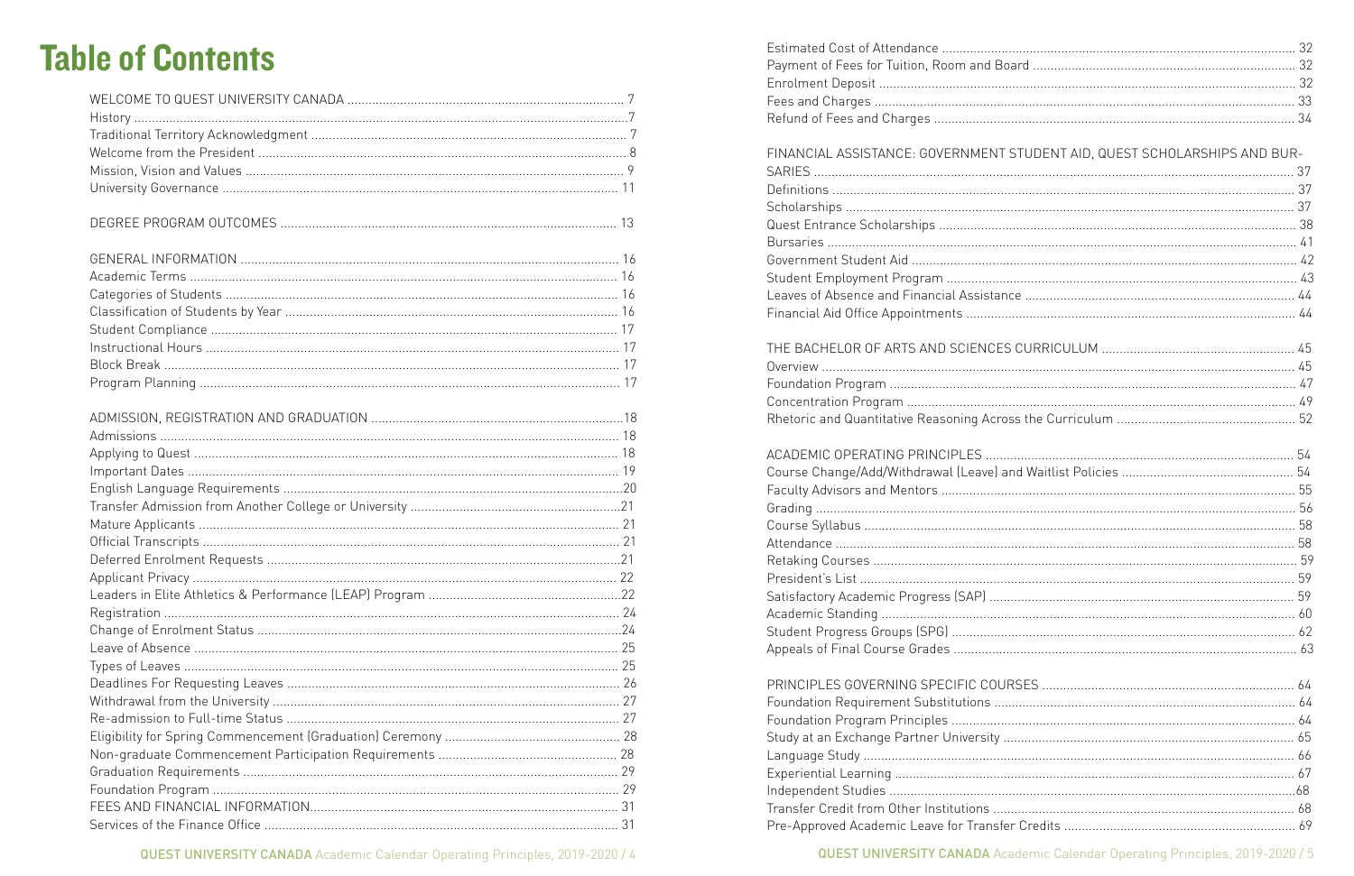# Table of Contents

WELCOME TO QUEST UNIVERSITY CANADA ..... 7
History ..... 7
Traditional Territory Acknowledgment ..... 7
Welcome from the President ..... 8
Mission, Vision and Values ..... 9
University Governance ..... 11

DEGREE PROGRAM OUTCOMES ..... 13

GENERAL INFORMATION ..... 16
Academic Terms ..... 16
Categories of Students ..... 16
Classification of Students by Year ..... 16
Student Compliance ..... 17
Instructional Hours ..... 17
Block Break ..... 17
Program Planning ..... 17

ADMISSION, REGISTRATION AND GRADUATION ..... 18
Admissions ..... 18
Applying to Quest ..... 18
Important Dates ..... 19
English Language Requirements ..... 20
Transfer Admission from Another College or University ..... 21
Mature Applicants ..... 21
Official Transcripts ..... 21
Deferred Enrolment Requests ..... 21
Applicant Privacy ..... 22
Leaders in Elite Athletics & Performance (LEAP) Program ..... 22
Registration ..... 24
Change of Enrolment Status ..... 24
Leave of Absence ..... 25
Types of Leaves ..... 25
Deadlines For Requesting Leaves ..... 26
Withdrawal from the University ..... 27
Re-admission to Full-time Status ..... 27
Eligibility for Spring Commencement (Graduation) Ceremony ..... 28
Non-graduate Commencement Participation Requirements ..... 28
Graduation Requirements ..... 29
Foundation Program ..... 29
FEES AND FINANCIAL INFORMATION ..... 31
Services of the Finance Office ..... 31
Estimated Cost of Attendance ..... 32
Payment of Fees for Tuition, Room and Board ..... 32
Enrolment Deposit ..... 32
Fees and Charges ..... 33
Refund of Fees and Charges ..... 34

FINANCIAL ASSISTANCE: GOVERNMENT STUDENT AID, QUEST SCHOLARSHIPS AND BURSARIES ..... 37
Definitions ..... 37
Scholarships ..... 37
Quest Entrance Scholarships ..... 38
Bursaries ..... 41
Government Student Aid ..... 42
Student Employment Program ..... 43
Leaves of Absence and Financial Assistance ..... 44
Financial Aid Office Appointments ..... 44

THE BACHELOR OF ARTS AND SCIENCES CURRICULUM ..... 45
Overview ..... 45
Foundation Program ..... 47
Concentration Program ..... 49
Rhetoric and Quantitative Reasoning Across the Curriculum ..... 52

ACADEMIC OPERATING PRINCIPLES ..... 54
Course Change/Add/Withdrawal (Leave) and Waitlist Policies ..... 54
Faculty Advisors and Mentors ..... 55
Grading ..... 56
Course Syllabus ..... 58
Attendance ..... 58
Retaking Courses ..... 59
President's List ..... 59
Satisfactory Academic Progress (SAP) ..... 59
Academic Standing ..... 60
Student Progress Groups (SPG) ..... 62
Appeals of Final Course Grades ..... 63

PRINCIPLES GOVERNING SPECIFIC COURSES ..... 64
Foundation Requirement Substitutions ..... 64
Foundation Program Principles ..... 64
Study at an Exchange Partner University ..... 65
Language Study ..... 66
Experiential Learning ..... 67
Independent Studies ..... 68
Transfer Credit from Other Institutions ..... 68
Pre-Approved Academic Leave for Transfer Credits ..... 69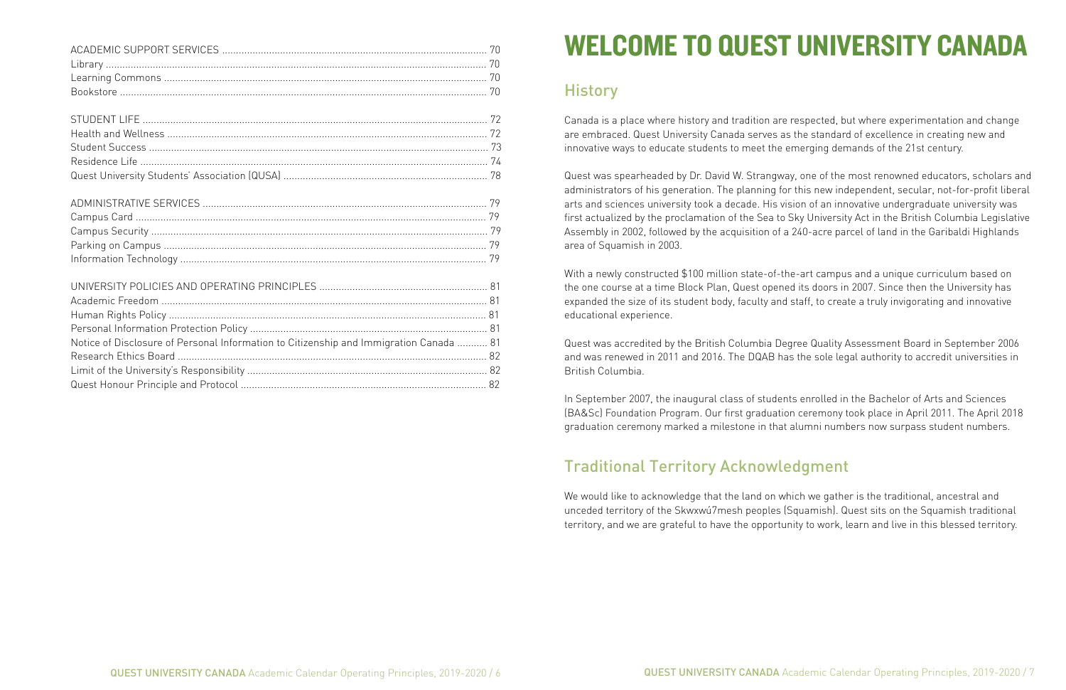ACADEMIC SUPPORT SERVICES ............................................................................................... 70
Library ................................................................................................................................ 70
Learning Commons ............................................................................................................. 70
Bookstore ........................................................................................................................... 70

STUDENT LIFE ...................................................................................................................... 72
Health and Wellness ............................................................................................................ 72
Student Success .................................................................................................................. 73
Residence Life ..................................................................................................................... 74
Quest University Students' Association (QUSA) ................................................................... 78

ADMINISTRATIVE SERVICES ................................................................................................ 79
Campus Card ...................................................................................................................... 79
Campus Security ................................................................................................................. 79
Parking on Campus ............................................................................................................. 79
Information Technology ....................................................................................................... 79

UNIVERSITY POLICIES AND OPERATING PRINCIPLES ............................................................. 81
Academic Freedom .............................................................................................................. 81
Human Rights Policy ........................................................................................................... 81
Personal Information Protection Policy ................................................................................ 81
Notice of Disclosure of Personal Information to Citizenship and Immigration Canada ........... 81
Research Ethics Board ........................................................................................................ 82
Limit of the University's Responsibility ................................................................................ 82
Quest Honour Principle and Protocol ................................................................................... 82

# WELCOME TO QUEST UNIVERSITY CANADA

## History

Canada is a place where history and tradition are respected, but where experimentation and change are embraced. Quest University Canada serves as the standard of excellence in creating new and innovative ways to educate students to meet the emerging demands of the 21st century.

Quest was spearheaded by Dr. David W. Strangway, one of the most renowned educators, scholars and administrators of his generation. The planning for this new independent, secular, not-for-profit liberal arts and sciences university took a decade. His vision of an innovative undergraduate university was first actualized by the proclamation of the Sea to Sky University Act in the British Columbia Legislative Assembly in 2002, followed by the acquisition of a 240-acre parcel of land in the Garibaldi Highlands area of Squamish in 2003.

With a newly constructed $100 million state-of-the-art campus and a unique curriculum based on the one course at a time Block Plan, Quest opened its doors in 2007. Since then the University has expanded the size of its student body, faculty and staff, to create a truly invigorating and innovative educational experience.

Quest was accredited by the British Columbia Degree Quality Assessment Board in September 2006 and was renewed in 2011 and 2016. The DQAB has the sole legal authority to accredit universities in British Columbia.

In September 2007, the inaugural class of students enrolled in the Bachelor of Arts and Sciences (BA&Sc) Foundation Program. Our first graduation ceremony took place in April 2011. The April 2018 graduation ceremony marked a milestone in that alumni numbers now surpass student numbers.

## Traditional Territory Acknowledgment

We would like to acknowledge that the land on which we gather is the traditional, ancestral and unceded territory of the Skwxwú7mesh peoples (Squamish). Quest sits on the Squamish traditional territory, and we are grateful to have the opportunity to work, learn and live in this blessed territory.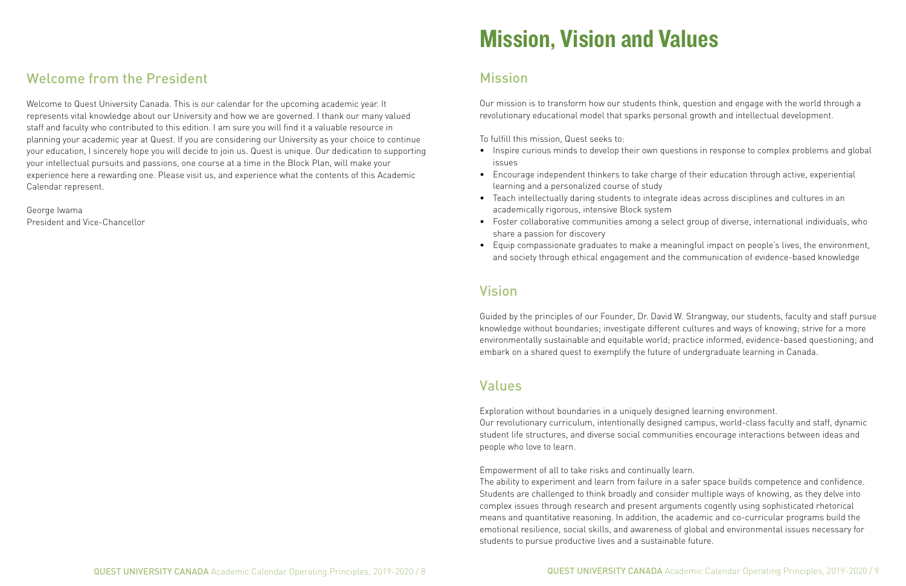## Welcome from the President

Welcome to Quest University Canada. This is our calendar for the upcoming academic year. It represents vital knowledge about our University and how we are governed. I thank our many valued staff and faculty who contributed to this edition. I am sure you will find it a valuable resource in planning your academic year at Quest. If you are considering our University as your choice to continue your education, I sincerely hope you will decide to join us. Quest is unique. Our dedication to supporting your intellectual pursuits and passions, one course at a time in the Block Plan, will make your experience here a rewarding one. Please visit us, and experience what the contents of this Academic Calendar represent.

George Iwama
President and Vice-Chancellor

# Mission, Vision and Values

## Mission

Our mission is to transform how our students think, question and engage with the world through a revolutionary educational model that sparks personal growth and intellectual development.

To fulfill this mission, Quest seeks to:

- Inspire curious minds to develop their own questions in response to complex problems and global issues
- Encourage independent thinkers to take charge of their education through active, experiential learning and a personalized course of study
- Teach intellectually daring students to integrate ideas across disciplines and cultures in an academically rigorous, intensive Block system
- Foster collaborative communities among a select group of diverse, international individuals, who share a passion for discovery
- Equip compassionate graduates to make a meaningful impact on people's lives, the environment, and society through ethical engagement and the communication of evidence-based knowledge

## Vision

Guided by the principles of our Founder, Dr. David W. Strangway, our students, faculty and staff pursue knowledge without boundaries; investigate different cultures and ways of knowing; strive for a more environmentally sustainable and equitable world; practice informed, evidence-based questioning; and embark on a shared quest to exemplify the future of undergraduate learning in Canada.

## Values

Exploration without boundaries in a uniquely designed learning environment.
Our revolutionary curriculum, intentionally designed campus, world-class faculty and staff, dynamic student life structures, and diverse social communities encourage interactions between ideas and people who love to learn.

Empowerment of all to take risks and continually learn.
The ability to experiment and learn from failure in a safer space builds competence and confidence. Students are challenged to think broadly and consider multiple ways of knowing, as they delve into complex issues through research and present arguments cogently using sophisticated rhetorical means and quantitative reasoning. In addition, the academic and co-curricular programs build the emotional resilience, social skills, and awareness of global and environmental issues necessary for students to pursue productive lives and a sustainable future.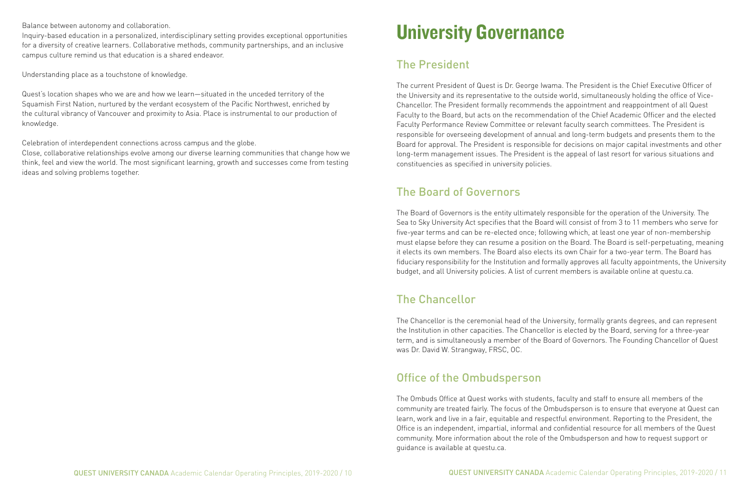Balance between autonomy and collaboration.

Inquiry-based education in a personalized, interdisciplinary setting provides exceptional opportunities for a diversity of creative learners. Collaborative methods, community partnerships, and an inclusive campus culture remind us that education is a shared endeavor.

Understanding place as a touchstone of knowledge.

Quest's location shapes who we are and how we learn—situated in the unceded territory of the Squamish First Nation, nurtured by the verdant ecosystem of the Pacific Northwest, enriched by the cultural vibrancy of Vancouver and proximity to Asia. Place is instrumental to our production of knowledge.

Celebration of interdependent connections across campus and the globe.

Close, collaborative relationships evolve among our diverse learning communities that change how we think, feel and view the world. The most significant learning, growth and successes come from testing ideas and solving problems together.

# University Governance

## The President

The current President of Quest is Dr. George Iwama. The President is the Chief Executive Officer of the University and its representative to the outside world, simultaneously holding the office of Vice-Chancellor. The President formally recommends the appointment and reappointment of all Quest Faculty to the Board, but acts on the recommendation of the Chief Academic Officer and the elected Faculty Performance Review Committee or relevant faculty search committees. The President is responsible for overseeing development of annual and long-term budgets and presents them to the Board for approval. The President is responsible for decisions on major capital investments and other long-term management issues. The President is the appeal of last resort for various situations and constituencies as specified in university policies.

## The Board of Governors

The Board of Governors is the entity ultimately responsible for the operation of the University. The Sea to Sky University Act specifies that the Board will consist of from 3 to 11 members who serve for five-year terms and can be re-elected once; following which, at least one year of non-membership must elapse before they can resume a position on the Board. The Board is self-perpetuating, meaning it elects its own members. The Board also elects its own Chair for a two-year term. The Board has fiduciary responsibility for the Institution and formally approves all faculty appointments, the University budget, and all University policies. A list of current members is available online at questu.ca.

## The Chancellor

The Chancellor is the ceremonial head of the University, formally grants degrees, and can represent the Institution in other capacities. The Chancellor is elected by the Board, serving for a three-year term, and is simultaneously a member of the Board of Governors. The Founding Chancellor of Quest was Dr. David W. Strangway, FRSC, OC.

## Office of the Ombudsperson

The Ombuds Office at Quest works with students, faculty and staff to ensure all members of the community are treated fairly. The focus of the Ombudsperson is to ensure that everyone at Quest can learn, work and live in a fair, equitable and respectful environment. Reporting to the President, the Office is an independent, impartial, informal and confidential resource for all members of the Quest community. More information about the role of the Ombudsperson and how to request support or guidance is available at questu.ca.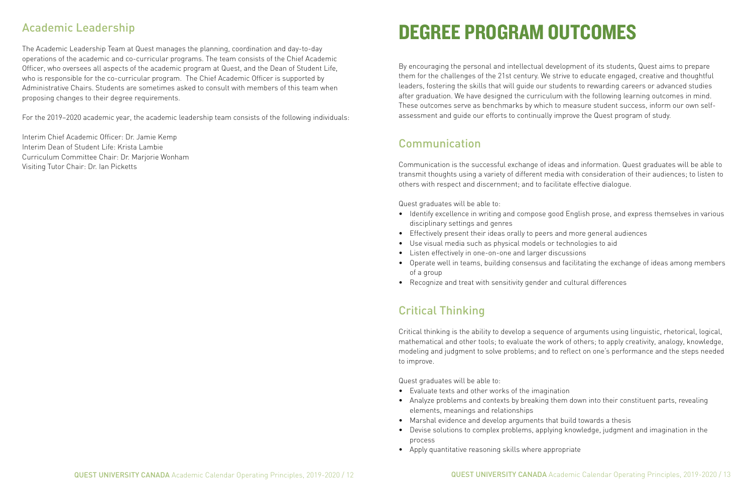## Academic Leadership

The Academic Leadership Team at Quest manages the planning, coordination and day-to-day operations of the academic and co-curricular programs. The team consists of the Chief Academic Officer, who oversees all aspects of the academic program at Quest, and the Dean of Student Life, who is responsible for the co-curricular program. The Chief Academic Officer is supported by Administrative Chairs. Students are sometimes asked to consult with members of this team when proposing changes to their degree requirements.

For the 2019–2020 academic year, the academic leadership team consists of the following individuals:

Interim Chief Academic Officer: Dr. Jamie Kemp
Interim Dean of Student Life: Krista Lambie
Curriculum Committee Chair: Dr. Marjorie Wonham
Visiting Tutor Chair: Dr. Ian Picketts

# DEGREE PROGRAM OUTCOMES

By encouraging the personal and intellectual development of its students, Quest aims to prepare them for the challenges of the 21st century. We strive to educate engaged, creative and thoughtful leaders, fostering the skills that will guide our students to rewarding careers or advanced studies after graduation. We have designed the curriculum with the following learning outcomes in mind. These outcomes serve as benchmarks by which to measure student success, inform our own self-assessment and guide our efforts to continually improve the Quest program of study.

## Communication

Communication is the successful exchange of ideas and information. Quest graduates will be able to transmit thoughts using a variety of different media with consideration of their audiences; to listen to others with respect and discernment; and to facilitate effective dialogue.

Quest graduates will be able to:

- Identify excellence in writing and compose good English prose, and express themselves in various disciplinary settings and genres
- Effectively present their ideas orally to peers and more general audiences
- Use visual media such as physical models or technologies to aid
- Listen effectively in one-on-one and larger discussions
- Operate well in teams, building consensus and facilitating the exchange of ideas among members of a group
- Recognize and treat with sensitivity gender and cultural differences

## Critical Thinking

Critical thinking is the ability to develop a sequence of arguments using linguistic, rhetorical, logical, mathematical and other tools; to evaluate the work of others; to apply creativity, analogy, knowledge, modeling and judgment to solve problems; and to reflect on one's performance and the steps needed to improve.

Quest graduates will be able to:

- Evaluate texts and other works of the imagination
- Analyze problems and contexts by breaking them down into their constituent parts, revealing elements, meanings and relationships
- Marshal evidence and develop arguments that build towards a thesis
- Devise solutions to complex problems, applying knowledge, judgment and imagination in the process
- Apply quantitative reasoning skills where appropriate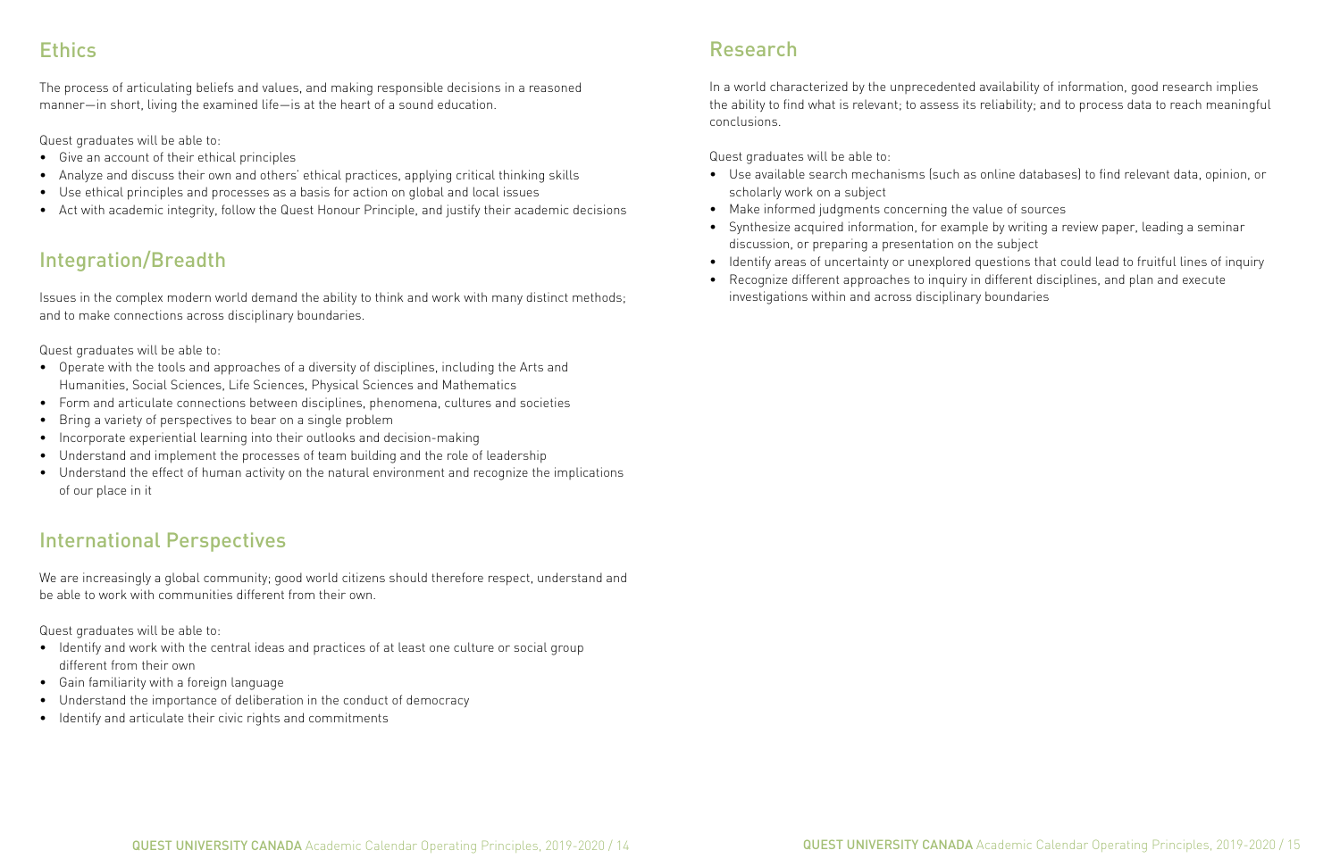## Ethics

The process of articulating beliefs and values, and making responsible decisions in a reasoned manner—in short, living the examined life—is at the heart of a sound education.

Quest graduates will be able to:

- Give an account of their ethical principles
- Analyze and discuss their own and others' ethical practices, applying critical thinking skills
- Use ethical principles and processes as a basis for action on global and local issues
- Act with academic integrity, follow the Quest Honour Principle, and justify their academic decisions

## Integration/Breadth

Issues in the complex modern world demand the ability to think and work with many distinct methods; and to make connections across disciplinary boundaries.

Quest graduates will be able to:

- Operate with the tools and approaches of a diversity of disciplines, including the Arts and Humanities, Social Sciences, Life Sciences, Physical Sciences and Mathematics
- Form and articulate connections between disciplines, phenomena, cultures and societies
- Bring a variety of perspectives to bear on a single problem
- Incorporate experiential learning into their outlooks and decision-making
- Understand and implement the processes of team building and the role of leadership
- Understand the effect of human activity on the natural environment and recognize the implications of our place in it

## International Perspectives

We are increasingly a global community; good world citizens should therefore respect, understand and be able to work with communities different from their own.

Quest graduates will be able to:

- Identify and work with the central ideas and practices of at least one culture or social group different from their own
- Gain familiarity with a foreign language
- Understand the importance of deliberation in the conduct of democracy
- Identify and articulate their civic rights and commitments

## Research

In a world characterized by the unprecedented availability of information, good research implies the ability to find what is relevant; to assess its reliability; and to process data to reach meaningful conclusions.

Quest graduates will be able to:

- Use available search mechanisms (such as online databases) to find relevant data, opinion, or scholarly work on a subject
- Make informed judgments concerning the value of sources
- Synthesize acquired information, for example by writing a review paper, leading a seminar discussion, or preparing a presentation on the subject
- Identify areas of uncertainty or unexplored questions that could lead to fruitful lines of inquiry
- Recognize different approaches to inquiry in different disciplines, and plan and execute investigations within and across disciplinary boundaries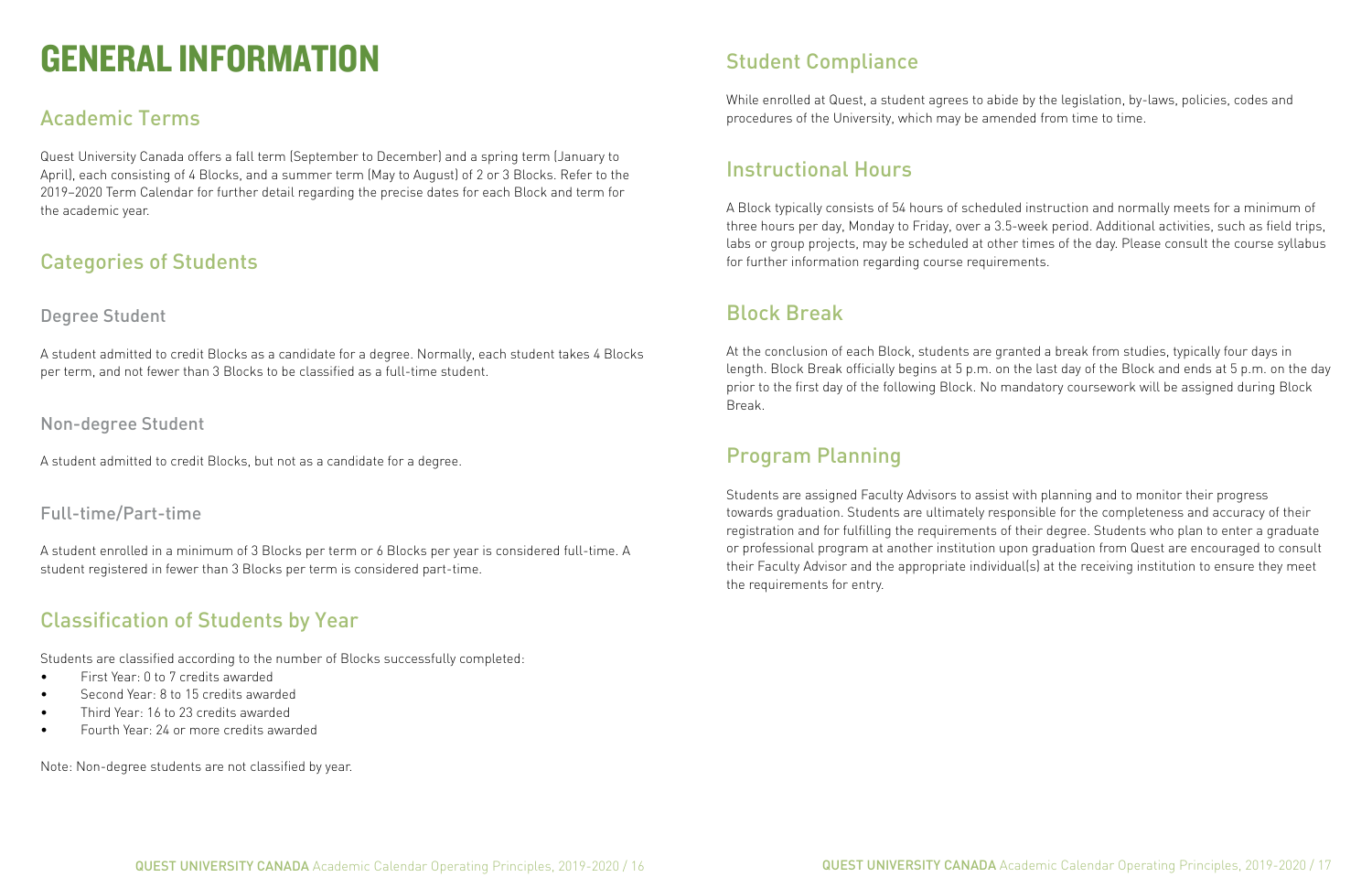# GENERAL INFORMATION

## Academic Terms

Quest University Canada offers a fall term (September to December) and a spring term (January to April), each consisting of 4 Blocks, and a summer term (May to August) of 2 or 3 Blocks. Refer to the 2019–2020 Term Calendar for further detail regarding the precise dates for each Block and term for the academic year.

## Categories of Students

### Degree Student

A student admitted to credit Blocks as a candidate for a degree. Normally, each student takes 4 Blocks per term, and not fewer than 3 Blocks to be classified as a full-time student.

### Non-degree Student

A student admitted to credit Blocks, but not as a candidate for a degree.

### Full-time/Part-time

A student enrolled in a minimum of 3 Blocks per term or 6 Blocks per year is considered full-time. A student registered in fewer than 3 Blocks per term is considered part-time.

## Classification of Students by Year

Students are classified according to the number of Blocks successfully completed:

- First Year: 0 to 7 credits awarded
- Second Year: 8 to 15 credits awarded
- Third Year: 16 to 23 credits awarded
- Fourth Year: 24 or more credits awarded

Note: Non-degree students are not classified by year.

## Student Compliance

While enrolled at Quest, a student agrees to abide by the legislation, by-laws, policies, codes and procedures of the University, which may be amended from time to time.

## Instructional Hours

A Block typically consists of 54 hours of scheduled instruction and normally meets for a minimum of three hours per day, Monday to Friday, over a 3.5-week period. Additional activities, such as field trips, labs or group projects, may be scheduled at other times of the day. Please consult the course syllabus for further information regarding course requirements.

## Block Break

At the conclusion of each Block, students are granted a break from studies, typically four days in length. Block Break officially begins at 5 p.m. on the last day of the Block and ends at 5 p.m. on the day prior to the first day of the following Block. No mandatory coursework will be assigned during Block Break.

## Program Planning

Students are assigned Faculty Advisors to assist with planning and to monitor their progress towards graduation. Students are ultimately responsible for the completeness and accuracy of their registration and for fulfilling the requirements of their degree. Students who plan to enter a graduate or professional program at another institution upon graduation from Quest are encouraged to consult their Faculty Advisor and the appropriate individual(s) at the receiving institution to ensure they meet the requirements for entry.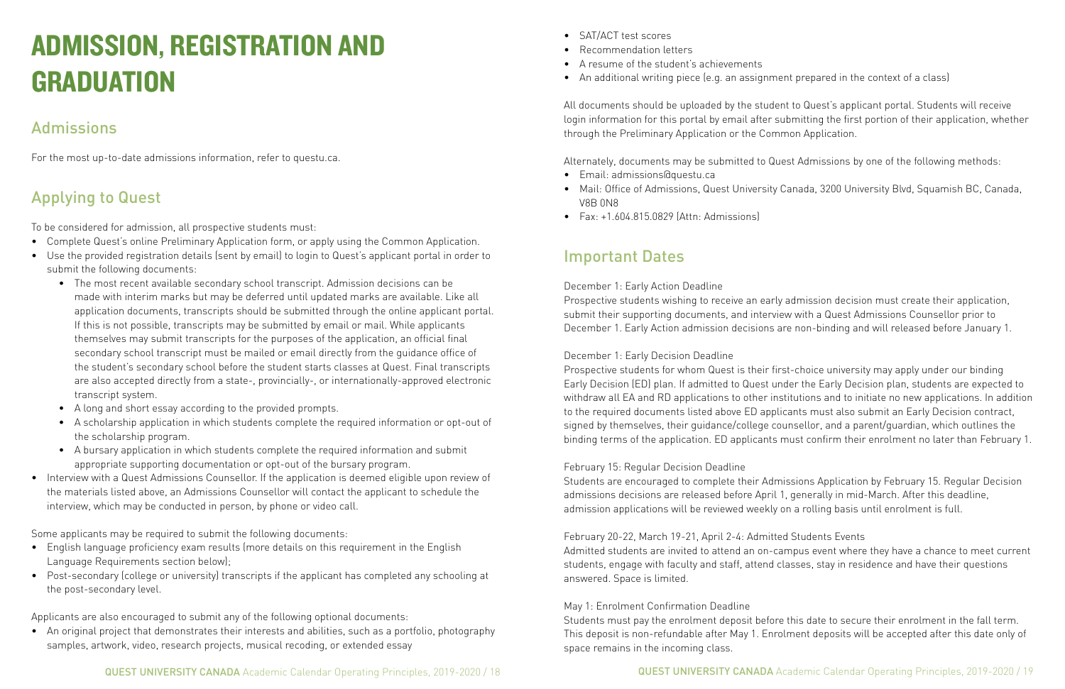# ADMISSION, REGISTRATION AND GRADUATION

## Admissions

For the most up-to-date admissions information, refer to questu.ca.

## Applying to Quest

To be considered for admission, all prospective students must:

- Complete Quest's online Preliminary Application form, or apply using the Common Application.
- Use the provided registration details (sent by email) to login to Quest's applicant portal in order to submit the following documents:
  - The most recent available secondary school transcript. Admission decisions can be made with interim marks but may be deferred until updated marks are available. Like all application documents, transcripts should be submitted through the online applicant portal. If this is not possible, transcripts may be submitted by email or mail. While applicants themselves may submit transcripts for the purposes of the application, an official final secondary school transcript must be mailed or email directly from the guidance office of the student's secondary school before the student starts classes at Quest. Final transcripts are also accepted directly from a state-, provincially-, or internationally-approved electronic transcript system.
  - A long and short essay according to the provided prompts.
  - A scholarship application in which students complete the required information or opt-out of the scholarship program.
  - A bursary application in which students complete the required information and submit appropriate supporting documentation or opt-out of the bursary program.
- Interview with a Quest Admissions Counsellor. If the application is deemed eligible upon review of the materials listed above, an Admissions Counsellor will contact the applicant to schedule the interview, which may be conducted in person, by phone or video call.

Some applicants may be required to submit the following documents:

- English language proficiency exam results (more details on this requirement in the English Language Requirements section below);
- Post-secondary (college or university) transcripts if the applicant has completed any schooling at the post-secondary level.

Applicants are also encouraged to submit any of the following optional documents:

- An original project that demonstrates their interests and abilities, such as a portfolio, photography samples, artwork, video, research projects, musical recoding, or extended essay
- SAT/ACT test scores
- Recommendation letters
- A resume of the student's achievements
- An additional writing piece (e.g. an assignment prepared in the context of a class)

All documents should be uploaded by the student to Quest's applicant portal. Students will receive login information for this portal by email after submitting the first portion of their application, whether through the Preliminary Application or the Common Application.

Alternately, documents may be submitted to Quest Admissions by one of the following methods:

- Email: admissions@questu.ca
- Mail: Office of Admissions, Quest University Canada, 3200 University Blvd, Squamish BC, Canada, V8B 0N8
- Fax: +1.604.815.0829 (Attn: Admissions)

## Important Dates

December 1: Early Action Deadline
Prospective students wishing to receive an early admission decision must create their application, submit their supporting documents, and interview with a Quest Admissions Counsellor prior to December 1. Early Action admission decisions are non-binding and will released before January 1.

December 1: Early Decision Deadline
Prospective students for whom Quest is their first-choice university may apply under our binding Early Decision (ED) plan. If admitted to Quest under the Early Decision plan, students are expected to withdraw all EA and RD applications to other institutions and to initiate no new applications. In addition to the required documents listed above ED applicants must also submit an Early Decision contract, signed by themselves, their guidance/college counsellor, and a parent/guardian, which outlines the binding terms of the application. ED applicants must confirm their enrolment no later than February 1.

February 15: Regular Decision Deadline
Students are encouraged to complete their Admissions Application by February 15. Regular Decision admissions decisions are released before April 1, generally in mid-March. After this deadline, admission applications will be reviewed weekly on a rolling basis until enrolment is full.

February 20-22, March 19-21, April 2-4: Admitted Students Events
Admitted students are invited to attend an on-campus event where they have a chance to meet current students, engage with faculty and staff, attend classes, stay in residence and have their questions answered. Space is limited.

May 1: Enrolment Confirmation Deadline
Students must pay the enrolment deposit before this date to secure their enrolment in the fall term. This deposit is non-refundable after May 1. Enrolment deposits will be accepted after this date only of space remains in the incoming class.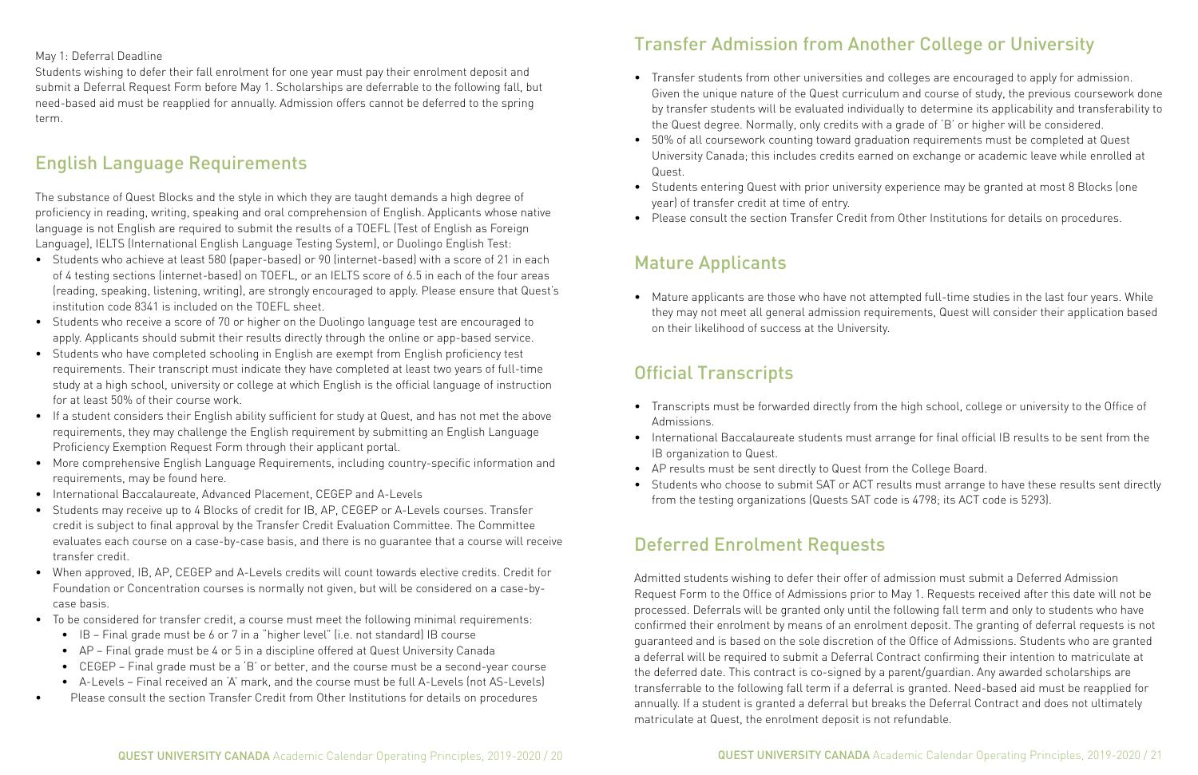May 1: Deferral Deadline

Students wishing to defer their fall enrolment for one year must pay their enrolment deposit and submit a Deferral Request Form before May 1. Scholarships are deferrable to the following fall, but need-based aid must be reapplied for annually. Admission offers cannot be deferred to the spring term.

## English Language Requirements

The substance of Quest Blocks and the style in which they are taught demands a high degree of proficiency in reading, writing, speaking and oral comprehension of English. Applicants whose native language is not English are required to submit the results of a TOEFL (Test of English as Foreign Language), IELTS (International English Language Testing System), or Duolingo English Test:

- Students who achieve at least 580 (paper-based) or 90 (internet-based) with a score of 21 in each of 4 testing sections (internet-based) on TOEFL, or an IELTS score of 6.5 in each of the four areas (reading, speaking, listening, writing), are strongly encouraged to apply. Please ensure that Quest's institution code 8341 is included on the TOEFL sheet.
- Students who receive a score of 70 or higher on the Duolingo language test are encouraged to apply. Applicants should submit their results directly through the online or app-based service.
- Students who have completed schooling in English are exempt from English proficiency test requirements. Their transcript must indicate they have completed at least two years of full-time study at a high school, university or college at which English is the official language of instruction for at least 50% of their course work.
- If a student considers their English ability sufficient for study at Quest, and has not met the above requirements, they may challenge the English requirement by submitting an English Language Proficiency Exemption Request Form through their applicant portal.
- More comprehensive English Language Requirements, including country-specific information and requirements, may be found here.
- International Baccalaureate, Advanced Placement, CEGEP and A-Levels
- Students may receive up to 4 Blocks of credit for IB, AP, CEGEP or A-Levels courses. Transfer credit is subject to final approval by the Transfer Credit Evaluation Committee. The Committee evaluates each course on a case-by-case basis, and there is no guarantee that a course will receive transfer credit.
- When approved, IB, AP, CEGEP and A-Levels credits will count towards elective credits. Credit for Foundation or Concentration courses is normally not given, but will be considered on a case-by-case basis.
- To be considered for transfer credit, a course must meet the following minimal requirements:
  - IB – Final grade must be 6 or 7 in a "higher level" (i.e. not standard) IB course
  - AP – Final grade must be 4 or 5 in a discipline offered at Quest University Canada
  - CEGEP – Final grade must be a 'B' or better, and the course must be a second-year course
  - A-Levels – Final received an 'A' mark, and the course must be full A-Levels (not AS-Levels)
- Please consult the section Transfer Credit from Other Institutions for details on procedures

## Transfer Admission from Another College or University

- Transfer students from other universities and colleges are encouraged to apply for admission. Given the unique nature of the Quest curriculum and course of study, the previous coursework done by transfer students will be evaluated individually to determine its applicability and transferability to the Quest degree. Normally, only credits with a grade of 'B' or higher will be considered.
- 50% of all coursework counting toward graduation requirements must be completed at Quest University Canada; this includes credits earned on exchange or academic leave while enrolled at Quest.
- Students entering Quest with prior university experience may be granted at most 8 Blocks (one year) of transfer credit at time of entry.
- Please consult the section Transfer Credit from Other Institutions for details on procedures.

## Mature Applicants

- Mature applicants are those who have not attempted full-time studies in the last four years. While they may not meet all general admission requirements, Quest will consider their application based on their likelihood of success at the University.

## Official Transcripts

- Transcripts must be forwarded directly from the high school, college or university to the Office of Admissions.
- International Baccalaureate students must arrange for final official IB results to be sent from the IB organization to Quest.
- AP results must be sent directly to Quest from the College Board.
- Students who choose to submit SAT or ACT results must arrange to have these results sent directly from the testing organizations (Quests SAT code is 4798; its ACT code is 5293).

## Deferred Enrolment Requests

Admitted students wishing to defer their offer of admission must submit a Deferred Admission Request Form to the Office of Admissions prior to May 1. Requests received after this date will not be processed. Deferrals will be granted only until the following fall term and only to students who have confirmed their enrolment by means of an enrolment deposit. The granting of deferral requests is not guaranteed and is based on the sole discretion of the Office of Admissions. Students who are granted a deferral will be required to submit a Deferral Contract confirming their intention to matriculate at the deferred date. This contract is co-signed by a parent/guardian. Any awarded scholarships are transferrable to the following fall term if a deferral is granted. Need-based aid must be reapplied for annually. If a student is granted a deferral but breaks the Deferral Contract and does not ultimately matriculate at Quest, the enrolment deposit is not refundable.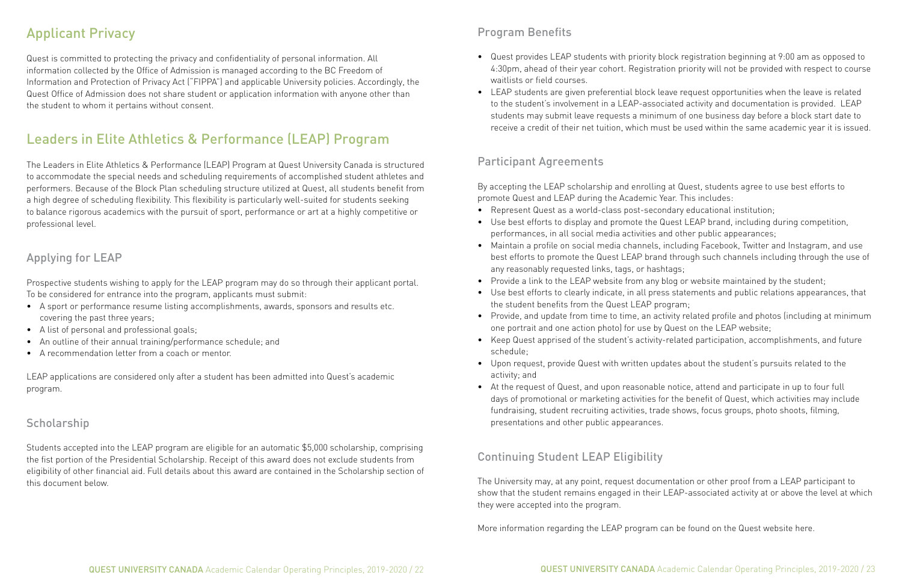## Applicant Privacy

Quest is committed to protecting the privacy and confidentiality of personal information. All information collected by the Office of Admission is managed according to the BC Freedom of Information and Protection of Privacy Act ("FIPPA") and applicable University policies. Accordingly, the Quest Office of Admission does not share student or application information with anyone other than the student to whom it pertains without consent.

## Leaders in Elite Athletics & Performance (LEAP) Program

The Leaders in Elite Athletics & Performance (LEAP) Program at Quest University Canada is structured to accommodate the special needs and scheduling requirements of accomplished student athletes and performers. Because of the Block Plan scheduling structure utilized at Quest, all students benefit from a high degree of scheduling flexibility. This flexibility is particularly well-suited for students seeking to balance rigorous academics with the pursuit of sport, performance or art at a highly competitive or professional level.

### Applying for LEAP

Prospective students wishing to apply for the LEAP program may do so through their applicant portal. To be considered for entrance into the program, applicants must submit:

- A sport or performance resume listing accomplishments, awards, sponsors and results etc. covering the past three years;
- A list of personal and professional goals;
- An outline of their annual training/performance schedule; and
- A recommendation letter from a coach or mentor.

LEAP applications are considered only after a student has been admitted into Quest's academic program.

### Scholarship

Students accepted into the LEAP program are eligible for an automatic $5,000 scholarship, comprising the fist portion of the Presidential Scholarship. Receipt of this award does not exclude students from eligibility of other financial aid. Full details about this award are contained in the Scholarship section of this document below.

### Program Benefits

- Quest provides LEAP students with priority block registration beginning at 9:00 am as opposed to 4:30pm, ahead of their year cohort. Registration priority will not be provided with respect to course waitlists or field courses.
- LEAP students are given preferential block leave request opportunities when the leave is related to the student's involvement in a LEAP-associated activity and documentation is provided. LEAP students may submit leave requests a minimum of one business day before a block start date to receive a credit of their net tuition, which must be used within the same academic year it is issued.

### Participant Agreements

By accepting the LEAP scholarship and enrolling at Quest, students agree to use best efforts to promote Quest and LEAP during the Academic Year. This includes:

- Represent Quest as a world-class post-secondary educational institution;
- Use best efforts to display and promote the Quest LEAP brand, including during competition, performances, in all social media activities and other public appearances;
- Maintain a profile on social media channels, including Facebook, Twitter and Instagram, and use best efforts to promote the Quest LEAP brand through such channels including through the use of any reasonably requested links, tags, or hashtags;
- Provide a link to the LEAP website from any blog or website maintained by the student;
- Use best efforts to clearly indicate, in all press statements and public relations appearances, that the student benefits from the Quest LEAP program;
- Provide, and update from time to time, an activity related profile and photos (including at minimum one portrait and one action photo) for use by Quest on the LEAP website;
- Keep Quest apprised of the student's activity-related participation, accomplishments, and future schedule;
- Upon request, provide Quest with written updates about the student's pursuits related to the activity; and
- At the request of Quest, and upon reasonable notice, attend and participate in up to four full days of promotional or marketing activities for the benefit of Quest, which activities may include fundraising, student recruiting activities, trade shows, focus groups, photo shoots, filming, presentations and other public appearances.

### Continuing Student LEAP Eligibility

The University may, at any point, request documentation or other proof from a LEAP participant to show that the student remains engaged in their LEAP-associated activity at or above the level at which they were accepted into the program.

More information regarding the LEAP program can be found on the Quest website here.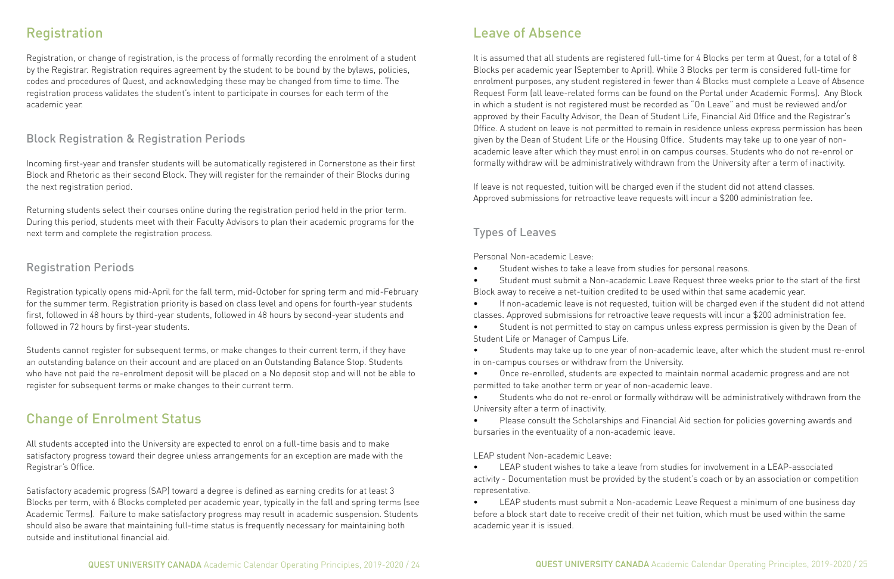## Registration

Registration, or change of registration, is the process of formally recording the enrolment of a student by the Registrar. Registration requires agreement by the student to be bound by the bylaws, policies, codes and procedures of Quest, and acknowledging these may be changed from time to time. The registration process validates the student's intent to participate in courses for each term of the academic year.

### Block Registration & Registration Periods

Incoming first-year and transfer students will be automatically registered in Cornerstone as their first Block and Rhetoric as their second Block. They will register for the remainder of their Blocks during the next registration period.

Returning students select their courses online during the registration period held in the prior term. During this period, students meet with their Faculty Advisors to plan their academic programs for the next term and complete the registration process.

### Registration Periods

Registration typically opens mid-April for the fall term, mid-October for spring term and mid-February for the summer term. Registration priority is based on class level and opens for fourth-year students first, followed in 48 hours by third-year students, followed in 48 hours by second-year students and followed in 72 hours by first-year students.

Students cannot register for subsequent terms, or make changes to their current term, if they have an outstanding balance on their account and are placed on an Outstanding Balance Stop. Students who have not paid the re-enrolment deposit will be placed on a No deposit stop and will not be able to register for subsequent terms or make changes to their current term.

## Change of Enrolment Status

All students accepted into the University are expected to enrol on a full-time basis and to make satisfactory progress toward their degree unless arrangements for an exception are made with the Registrar's Office.

Satisfactory academic progress (SAP) toward a degree is defined as earning credits for at least 3 Blocks per term, with 6 Blocks completed per academic year, typically in the fall and spring terms (see Academic Terms). Failure to make satisfactory progress may result in academic suspension. Students should also be aware that maintaining full-time status is frequently necessary for maintaining both outside and institutional financial aid.

## Leave of Absence

It is assumed that all students are registered full-time for 4 Blocks per term at Quest, for a total of 8 Blocks per academic year (September to April). While 3 Blocks per term is considered full-time for enrolment purposes, any student registered in fewer than 4 Blocks must complete a Leave of Absence Request Form (all leave-related forms can be found on the Portal under Academic Forms). Any Block in which a student is not registered must be recorded as "On Leave" and must be reviewed and/or approved by their Faculty Advisor, the Dean of Student Life, Financial Aid Office and the Registrar's Office. A student on leave is not permitted to remain in residence unless express permission has been given by the Dean of Student Life or the Housing Office. Students may take up to one year of non-academic leave after which they must enrol in campus courses. Students who do not re-enrol or formally withdraw will be administratively withdrawn from the University after a term of inactivity.

If leave is not requested, tuition will be charged even if the student did not attend classes. Approved submissions for retroactive leave requests will incur a $200 administration fee.

### Types of Leaves

Personal Non-academic Leave:

- Student wishes to take a leave from studies for personal reasons.
- Student must submit a Non-academic Leave Request three weeks prior to the start of the first Block away to receive a net-tuition credited to be used within that same academic year.
- If non-academic leave is not requested, tuition will be charged even if the student did not attend classes. Approved submissions for retroactive leave requests will incur a $200 administration fee.
- Student is not permitted to stay on campus unless express permission is given by the Dean of Student Life or Manager of Campus Life.
- Students may take up to one year of non-academic leave, after which the student must re-enrol in on-campus courses or withdraw from the University.
- Once re-enrolled, students are expected to maintain normal academic progress and are not permitted to take another term or year of non-academic leave.
- Students who do not re-enrol or formally withdraw will be administratively withdrawn from the University after a term of inactivity.
- Please consult the Scholarships and Financial Aid section for policies governing awards and bursaries in the eventuality of a non-academic leave.

LEAP student Non-academic Leave:

- LEAP student wishes to take a leave from studies for involvement in a LEAP-associated activity - Documentation must be provided by the student's coach or by an association or competition representative.
- LEAP students must submit a Non-academic Leave Request a minimum of one business day before a block start date to receive credit of their net tuition, which must be used within the same academic year it is issued.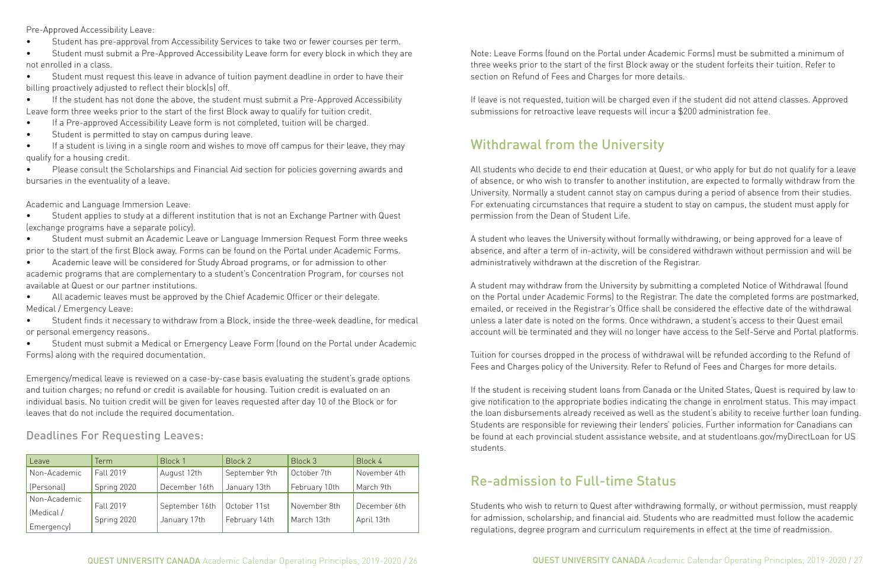Pre-Approved Accessibility Leave:

- Student has pre-approval from Accessibility Services to take two or fewer courses per term.
- Student must submit a Pre-Approved Accessibility Leave form for every block in which they are not enrolled in a class.
- Student must request this leave in advance of tuition payment deadline in order to have their billing proactively adjusted to reflect their block(s) off.
- If the student has not done the above, the student must submit a Pre-Approved Accessibility Leave form three weeks prior to the start of the first Block away to qualify for tuition credit.
- If a Pre-approved Accessibility Leave form is not completed, tuition will be charged.
- Student is permitted to stay on campus during leave.
- If a student is living in a single room and wishes to move off campus for their leave, they may qualify for a housing credit.
- Please consult the Scholarships and Financial Aid section for policies governing awards and bursaries in the eventuality of a leave.

Academic and Language Immersion Leave:

- Student applies to study at a different institution that is not an Exchange Partner with Quest (exchange programs have a separate policy).
- Student must submit an Academic Leave or Language Immersion Request Form three weeks prior to the start of the first Block away. Forms can be found on the Portal under Academic Forms.
- Academic leave will be considered for Study Abroad programs, or for admission to other academic programs that are complementary to a student's Concentration Program, for courses not available at Quest or our partner institutions.
- All academic leaves must be approved by the Chief Academic Officer or their delegate.

Medical / Emergency Leave:

- Student finds it necessary to withdraw from a Block, inside the three-week deadline, for medical or personal emergency reasons.
- Student must submit a Medical or Emergency Leave Form (found on the Portal under Academic Forms) along with the required documentation.

Emergency/medical leave is reviewed on a case-by-case basis evaluating the student's grade options and tuition charges; no refund or credit is available for housing. Tuition credit is evaluated on an individual basis. No tuition credit will be given for leaves requested after day 10 of the Block or for leaves that do not include the required documentation.

### Deadlines For Requesting Leaves:

| Leave | Term | Block 1 | Block 2 | Block 3 | Block 4 |
|---|---|---|---|---|---|
| Non-Academic (Personal) | Fall 2019 | August 12th | September 9th | October 7th | November 4th |
| | Spring 2020 | December 16th | January 13th | February 10th | March 9th |
| Non-Academic (Medical / Emergency) | Fall 2019 | September 16th | October 11st | November 8th | December 6th |
| | Spring 2020 | January 17th | February 14th | March 13th | April 13th |

Note: Leave Forms (found on the Portal under Academic Forms) must be submitted a minimum of three weeks prior to the start of the first Block away or the student forfeits their tuition. Refer to section on Refund of Fees and Charges for more details.

If leave is not requested, tuition will be charged even if the student did not attend classes. Approved submissions for retroactive leave requests will incur a $200 administration fee.

## Withdrawal from the University

All students who decide to end their education at Quest, or who apply for but do not qualify for a leave of absence, or who wish to transfer to another institution, are expected to formally withdraw from the University. Normally a student cannot stay on campus during a period of absence from their studies. For extenuating circumstances that require a student to stay on campus, the student must apply for permission from the Dean of Student Life.

A student who leaves the University without formally withdrawing, or being approved for a leave of absence, and after a term of in-activity, will be considered withdrawn without permission and will be administratively withdrawn at the discretion of the Registrar.

A student may withdraw from the University by submitting a completed Notice of Withdrawal (found on the Portal under Academic Forms) to the Registrar. The date the completed forms are postmarked, emailed, or received in the Registrar's Office shall be considered the effective date of the withdrawal unless a later date is noted on the forms. Once withdrawn, a student's access to their Quest email account will be terminated and they will no longer have access to the Self-Serve and Portal platforms.

Tuition for courses dropped in the process of withdrawal will be refunded according to the Refund of Fees and Charges policy of the University. Refer to Refund of Fees and Charges for more details.

If the student is receiving student loans from Canada or the United States, Quest is required by law to give notification to the appropriate bodies indicating the change in enrolment status. This may impact the loan disbursements already received as well as the student's ability to receive further loan funding. Students are responsible for reviewing their lenders' policies. Further information for Canadians can be found at each provincial student assistance website, and at studentloans.gov/myDirectLoan for US students.

## Re-admission to Full-time Status

Students who wish to return to Quest after withdrawing formally, or without permission, must reapply for admission, scholarship, and financial aid. Students who are readmitted must follow the academic regulations, degree program and curriculum requirements in effect at the time of readmission.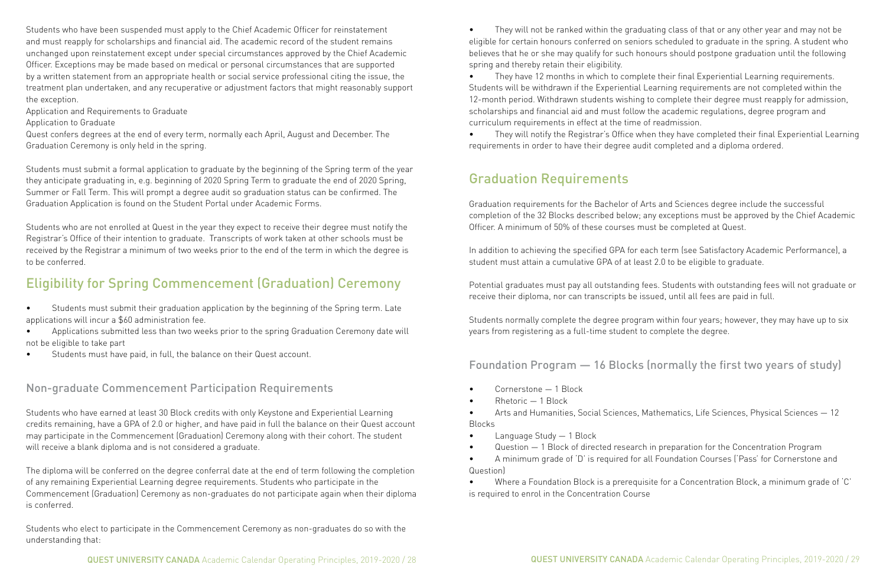Students who have been suspended must apply to the Chief Academic Officer for reinstatement and must reapply for scholarships and financial aid. The academic record of the student remains unchanged upon reinstatement except under special circumstances approved by the Chief Academic Officer. Exceptions may be made based on medical or personal circumstances that are supported by a written statement from an appropriate health or social service professional citing the issue, the treatment plan undertaken, and any recuperative or adjustment factors that might reasonably support the exception.

Application and Requirements to Graduate

Application to Graduate

Quest confers degrees at the end of every term, normally each April, August and December. The Graduation Ceremony is only held in the spring.

Students must submit a formal application to graduate by the beginning of the Spring term of the year they anticipate graduating in, e.g. beginning of 2020 Spring Term to graduate the end of 2020 Spring, Summer or Fall Term. This will prompt a degree audit so graduation status can be confirmed. The Graduation Application is found on the Student Portal under Academic Forms.

Students who are not enrolled at Quest in the year they expect to receive their degree must notify the Registrar's Office of their intention to graduate. Transcripts of work taken at other schools must be received by the Registrar a minimum of two weeks prior to the end of the term in which the degree is to be conferred.

## Eligibility for Spring Commencement (Graduation) Ceremony

- Students must submit their graduation application by the beginning of the Spring term. Late applications will incur a $60 administration fee.
- Applications submitted less than two weeks prior to the spring Graduation Ceremony date will not be eligible to take part
- Students must have paid, in full, the balance on their Quest account.

### Non-graduate Commencement Participation Requirements

Students who have earned at least 30 Block credits with only Keystone and Experiential Learning credits remaining, have a GPA of 2.0 or higher, and have paid in full the balance on their Quest account may participate in the Commencement (Graduation) Ceremony along with their cohort. The student will receive a blank diploma and is not considered a graduate.

The diploma will be conferred on the degree conferral date at the end of term following the completion of any remaining Experiential Learning degree requirements. Students who participate in the Commencement (Graduation) Ceremony as non-graduates do not participate again when their diploma is conferred.

Students who elect to participate in the Commencement Ceremony as non-graduates do so with the understanding that:

- They will not be ranked within the graduating class of that or any other year and may not be eligible for certain honours conferred on seniors scheduled to graduate in the spring. A student who believes that he or she may qualify for such honours should postpone graduation until the following spring and thereby retain their eligibility.
- They have 12 months in which to complete their final Experiential Learning requirements. Students will be withdrawn if the Experiential Learning requirements are not completed within the 12-month period. Withdrawn students wishing to complete their degree must reapply for admission, scholarships and financial aid and must follow the academic regulations, degree program and curriculum requirements in effect at the time of readmission.
- They will notify the Registrar's Office when they have completed their final Experiential Learning requirements in order to have their degree audit completed and a diploma ordered.

## Graduation Requirements

Graduation requirements for the Bachelor of Arts and Sciences degree include the successful completion of the 32 Blocks described below; any exceptions must be approved by the Chief Academic Officer. A minimum of 50% of these courses must be completed at Quest.

In addition to achieving the specified GPA for each term (see Satisfactory Academic Performance), a student must attain a cumulative GPA of at least 2.0 to be eligible to graduate.

Potential graduates must pay all outstanding fees. Students with outstanding fees will not graduate or receive their diploma, nor can transcripts be issued, until all fees are paid in full.

Students normally complete the degree program within four years; however, they may have up to six years from registering as a full-time student to complete the degree.

### Foundation Program — 16 Blocks (normally the first two years of study)

- Cornerstone — 1 Block
- Rhetoric — 1 Block
- Arts and Humanities, Social Sciences, Mathematics, Life Sciences, Physical Sciences — 12 Blocks
- Language Study — 1 Block
- Question — 1 Block of directed research in preparation for the Concentration Program
- A minimum grade of 'D' is required for all Foundation Courses ('Pass' for Cornerstone and Question)
- Where a Foundation Block is a prerequisite for a Concentration Block, a minimum grade of 'C' is required to enrol in the Concentration Course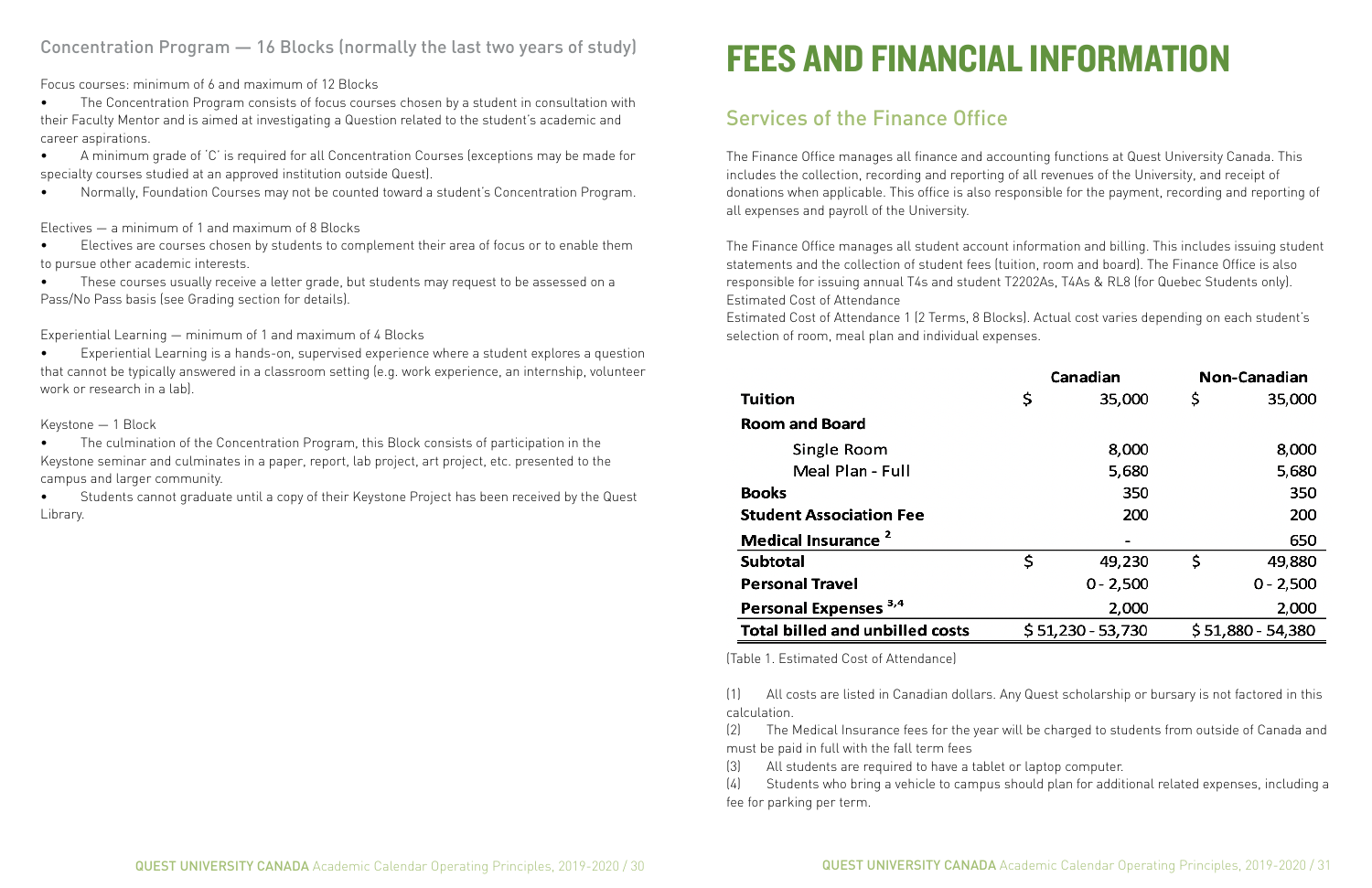### Concentration Program — 16 Blocks (normally the last two years of study)

Focus courses: minimum of 6 and maximum of 12 Blocks

- The Concentration Program consists of focus courses chosen by a student in consultation with their Faculty Mentor and is aimed at investigating a Question related to the student's academic and career aspirations.
- A minimum grade of 'C' is required for all Concentration Courses (exceptions may be made for specialty courses studied at an approved institution outside Quest).
- Normally, Foundation Courses may not be counted toward a student's Concentration Program.

Electives — a minimum of 1 and maximum of 8 Blocks

- Electives are courses chosen by students to complement their area of focus or to enable them to pursue other academic interests.
- These courses usually receive a letter grade, but students may request to be assessed on a Pass/No Pass basis (see Grading section for details).

Experiential Learning — minimum of 1 and maximum of 4 Blocks

- Experiential Learning is a hands-on, supervised experience where a student explores a question that cannot be typically answered in a classroom setting (e.g. work experience, an internship, volunteer work or research in a lab).

Keystone — 1 Block

- The culmination of the Concentration Program, this Block consists of participation in the Keystone seminar and culminates in a paper, report, lab project, art project, etc. presented to the campus and larger community.
- Students cannot graduate until a copy of their Keystone Project has been received by the Quest Library.

# FEES AND FINANCIAL INFORMATION

## Services of the Finance Office

The Finance Office manages all finance and accounting functions at Quest University Canada. This includes the collection, recording and reporting of all revenues of the University, and receipt of donations when applicable. This office is also responsible for the payment, recording and reporting of all expenses and payroll of the University.

The Finance Office manages all student account information and billing. This includes issuing student statements and the collection of student fees (tuition, room and board). The Finance Office is also responsible for issuing annual T4s and student T2202As, T4As & RL8 (for Quebec Students only).
Estimated Cost of Attendance
Estimated Cost of Attendance 1 (2 Terms, 8 Blocks). Actual cost varies depending on each student's selection of room, meal plan and individual expenses.

| | Canadian | Non-Canadian |
|---|---|---|
| **Tuition** | $ 35,000 | $ 35,000 |
| **Room and Board** | | |
| Single Room | 8,000 | 8,000 |
| Meal Plan - Full | 5,680 | 5,680 |
| **Books** | 350 | 350 |
| **Student Association Fee** | 200 | 200 |
| **Medical Insurance [2]** | - | 650 |
| **Subtotal** | $ 49,230 | $ 49,880 |
| **Personal Travel** | 0 - 2,500 | 0 - 2,500 |
| **Personal Expenses [3,4]** | 2,000 | 2,000 |
| **Total billed and unbilled costs** | $ 51,230 - 53,730 | $ 51,880 - 54,380 |

(Table 1. Estimated Cost of Attendance)

(1) All costs are listed in Canadian dollars. Any Quest scholarship or bursary is not factored in this calculation.
(2) The Medical Insurance fees for the year will be charged to students from outside of Canada and must be paid in full with the fall term fees
(3) All students are required to have a tablet or laptop computer.
(4) Students who bring a vehicle to campus should plan for additional related expenses, including a fee for parking per term.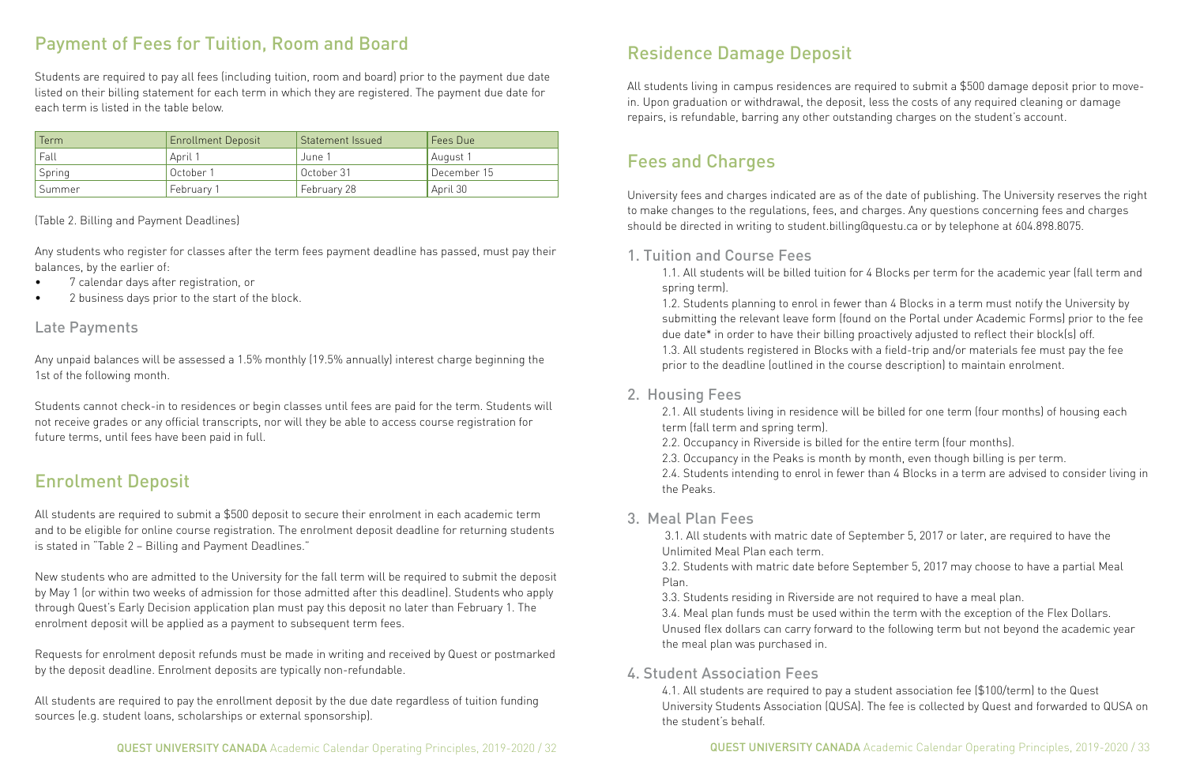## Payment of Fees for Tuition, Room and Board

Students are required to pay all fees (including tuition, room and board) prior to the payment due date listed on their billing statement for each term in which they are registered. The payment due date for each term is listed in the table below.

| Term | Enrollment Deposit | Statement Issued | Fees Due |
|---|---|---|---|
| Fall | April 1 | June 1 | August 1 |
| Spring | October 1 | October 31 | December 15 |
| Summer | February 1 | February 28 | April 30 |

(Table 2. Billing and Payment Deadlines)

Any students who register for classes after the term fees payment deadline has passed, must pay their balances, by the earlier of:

- 7 calendar days after registration, or
- 2 business days prior to the start of the block.

### Late Payments

Any unpaid balances will be assessed a 1.5% monthly (19.5% annually) interest charge beginning the 1st of the following month.

Students cannot check-in to residences or begin classes until fees are paid for the term. Students will not receive grades or any official transcripts, nor will they be able to access course registration for future terms, until fees have been paid in full.

## Enrolment Deposit

All students are required to submit a $500 deposit to secure their enrolment in each academic term and to be eligible for online course registration. The enrolment deposit deadline for returning students is stated in "Table 2 – Billing and Payment Deadlines."

New students who are admitted to the University for the fall term will be required to submit the deposit by May 1 (or within two weeks of admission for those admitted after this deadline). Students who apply through Quest's Early Decision application plan must pay this deposit no later than February 1. The enrolment deposit will be applied as a payment to subsequent term fees.

Requests for enrolment deposit refunds must be made in writing and received by Quest or postmarked by the deposit deadline. Enrolment deposits are typically non-refundable.

All students are required to pay the enrollment deposit by the due date regardless of tuition funding sources (e.g. student loans, scholarships or external sponsorship).

## Residence Damage Deposit

All students living in campus residences are required to submit a $500 damage deposit prior to move-in. Upon graduation or withdrawal, the deposit, less the costs of any required cleaning or damage repairs, is refundable, barring any other outstanding charges on the student's account.

## Fees and Charges

University fees and charges indicated are as of the date of publishing. The University reserves the right to make changes to the regulations, fees, and charges. Any questions concerning fees and charges should be directed in writing to student.billing@questu.ca or by telephone at 604.898.8075.

### 1. Tuition and Course Fees

1.1. All students will be billed tuition for 4 Blocks per term for the academic year (fall term and spring term).

1.2. Students planning to enrol in fewer than 4 Blocks in a term must notify the University by submitting the relevant leave form (found on the Portal under Academic Forms) prior to the fee due date* in order to have their billing proactively adjusted to reflect their block(s) off.

1.3. All students registered in Blocks with a field-trip and/or materials fee must pay the fee prior to the deadline (outlined in the course description) to maintain enrolment.

### 2. Housing Fees

2.1. All students living in residence will be billed for one term (four months) of housing each term (fall term and spring term).

2.2. Occupancy in Riverside is billed for the entire term (four months).

2.3. Occupancy in the Peaks is month by month, even though billing is per term.

2.4. Students intending to enrol in fewer than 4 Blocks in a term are advised to consider living in the Peaks.

### 3. Meal Plan Fees

3.1. All students with matric date of September 5, 2017 or later, are required to have the Unlimited Meal Plan each term.

3.2. Students with matric date before September 5, 2017 may choose to have a partial Meal Plan.

3.3. Students residing in Riverside are not required to have a meal plan.

3.4. Meal plan funds must be used within the term with the exception of the Flex Dollars. Unused flex dollars can carry forward to the following term but not beyond the academic year the meal plan was purchased in.

### 4. Student Association Fees

4.1. All students are required to pay a student association fee ($100/term) to the Quest University Students Association (QUSA). The fee is collected by Quest and forwarded to QUSA on the student's behalf.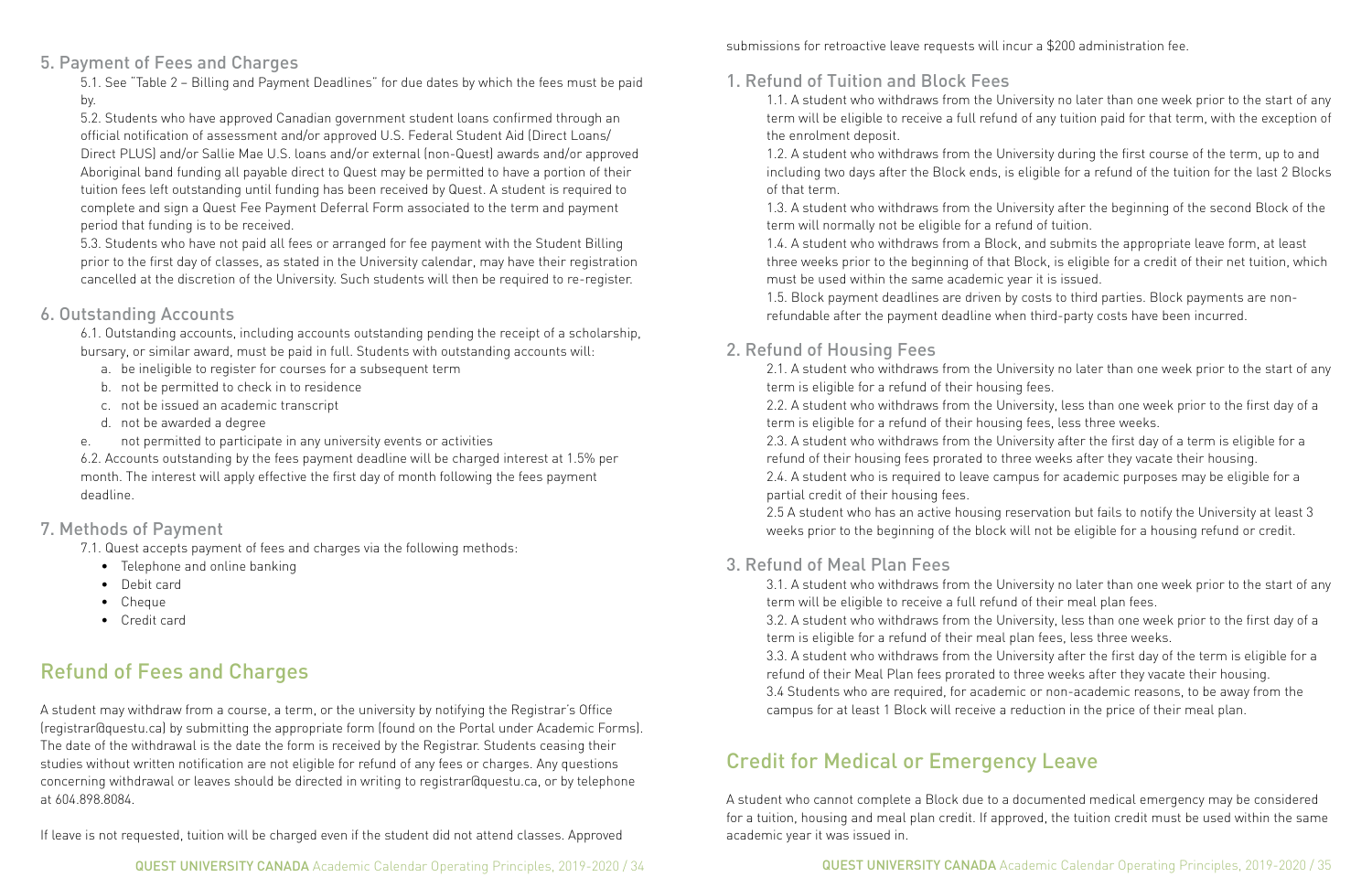## 5. Payment of Fees and Charges

5.1. See "Table 2 – Billing and Payment Deadlines" for due dates by which the fees must be paid by.

5.2. Students who have approved Canadian government student loans confirmed through an official notification of assessment and/or approved U.S. Federal Student Aid (Direct Loans/ Direct PLUS) and/or Sallie Mae U.S. loans and/or external (non-Quest) awards and/or approved Aboriginal band funding all payable direct to Quest may be permitted to have a portion of their tuition fees left outstanding until funding has been received by Quest. A student is required to complete and sign a Quest Fee Payment Deferral Form associated to the term and payment period that funding is to be received.

5.3. Students who have not paid all fees or arranged for fee payment with the Student Billing prior to the first day of classes, as stated in the University calendar, may have their registration cancelled at the discretion of the University. Such students will then be required to re-register.

## 6. Outstanding Accounts

6.1. Outstanding accounts, including accounts outstanding pending the receipt of a scholarship, bursary, or similar award, must be paid in full. Students with outstanding accounts will:

a. be ineligible to register for courses for a subsequent term
b. not be permitted to check in to residence
c. not be issued an academic transcript
d. not be awarded a degree
e. not permitted to participate in any university events or activities

6.2. Accounts outstanding by the fees payment deadline will be charged interest at 1.5% per month. The interest will apply effective the first day of month following the fees payment deadline.

## 7. Methods of Payment

7.1. Quest accepts payment of fees and charges via the following methods:

- Telephone and online banking
- Debit card
- Cheque
- Credit card

# Refund of Fees and Charges

A student may withdraw from a course, a term, or the university by notifying the Registrar's Office (registrar@questu.ca) by submitting the appropriate form (found on the Portal under Academic Forms). The date of the withdrawal is the date the form is received by the Registrar. Students ceasing their studies without written notification are not eligible for refund of any fees or charges. Any questions concerning withdrawal or leaves should be directed in writing to registrar@questu.ca, or by telephone at 604.898.8084.

If leave is not requested, tuition will be charged even if the student did not attend classes. Approved submissions for retroactive leave requests will incur a $200 administration fee.

## 1. Refund of Tuition and Block Fees

1.1. A student who withdraws from the University no later than one week prior to the start of any term will be eligible to receive a full refund of any tuition paid for that term, with the exception of the enrolment deposit.

1.2. A student who withdraws from the University during the first course of the term, up to and including two days after the Block ends, is eligible for a refund of the tuition for the last 2 Blocks of that term.

1.3. A student who withdraws from the University after the beginning of the second Block of the term will normally not be eligible for a refund of tuition.

1.4. A student who withdraws from a Block, and submits the appropriate leave form, at least three weeks prior to the beginning of that Block, is eligible for a credit of their net tuition, which must be used within the same academic year it is issued.

1.5. Block payment deadlines are driven by costs to third parties. Block payments are non-refundable after the payment deadline when third-party costs have been incurred.

## 2. Refund of Housing Fees

2.1. A student who withdraws from the University no later than one week prior to the start of any term is eligible for a refund of their housing fees.

2.2. A student who withdraws from the University, less than one week prior to the first day of a term is eligible for a refund of their housing fees, less three weeks.

2.3. A student who withdraws from the University after the first day of a term is eligible for a refund of their housing fees prorated to three weeks after they vacate their housing.

2.4. A student who is required to leave campus for academic purposes may be eligible for a partial credit of their housing fees.

2.5 A student who has an active housing reservation but fails to notify the University at least 3 weeks prior to the beginning of the block will not be eligible for a housing refund or credit.

## 3. Refund of Meal Plan Fees

3.1. A student who withdraws from the University no later than one week prior to the start of any term will be eligible to receive a full refund of their meal plan fees.

3.2. A student who withdraws from the University, less than one week prior to the first day of a term is eligible for a refund of their meal plan fees, less three weeks.

3.3. A student who withdraws from the University after the first day of the term is eligible for a refund of their Meal Plan fees prorated to three weeks after they vacate their housing.

3.4 Students who are required, for academic or non-academic reasons, to be away from the campus for at least 1 Block will receive a reduction in the price of their meal plan.

# Credit for Medical or Emergency Leave

A student who cannot complete a Block due to a documented medical emergency may be considered for a tuition, housing and meal plan credit. If approved, the tuition credit must be used within the same academic year it was issued in.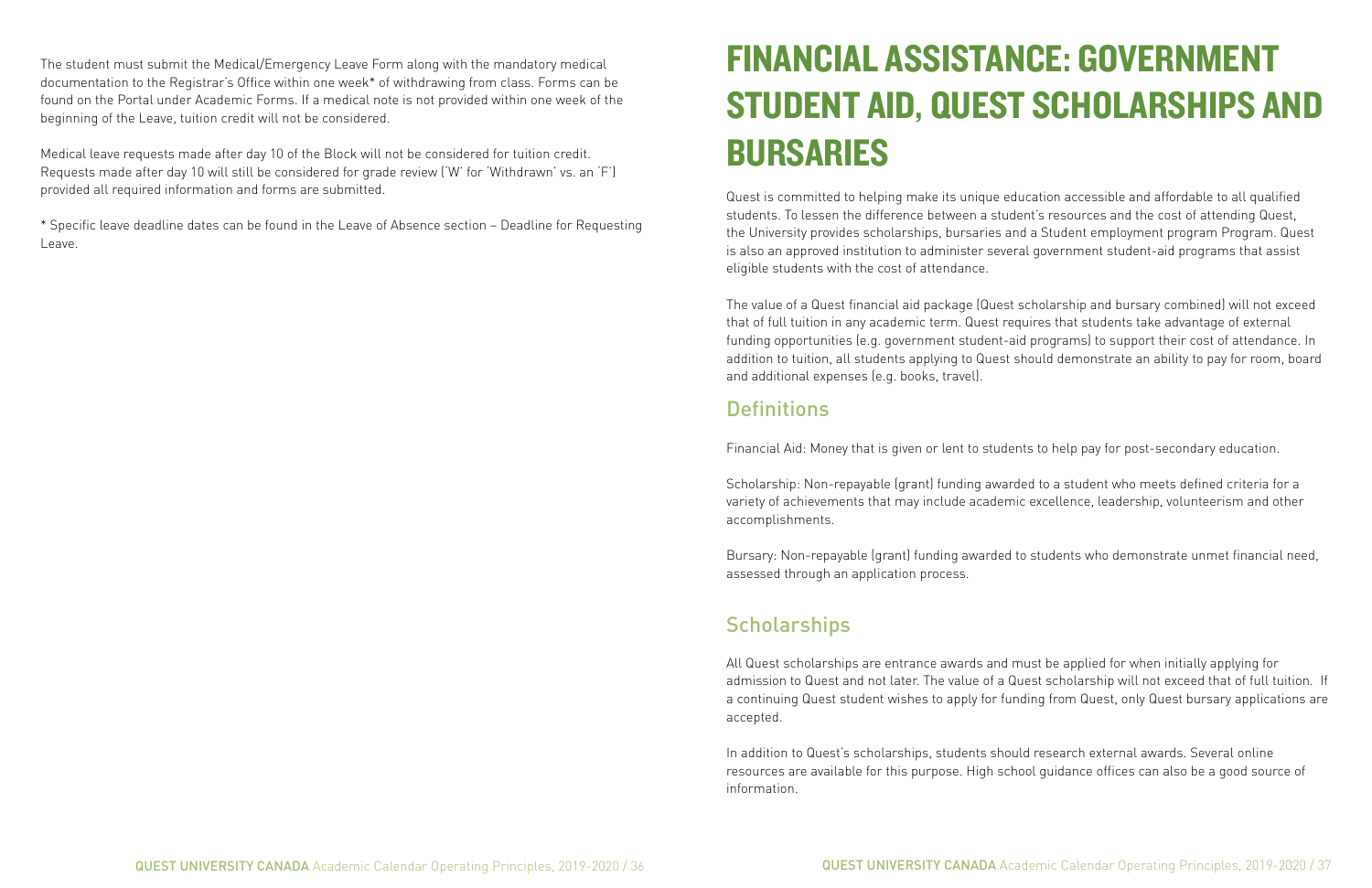The student must submit the Medical/Emergency Leave Form along with the mandatory medical documentation to the Registrar's Office within one week* of withdrawing from class. Forms can be found on the Portal under Academic Forms. If a medical note is not provided within one week of the beginning of the Leave, tuition credit will not be considered.

Medical leave requests made after day 10 of the Block will not be considered for tuition credit. Requests made after day 10 will still be considered for grade review ('W' for 'Withdrawn' vs. an 'F') provided all required information and forms are submitted.

* Specific leave deadline dates can be found in the Leave of Absence section – Deadline for Requesting Leave.

# FINANCIAL ASSISTANCE: GOVERNMENT STUDENT AID, QUEST SCHOLARSHIPS AND BURSARIES

Quest is committed to helping make its unique education accessible and affordable to all qualified students. To lessen the difference between a student's resources and the cost of attending Quest, the University provides scholarships, bursaries and a Student employment program Program. Quest is also an approved institution to administer several government student-aid programs that assist eligible students with the cost of attendance.

The value of a Quest financial aid package (Quest scholarship and bursary combined) will not exceed that of full tuition in any academic term. Quest requires that students take advantage of external funding opportunities (e.g. government student-aid programs) to support their cost of attendance. In addition to tuition, all students applying to Quest should demonstrate an ability to pay for room, board and additional expenses (e.g. books, travel).

## Definitions

Financial Aid: Money that is given or lent to students to help pay for post-secondary education.

Scholarship: Non-repayable (grant) funding awarded to a student who meets defined criteria for a variety of achievements that may include academic excellence, leadership, volunteerism and other accomplishments.

Bursary: Non-repayable (grant) funding awarded to students who demonstrate unmet financial need, assessed through an application process.

## Scholarships

All Quest scholarships are entrance awards and must be applied for when initially applying for admission to Quest and not later. The value of a Quest scholarship will not exceed that of full tuition. If a continuing Quest student wishes to apply for funding from Quest, only Quest bursary applications are accepted.

In addition to Quest's scholarships, students should research external awards. Several online resources are available for this purpose. High school guidance offices can also be a good source of information.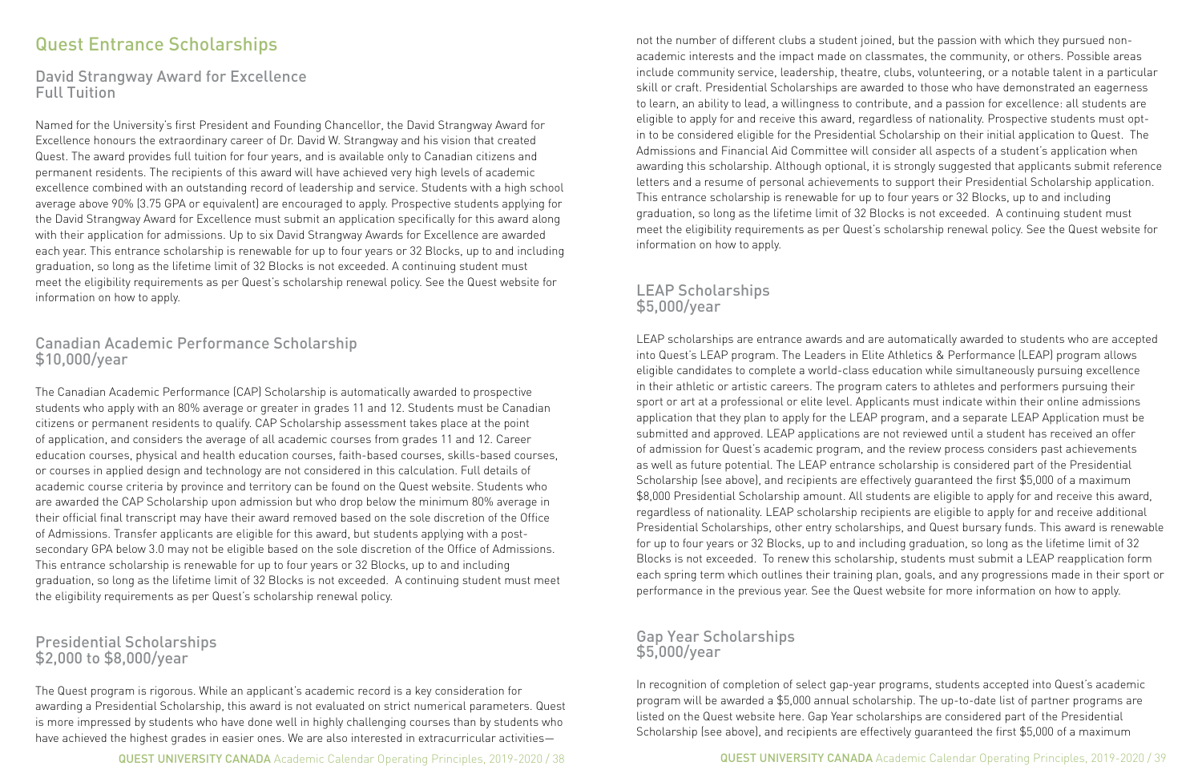# Quest Entrance Scholarships

## David Strangway Award for Excellence
## Full Tuition

Named for the University's first President and Founding Chancellor, the David Strangway Award for Excellence honours the extraordinary career of Dr. David W. Strangway and his vision that created Quest. The award provides full tuition for four years, and is available only to Canadian citizens and permanent residents. The recipients of this award will have achieved very high levels of academic excellence combined with an outstanding record of leadership and service. Students with a high school average above 90% (3.75 GPA or equivalent) are encouraged to apply. Prospective students applying for the David Strangway Award for Excellence must submit an application specifically for this award along with their application for admissions. Up to six David Strangway Awards for Excellence are awarded each year. This entrance scholarship is renewable for up to four years or 32 Blocks, up to and including graduation, so long as the lifetime limit of 32 Blocks is not exceeded. A continuing student must meet the eligibility requirements as per Quest's scholarship renewal policy. See the Quest website for information on how to apply.

## Canadian Academic Performance Scholarship
## $10,000/year

The Canadian Academic Performance (CAP) Scholarship is automatically awarded to prospective students who apply with an 80% average or greater in grades 11 and 12. Students must be Canadian citizens or permanent residents to qualify. CAP Scholarship assessment takes place at the point of application, and considers the average of all academic courses from grades 11 and 12. Career education courses, physical and health education courses, faith-based courses, skills-based courses, or courses in applied design and technology are not considered in this calculation. Full details of academic course criteria by province and territory can be found on the Quest website. Students who are awarded the CAP Scholarship upon admission but who drop below the minimum 80% average in their official final transcript may have their award removed based on the sole discretion of the Office of Admissions. Transfer applicants are eligible for this award, but students applying with a post-secondary GPA below 3.0 may not be eligible based on the sole discretion of the Office of Admissions. This entrance scholarship is renewable for up to four years or 32 Blocks, up to and including graduation, so long as the lifetime limit of 32 Blocks is not exceeded. A continuing student must meet the eligibility requirements as per Quest's scholarship renewal policy.

## Presidential Scholarships
## $2,000 to $8,000/year

The Quest program is rigorous. While an applicant's academic record is a key consideration for awarding a Presidential Scholarship, this award is not evaluated on strict numerical parameters. Quest is more impressed by students who have done well in highly challenging courses than by students who have achieved the highest grades in easier ones. We are also interested in extracurricular activities—not the number of different clubs a student joined, but the passion with which they pursued non-academic interests and the impact made on classmates, the community, or others. Possible areas include community service, leadership, theatre, clubs, volunteering, or a notable talent in a particular skill or craft. Presidential Scholarships are awarded to those who have demonstrated an eagerness to learn, an ability to lead, a willingness to contribute, and a passion for excellence: all students are eligible to apply for and receive this award, regardless of nationality. Prospective students must opt-in to be considered eligible for the Presidential Scholarship on their initial application to Quest. The Admissions and Financial Aid Committee will consider all aspects of a student's application when awarding this scholarship. Although optional, it is strongly suggested that applicants submit reference letters and a resume of personal achievements to support their Presidential Scholarship application. This entrance scholarship is renewable for up to four years or 32 Blocks, up to and including graduation, so long as the lifetime limit of 32 Blocks is not exceeded. A continuing student must meet the eligibility requirements as per Quest's scholarship renewal policy. See the Quest website for information on how to apply.

## LEAP Scholarships
## $5,000/year

LEAP scholarships are entrance awards and are automatically awarded to students who are accepted into Quest's LEAP program. The Leaders in Elite Athletics & Performance (LEAP) program allows eligible candidates to complete a world-class education while simultaneously pursuing excellence in their athletic or artistic careers. The program caters to athletes and performers pursuing their sport or art at a professional or elite level. Applicants must indicate within their online admissions application that they plan to apply for the LEAP program, and a separate LEAP Application must be submitted and approved. LEAP applications are not reviewed until a student has received an offer of admission for Quest's academic program, and the review process considers past achievements as well as future potential. The LEAP entrance scholarship is considered part of the Presidential Scholarship (see above), and recipients are effectively guaranteed the first $5,000 of a maximum $8,000 Presidential Scholarship amount. All students are eligible to apply for and receive this award, regardless of nationality. LEAP scholarship recipients are eligible to apply for and receive additional Presidential Scholarships, other entry scholarships, and Quest bursary funds. This award is renewable for up to four years or 32 Blocks, up to and including graduation, so long as the lifetime limit of 32 Blocks is not exceeded. To renew this scholarship, students must submit a LEAP reapplication form each spring term which outlines their training plan, goals, and any progressions made in their sport or performance in the previous year. See the Quest website for more information on how to apply.

## Gap Year Scholarships
## $5,000/year

In recognition of completion of select gap-year programs, students accepted into Quest's academic program will be awarded a $5,000 annual scholarship. The up-to-date list of partner programs are listed on the Quest website here. Gap Year scholarships are considered part of the Presidential Scholarship (see above), and recipients are effectively guaranteed the first $5,000 of a maximum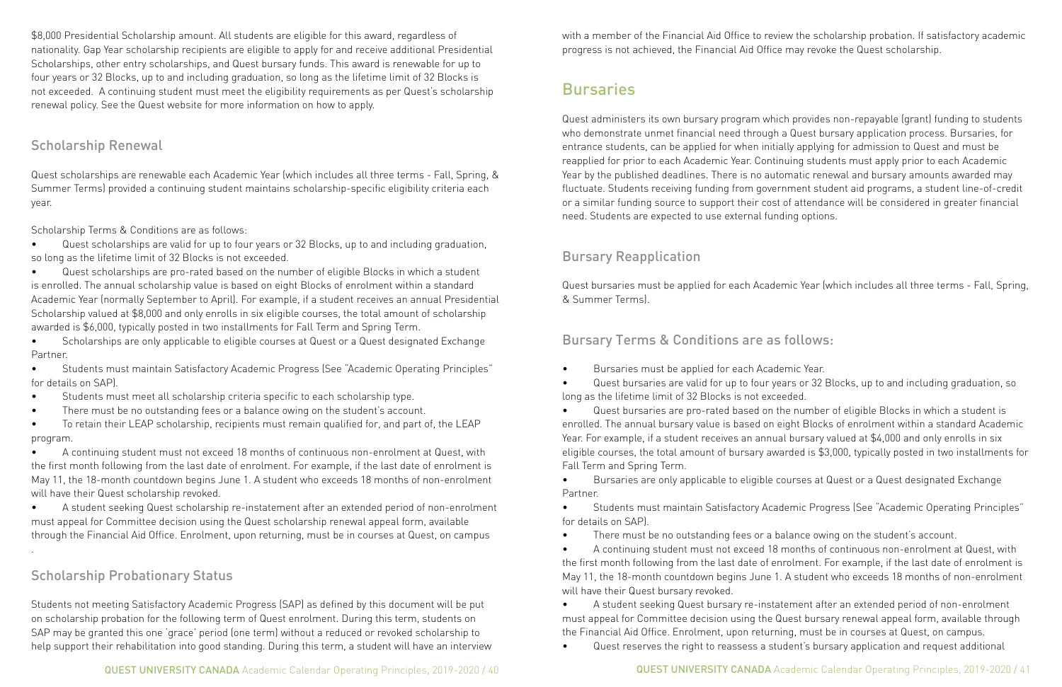$8,000 Presidential Scholarship amount. All students are eligible for this award, regardless of nationality. Gap Year scholarship recipients are eligible to apply for and receive additional Presidential Scholarships, other entry scholarships, and Quest bursary funds. This award is renewable for up to four years or 32 Blocks, up to and including graduation, so long as the lifetime limit of 32 Blocks is not exceeded. A continuing student must meet the eligibility requirements as per Quest's scholarship renewal policy. See the Quest website for more information on how to apply.

## Scholarship Renewal

Quest scholarships are renewable each Academic Year (which includes all three terms - Fall, Spring, & Summer Terms) provided a continuing student maintains scholarship-specific eligibility criteria each year.

Scholarship Terms & Conditions are as follows:

- Quest scholarships are valid for up to four years or 32 Blocks, up to and including graduation, so long as the lifetime limit of 32 Blocks is not exceeded.
- Quest scholarships are pro-rated based on the number of eligible Blocks in which a student is enrolled. The annual scholarship value is based on eight Blocks of enrolment within a standard Academic Year (normally September to April). For example, if a student receives an annual Presidential Scholarship valued at $8,000 and only enrolls in six eligible courses, the total amount of scholarship awarded is $6,000, typically posted in two installments for Fall Term and Spring Term.
- Scholarships are only applicable to eligible courses at Quest or a Quest designated Exchange Partner.
- Students must maintain Satisfactory Academic Progress (See "Academic Operating Principles" for details on SAP).
- Students must meet all scholarship criteria specific to each scholarship type.
- There must be no outstanding fees or a balance owing on the student's account.
- To retain their LEAP scholarship, recipients must remain qualified for, and part of, the LEAP program.
- A continuing student must not exceed 18 months of continuous non-enrolment at Quest, with the first month following from the last date of enrolment. For example, if the last date of enrolment is May 11, the 18-month countdown begins June 1. A student who exceeds 18 months of non-enrolment will have their Quest scholarship revoked.
- A student seeking Quest scholarship re-instatement after an extended period of non-enrolment must appeal for Committee decision using the Quest scholarship renewal appeal form, available through the Financial Aid Office. Enrolment, upon returning, must be in courses at Quest, on campus.

## Scholarship Probationary Status

Students not meeting Satisfactory Academic Progress (SAP) as defined by this document will be put on scholarship probation for the following term of Quest enrolment. During this term, students on SAP may be granted this one 'grace' period (one term) without a reduced or revoked scholarship to help support their rehabilitation into good standing. During this term, a student will have an interview with a member of the Financial Aid Office to review the scholarship probation. If satisfactory academic progress is not achieved, the Financial Aid Office may revoke the Quest scholarship.

# Bursaries

Quest administers its own bursary program which provides non-repayable (grant) funding to students who demonstrate unmet financial need through a Quest bursary application process. Bursaries, for entrance students, can be applied for when initially applying for admission to Quest and must be reapplied for prior to each Academic Year. Continuing students must apply prior to each Academic Year by the published deadlines. There is no automatic renewal and bursary amounts awarded may fluctuate. Students receiving funding from government student aid programs, a student line-of-credit or a similar funding source to support their cost of attendance will be considered in greater financial need. Students are expected to use external funding options.

## Bursary Reapplication

Quest bursaries must be applied for each Academic Year (which includes all three terms - Fall, Spring, & Summer Terms).

## Bursary Terms & Conditions are as follows:

- Bursaries must be applied for each Academic Year.
- Quest bursaries are valid for up to four years or 32 Blocks, up to and including graduation, so long as the lifetime limit of 32 Blocks is not exceeded.
- Quest bursaries are pro-rated based on the number of eligible Blocks in which a student is enrolled. The annual bursary value is based on eight Blocks of enrolment within a standard Academic Year. For example, if a student receives an annual bursary valued at $4,000 and only enrolls in six eligible courses, the total amount of bursary awarded is $3,000, typically posted in two installments for Fall Term and Spring Term.
- Bursaries are only applicable to eligible courses at Quest or a Quest designated Exchange Partner.
- Students must maintain Satisfactory Academic Progress (See "Academic Operating Principles" for details on SAP).
- There must be no outstanding fees or a balance owing on the student's account.
- A continuing student must not exceed 18 months of continuous non-enrolment at Quest, with the first month following from the last date of enrolment. For example, if the last date of enrolment is May 11, the 18-month countdown begins June 1. A student who exceeds 18 months of non-enrolment will have their Quest bursary revoked.
- A student seeking Quest bursary re-instatement after an extended period of non-enrolment must appeal for Committee decision using the Quest bursary renewal appeal form, available through the Financial Aid Office. Enrolment, upon returning, must be in courses at Quest, on campus.
- Quest reserves the right to reassess a student's bursary application and request additional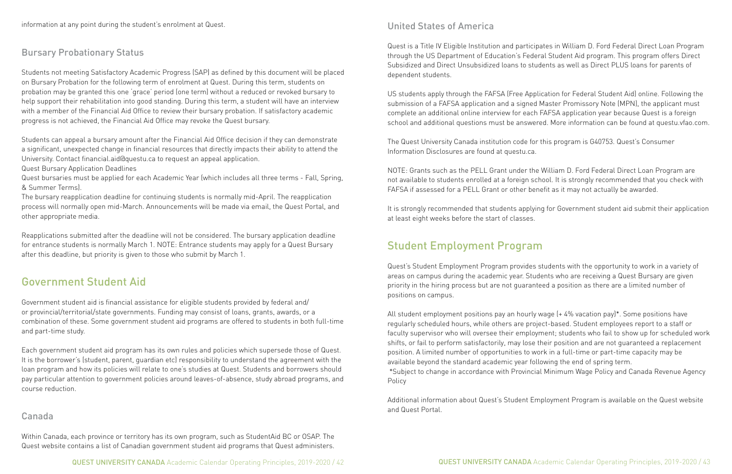information at any point during the student's enrolment at Quest.

### Bursary Probationary Status

Students not meeting Satisfactory Academic Progress (SAP) as defined by this document will be placed on Bursary Probation for the following term of enrolment at Quest. During this term, students on probation may be granted this one 'grace' period (one term) without a reduced or revoked bursary to help support their rehabilitation into good standing. During this term, a student will have an interview with a member of the Financial Aid Office to review their bursary probation. If satisfactory academic progress is not achieved, the Financial Aid Office may revoke the Quest bursary.

Students can appeal a bursary amount after the Financial Aid Office decision if they can demonstrate a significant, unexpected change in financial resources that directly impacts their ability to attend the University. Contact financial.aid@questu.ca to request an appeal application.

Quest Bursary Application Deadlines

Quest bursaries must be applied for each Academic Year (which includes all three terms - Fall, Spring, & Summer Terms).

The bursary reapplication deadline for continuing students is normally mid-April. The reapplication process will normally open mid-March. Announcements will be made via email, the Quest Portal, and other appropriate media.

Reapplications submitted after the deadline will not be considered. The bursary application deadline for entrance students is normally March 1. NOTE: Entrance students may apply for a Quest Bursary after this deadline, but priority is given to those who submit by March 1.

## Government Student Aid

Government student aid is financial assistance for eligible students provided by federal and/ or provincial/territorial/state governments. Funding may consist of loans, grants, awards, or a combination of these. Some government student aid programs are offered to students in both full-time and part-time study.

Each government student aid program has its own rules and policies which supersede those of Quest. It is the borrower's (student, parent, guardian etc) responsibility to understand the agreement with the loan program and how its policies will relate to one's studies at Quest. Students and borrowers should pay particular attention to government policies around leaves-of-absence, study abroad programs, and course reduction.

### Canada

Within Canada, each province or territory has its own program, such as StudentAid BC or OSAP. The Quest website contains a list of Canadian government student aid programs that Quest administers.

### United States of America

Quest is a Title IV Eligible Institution and participates in William D. Ford Federal Direct Loan Program through the US Department of Education's Federal Student Aid program. This program offers Direct Subsidized and Direct Unsubsidized loans to students as well as Direct PLUS loans for parents of dependent students.

US students apply through the FAFSA (Free Application for Federal Student Aid) online. Following the submission of a FAFSA application and a signed Master Promissory Note (MPN), the applicant must complete an additional online interview for each FAFSA application year because Quest is a foreign school and additional questions must be answered. More information can be found at questu.vfao.com.

The Quest University Canada institution code for this program is G40753. Quest's Consumer Information Disclosures are found at questu.ca.

NOTE: Grants such as the PELL Grant under the William D. Ford Federal Direct Loan Program are not available to students enrolled at a foreign school. It is strongly recommended that you check with FAFSA if assessed for a PELL Grant or other benefit as it may not actually be awarded.

It is strongly recommended that students applying for Government student aid submit their application at least eight weeks before the start of classes.

## Student Employment Program

Quest's Student Employment Program provides students with the opportunity to work in a variety of areas on campus during the academic year. Students who are receiving a Quest Bursary are given priority in the hiring process but are not guaranteed a position as there are a limited number of positions on campus.

All student employment positions pay an hourly wage (+ 4% vacation pay)*. Some positions have regularly scheduled hours, while others are project-based. Student employees report to a staff or faculty supervisor who will oversee their employment; students who fail to show up for scheduled work shifts, or fail to perform satisfactorily, may lose their position and are not guaranteed a replacement position. A limited number of opportunities to work in a full-time or part-time capacity may be available beyond the standard academic year following the end of spring term.

*Subject to change in accordance with Provincial Minimum Wage Policy and Canada Revenue Agency Policy

Additional information about Quest's Student Employment Program is available on the Quest website and Quest Portal.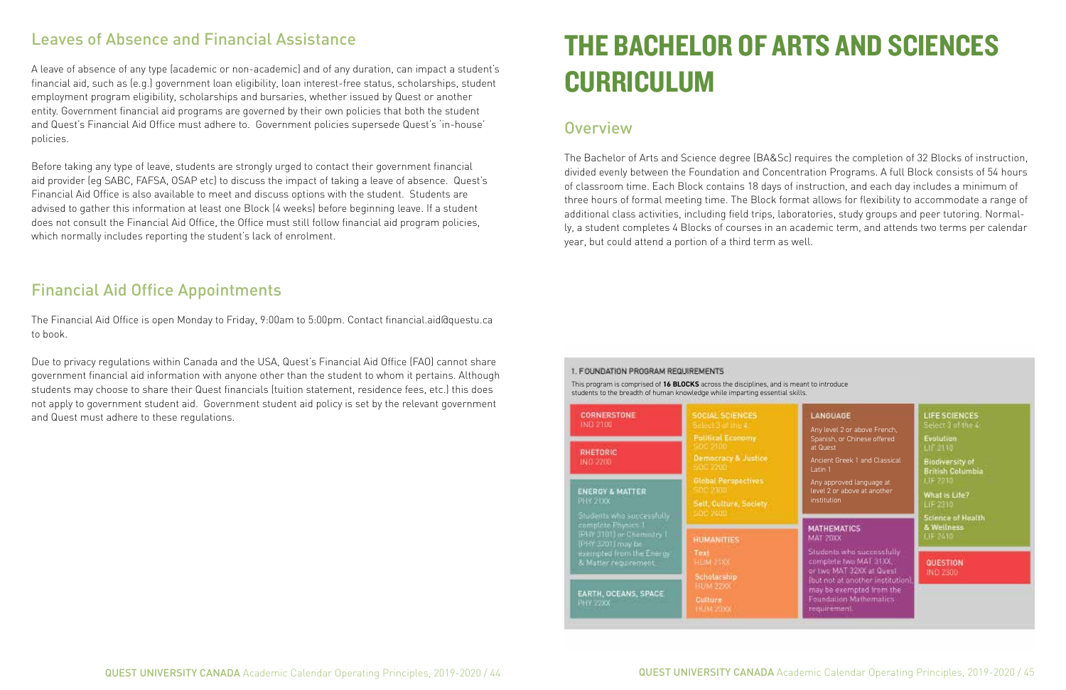## Leaves of Absence and Financial Assistance

A leave of absence of any type (academic or non-academic) and of any duration, can impact a student's financial aid, such as (e.g.) government loan eligibility, loan interest-free status, scholarships, student employment program eligibility, scholarships and bursaries, whether issued by Quest or another entity. Government financial aid programs are governed by their own policies that both the student and Quest's Financial Aid Office must adhere to. Government policies supersede Quest's 'in-house' policies.

Before taking any type of leave, students are strongly urged to contact their government financial aid provider (eg SABC, FAFSA, OSAP etc) to discuss the impact of taking a leave of absence. Quest's Financial Aid Office is also available to meet and discuss options with the student. Students are advised to gather this information at least one Block (4 weeks) before beginning leave. If a student does not consult the Financial Aid Office, the Office must still follow financial aid program policies, which normally includes reporting the student's lack of enrolment.

## Financial Aid Office Appointments

The Financial Aid Office is open Monday to Friday, 9:00am to 5:00pm. Contact financial.aid@questu.ca to book.

Due to privacy regulations within Canada and the USA, Quest's Financial Aid Office (FAO) cannot share government financial aid information with anyone other than the student to whom it pertains. Although students may choose to share their Quest financials (tuition statement, residence fees, etc.) this does not apply to government student aid. Government student aid policy is set by the relevant government and Quest must adhere to these regulations.

# THE BACHELOR OF ARTS AND SCIENCES CURRICULUM

## Overview

The Bachelor of Arts and Science degree (BA&Sc) requires the completion of 32 Blocks of instruction, divided evenly between the Foundation and Concentration Programs. A full Block consists of 54 hours of classroom time. Each Block contains 18 days of instruction, and each day includes a minimum of three hours of formal meeting time. The Block format allows for flexibility to accommodate a range of additional class activities, including field trips, laboratories, study groups and peer tutoring. Normally, a student completes 4 Blocks of courses in an academic term, and attends two terms per calendar year, but could attend a portion of a third term as well.

### 1. FOUNDATION PROGRAM REQUIREMENTS

This program is comprised of **16 BLOCKS** across the disciplines, and is meant to introduce students to the breadth of human knowledge while imparting essential skills.

**CORNERSTONE**
IND 2100

**RHETORIC**
IND 2200

**ENERGY & MATTER**
PHY 21XX

Students who successfully complete Physics 1 (PHY 3101) or Chemistry 1 (PHY 3201) may be exempted from the Energy & Matter requirement.

**EARTH, OCEANS, SPACE**
PHY 22XX

**SOCIAL SCIENCES**
Select 3 of the 4:

- Political Economy — SOC 2100
- Democracy & Justice — SOC 2200
- Global Perspectives — SOC 2300
- Self, Culture, Society — SOC 2400

**HUMANITIES**

- Text — HUM 21XX
- Scholarship — HUM 22XX
- Culture — HUM 23XX

**LANGUAGE**

Any level 2 or above French, Spanish, or Chinese offered at Quest

Ancient Greek 1 and Classical Latin 1

Any approved language at level 2 or above at another institution

**MATHEMATICS**
MAT 20XX

Students who successfully complete two MAT 31XX, or two MAT 32XX at Quest (but not at another institution), may be exempted from the Foundation Mathematics requirement.

**LIFE SCIENCES**
Select 3 of the 4:

- Evolution — LIF 2110
- Biodiversity of British Columbia — LIF 2210
- What is Life? — LIF 2310
- Science of Health & Wellness — LIF 2410

**QUESTION**
IND 2300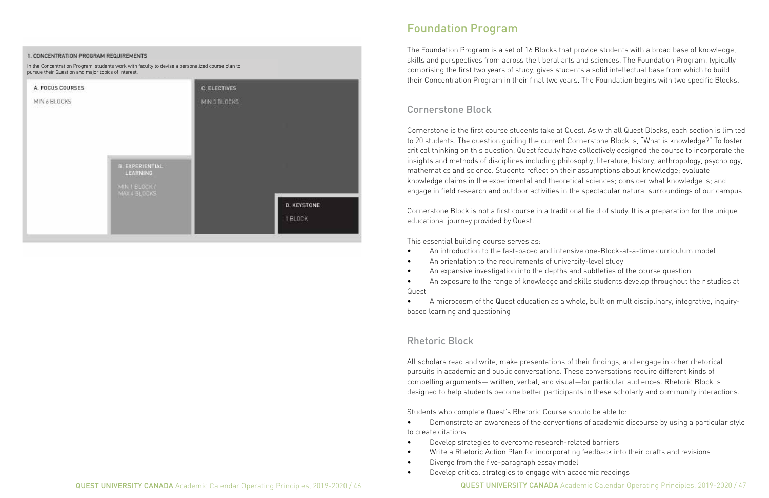1. CONCENTRATION PROGRAM REQUIREMENTS

In the Concentration Program, students work with faculty to devise a personalized course plan to pursue their Question and major topics of interest.

A. FOCUS COURSES

MIN 6 BLOCKS

B. EXPERIENTIAL LEARNING

MIN 1 BLOCK / MAX 4 BLOCKS

C. ELECTIVES

MIN 3 BLOCKS

D. KEYSTONE

1 BLOCK

## Foundation Program

The Foundation Program is a set of 16 Blocks that provide students with a broad base of knowledge, skills and perspectives from across the liberal arts and sciences. The Foundation Program, typically comprising the first two years of study, gives students a solid intellectual base from which to build their Concentration Program in their final two years. The Foundation begins with two specific Blocks.

### Cornerstone Block

Cornerstone is the first course students take at Quest. As with all Quest Blocks, each section is limited to 20 students. The question guiding the current Cornerstone Block is, "What is knowledge?" To foster critical thinking on this question, Quest faculty have collectively designed the course to incorporate the insights and methods of disciplines including philosophy, literature, history, anthropology, psychology, mathematics and science. Students reflect on their assumptions about knowledge; evaluate knowledge claims in the experimental and theoretical sciences; consider what knowledge is; and engage in field research and outdoor activities in the spectacular natural surroundings of our campus.

Cornerstone Block is not a first course in a traditional field of study. It is a preparation for the unique educational journey provided by Quest.

This essential building course serves as:

- An introduction to the fast-paced and intensive one-Block-at-a-time curriculum model
- An orientation to the requirements of university-level study
- An expansive investigation into the depths and subtleties of the course question
- An exposure to the range of knowledge and skills students develop throughout their studies at Quest
- A microcosm of the Quest education as a whole, built on multidisciplinary, integrative, inquiry-based learning and questioning

### Rhetoric Block

All scholars read and write, make presentations of their findings, and engage in other rhetorical pursuits in academic and public conversations. These conversations require different kinds of compelling arguments— written, verbal, and visual—for particular audiences. Rhetoric Block is designed to help students become better participants in these scholarly and community interactions.

Students who complete Quest's Rhetoric Course should be able to:

- Demonstrate an awareness of the conventions of academic discourse by using a particular style to create citations
- Develop strategies to overcome research-related barriers
- Write a Rhetoric Action Plan for incorporating feedback into their drafts and revisions
- Diverge from the five-paragraph essay model
- Develop critical strategies to engage with academic readings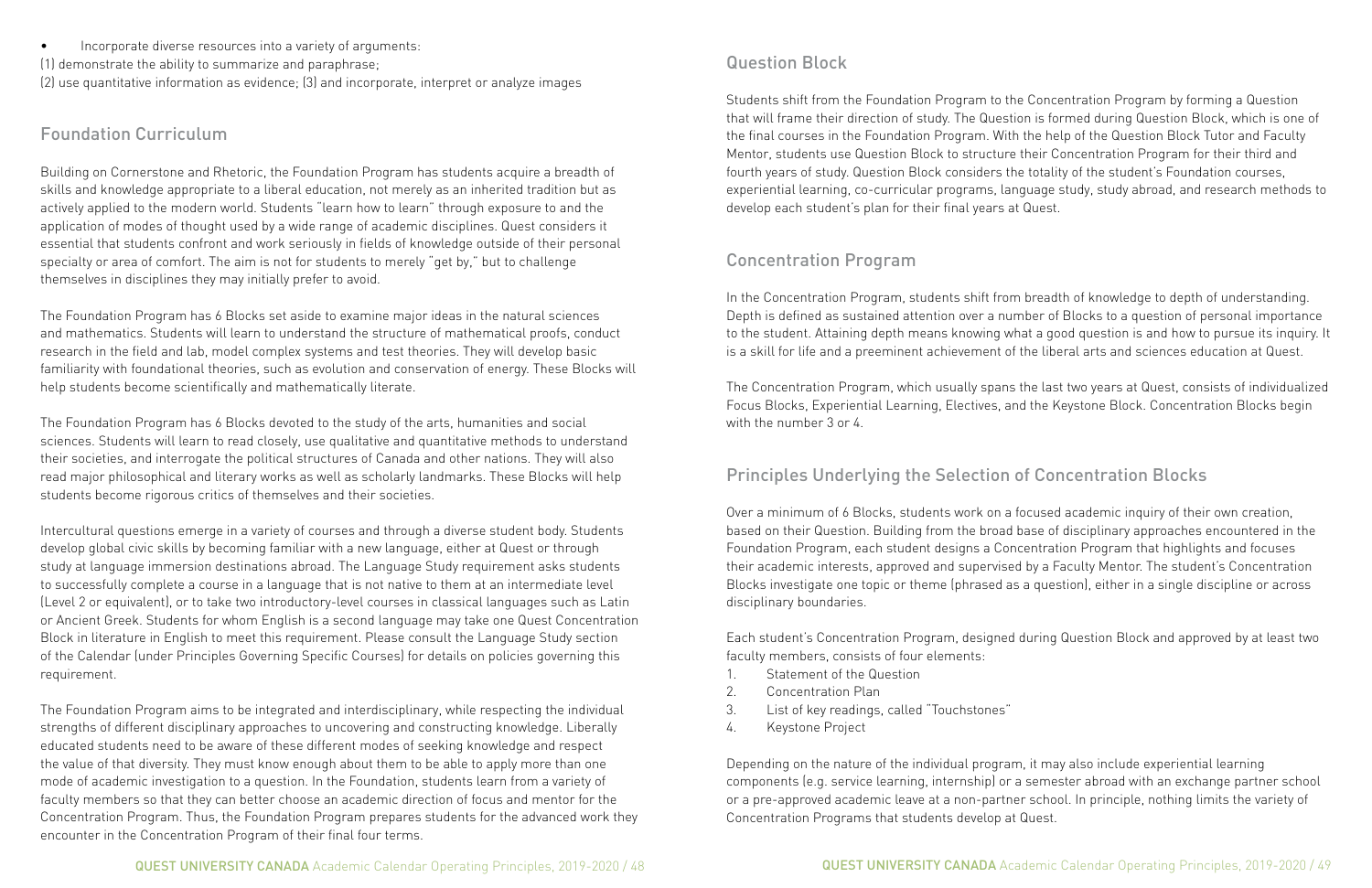- Incorporate diverse resources into a variety of arguments:

(1) demonstrate the ability to summarize and paraphrase;
(2) use quantitative information as evidence; (3) and incorporate, interpret or analyze images

## Foundation Curriculum

Building on Cornerstone and Rhetoric, the Foundation Program has students acquire a breadth of skills and knowledge appropriate to a liberal education, not merely as an inherited tradition but as actively applied to the modern world. Students "learn how to learn" through exposure to and the application of modes of thought used by a wide range of academic disciplines. Quest considers it essential that students confront and work seriously in fields of knowledge outside of their personal specialty or area of comfort. The aim is not for students to merely "get by," but to challenge themselves in disciplines they may initially prefer to avoid.

The Foundation Program has 6 Blocks set aside to examine major ideas in the natural sciences and mathematics. Students will learn to understand the structure of mathematical proofs, conduct research in the field and lab, model complex systems and test theories. They will develop basic familiarity with foundational theories, such as evolution and conservation of energy. These Blocks will help students become scientifically and mathematically literate.

The Foundation Program has 6 Blocks devoted to the study of the arts, humanities and social sciences. Students will learn to read closely, use qualitative and quantitative methods to understand their societies, and interrogate the political structures of Canada and other nations. They will also read major philosophical and literary works as well as scholarly landmarks. These Blocks will help students become rigorous critics of themselves and their societies.

Intercultural questions emerge in a variety of courses and through a diverse student body. Students develop global civic skills by becoming familiar with a new language, either at Quest or through study at language immersion destinations abroad. The Language Study requirement asks students to successfully complete a course in a language that is not native to them at an intermediate level (Level 2 or equivalent), or to take two introductory-level courses in classical languages such as Latin or Ancient Greek. Students for whom English is a second language may take one Quest Concentration Block in literature in English to meet this requirement. Please consult the Language Study section of the Calendar (under Principles Governing Specific Courses) for details on policies governing this requirement.

The Foundation Program aims to be integrated and interdisciplinary, while respecting the individual strengths of different disciplinary approaches to uncovering and constructing knowledge. Liberally educated students need to be aware of these different modes of seeking knowledge and respect the value of that diversity. They must know enough about them to be able to apply more than one mode of academic investigation to a question. In the Foundation, students learn from a variety of faculty members so that they can better choose an academic direction of focus and mentor for the Concentration Program. Thus, the Foundation Program prepares students for the advanced work they encounter in the Concentration Program of their final four terms.

## Question Block

Students shift from the Foundation Program to the Concentration Program by forming a Question that will frame their direction of study. The Question is formed during Question Block, which is one of the final courses in the Foundation Program. With the help of the Question Block Tutor and Faculty Mentor, students use Question Block to structure their Concentration Program for their third and fourth years of study. Question Block considers the totality of the student's Foundation courses, experiential learning, co-curricular programs, language study, study abroad, and research methods to develop each student's plan for their final years at Quest.

## Concentration Program

In the Concentration Program, students shift from breadth of knowledge to depth of understanding. Depth is defined as sustained attention over a number of Blocks to a question of personal importance to the student. Attaining depth means knowing what a good question is and how to pursue its inquiry. It is a skill for life and a preeminent achievement of the liberal arts and sciences education at Quest.

The Concentration Program, which usually spans the last two years at Quest, consists of individualized Focus Blocks, Experiential Learning, Electives, and the Keystone Block. Concentration Blocks begin with the number 3 or 4.

## Principles Underlying the Selection of Concentration Blocks

Over a minimum of 6 Blocks, students work on a focused academic inquiry of their own creation, based on their Question. Building from the broad base of disciplinary approaches encountered in the Foundation Program, each student designs a Concentration Program that highlights and focuses their academic interests, approved and supervised by a Faculty Mentor. The student's Concentration Blocks investigate one topic or theme (phrased as a question), either in a single discipline or across disciplinary boundaries.

Each student's Concentration Program, designed during Question Block and approved by at least two faculty members, consists of four elements:

1. Statement of the Question
2. Concentration Plan
3. List of key readings, called "Touchstones"
4. Keystone Project

Depending on the nature of the individual program, it may also include experiential learning components (e.g. service learning, internship) or a semester abroad with an exchange partner school or a pre-approved academic leave at a non-partner school. In principle, nothing limits the variety of Concentration Programs that students develop at Quest.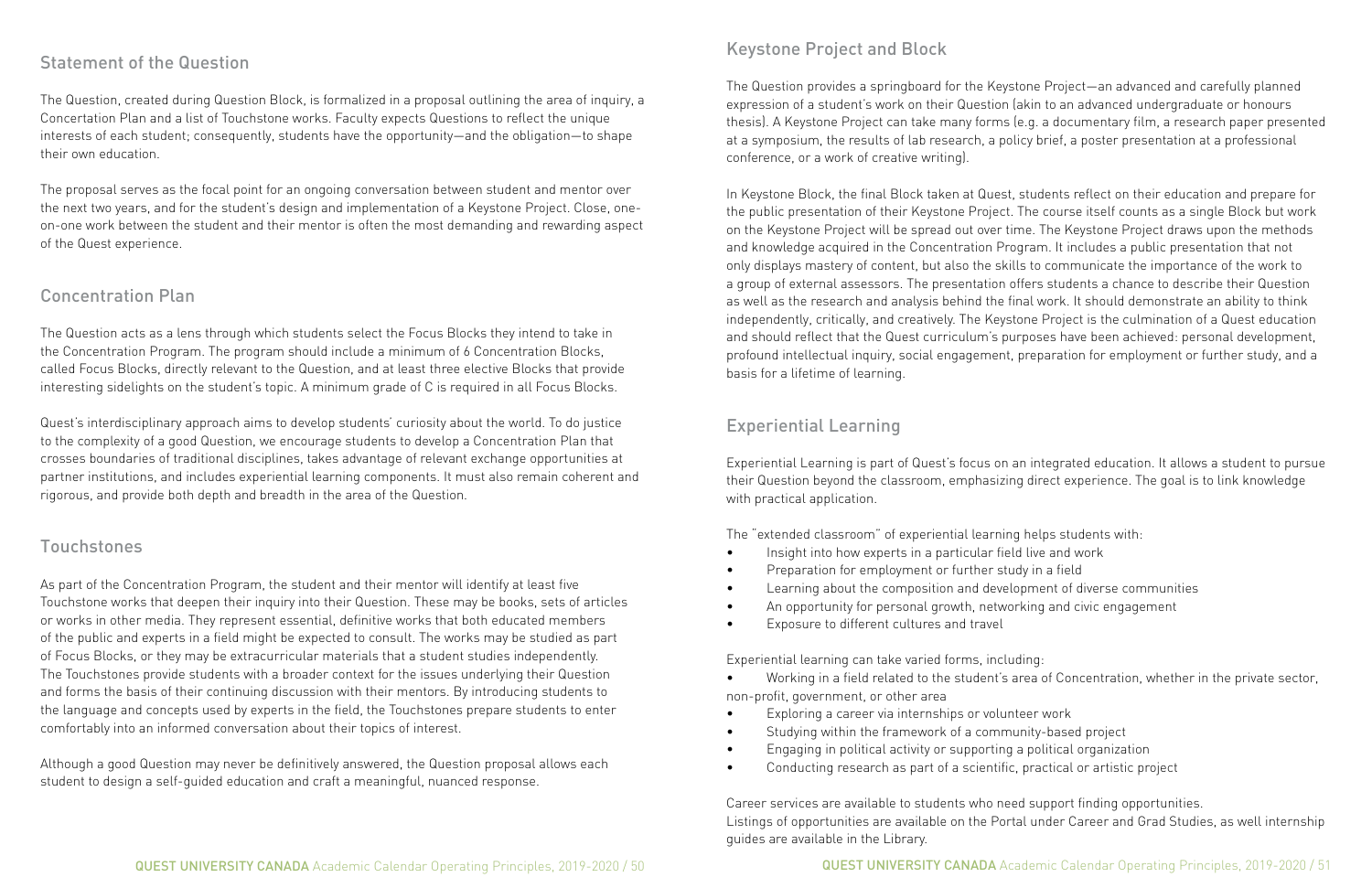## Statement of the Question

The Question, created during Question Block, is formalized in a proposal outlining the area of inquiry, a Concertation Plan and a list of Touchstone works. Faculty expects Questions to reflect the unique interests of each student; consequently, students have the opportunity—and the obligation—to shape their own education.

The proposal serves as the focal point for an ongoing conversation between student and mentor over the next two years, and for the student's design and implementation of a Keystone Project. Close, one-on-one work between the student and their mentor is often the most demanding and rewarding aspect of the Quest experience.

## Concentration Plan

The Question acts as a lens through which students select the Focus Blocks they intend to take in the Concentration Program. The program should include a minimum of 6 Concentration Blocks, called Focus Blocks, directly relevant to the Question, and at least three elective Blocks that provide interesting sidelights on the student's topic. A minimum grade of C is required in all Focus Blocks.

Quest's interdisciplinary approach aims to develop students' curiosity about the world. To do justice to the complexity of a good Question, we encourage students to develop a Concentration Plan that crosses boundaries of traditional disciplines, takes advantage of relevant exchange opportunities at partner institutions, and includes experiential learning components. It must also remain coherent and rigorous, and provide both depth and breadth in the area of the Question.

## Touchstones

As part of the Concentration Program, the student and their mentor will identify at least five Touchstone works that deepen their inquiry into their Question. These may be books, sets of articles or works in other media. They represent essential, definitive works that both educated members of the public and experts in a field might be expected to consult. The works may be studied as part of Focus Blocks, or they may be extracurricular materials that a student studies independently. The Touchstones provide students with a broader context for the issues underlying their Question and forms the basis of their continuing discussion with their mentors. By introducing students to the language and concepts used by experts in the field, the Touchstones prepare students to enter comfortably into an informed conversation about their topics of interest.

Although a good Question may never be definitively answered, the Question proposal allows each student to design a self-guided education and craft a meaningful, nuanced response.

## Keystone Project and Block

The Question provides a springboard for the Keystone Project—an advanced and carefully planned expression of a student's work on their Question (akin to an advanced undergraduate or honours thesis). A Keystone Project can take many forms (e.g. a documentary film, a research paper presented at a symposium, the results of lab research, a policy brief, a poster presentation at a professional conference, or a work of creative writing).

In Keystone Block, the final Block taken at Quest, students reflect on their education and prepare for the public presentation of their Keystone Project. The course itself counts as a single Block but work on the Keystone Project will be spread out over time. The Keystone Project draws upon the methods and knowledge acquired in the Concentration Program. It includes a public presentation that not only displays mastery of content, but also the skills to communicate the importance of the work to a group of external assessors. The presentation offers students a chance to describe their Question as well as the research and analysis behind the final work. It should demonstrate an ability to think independently, critically, and creatively. The Keystone Project is the culmination of a Quest education and should reflect that the Quest curriculum's purposes have been achieved: personal development, profound intellectual inquiry, social engagement, preparation for employment or further study, and a basis for a lifetime of learning.

## Experiential Learning

Experiential Learning is part of Quest's focus on an integrated education. It allows a student to pursue their Question beyond the classroom, emphasizing direct experience. The goal is to link knowledge with practical application.

The "extended classroom" of experiential learning helps students with:

- Insight into how experts in a particular field live and work
- Preparation for employment or further study in a field
- Learning about the composition and development of diverse communities
- An opportunity for personal growth, networking and civic engagement
- Exposure to different cultures and travel

Experiential learning can take varied forms, including:

- Working in a field related to the student's area of Concentration, whether in the private sector, non-profit, government, or other area
- Exploring a career via internships or volunteer work
- Studying within the framework of a community-based project
- Engaging in political activity or supporting a political organization
- Conducting research as part of a scientific, practical or artistic project

Career services are available to students who need support finding opportunities.
Listings of opportunities are available on the Portal under Career and Grad Studies, as well internship guides are available in the Library.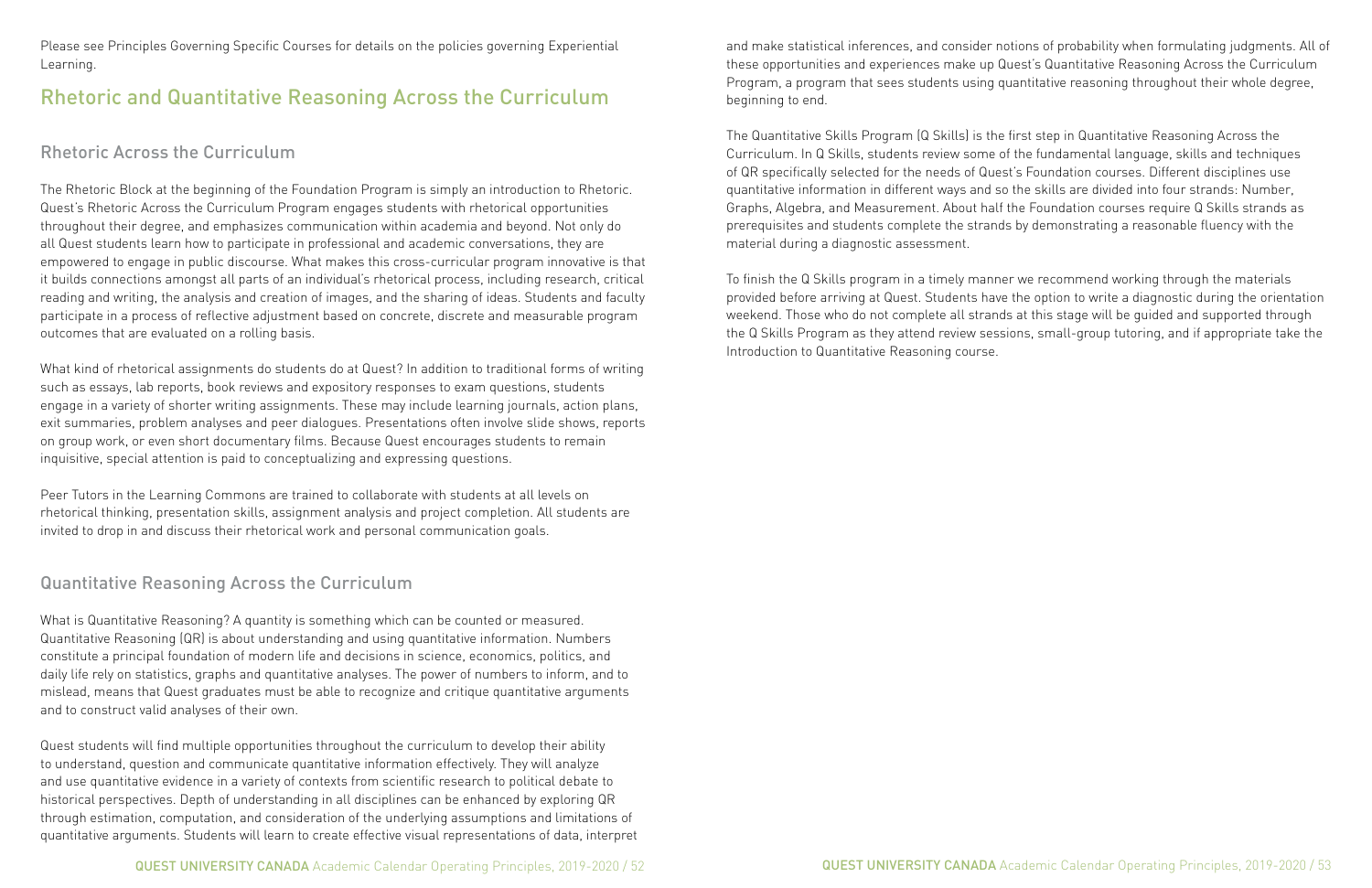Please see Principles Governing Specific Courses for details on the policies governing Experiential Learning.

## Rhetoric and Quantitative Reasoning Across the Curriculum

### Rhetoric Across the Curriculum

The Rhetoric Block at the beginning of the Foundation Program is simply an introduction to Rhetoric. Quest's Rhetoric Across the Curriculum Program engages students with rhetorical opportunities throughout their degree, and emphasizes communication within academia and beyond. Not only do all Quest students learn how to participate in professional and academic conversations, they are empowered to engage in public discourse. What makes this cross-curricular program innovative is that it builds connections amongst all parts of an individual's rhetorical process, including research, critical reading and writing, the analysis and creation of images, and the sharing of ideas. Students and faculty participate in a process of reflective adjustment based on concrete, discrete and measurable program outcomes that are evaluated on a rolling basis.

What kind of rhetorical assignments do students do at Quest? In addition to traditional forms of writing such as essays, lab reports, book reviews and expository responses to exam questions, students engage in a variety of shorter writing assignments. These may include learning journals, action plans, exit summaries, problem analyses and peer dialogues. Presentations often involve slide shows, reports on group work, or even short documentary films. Because Quest encourages students to remain inquisitive, special attention is paid to conceptualizing and expressing questions.

Peer Tutors in the Learning Commons are trained to collaborate with students at all levels on rhetorical thinking, presentation skills, assignment analysis and project completion. All students are invited to drop in and discuss their rhetorical work and personal communication goals.

### Quantitative Reasoning Across the Curriculum

What is Quantitative Reasoning? A quantity is something which can be counted or measured. Quantitative Reasoning (QR) is about understanding and using quantitative information. Numbers constitute a principal foundation of modern life and decisions in science, economics, politics, and daily life rely on statistics, graphs and quantitative analyses. The power of numbers to inform, and to mislead, means that Quest graduates must be able to recognize and critique quantitative arguments and to construct valid analyses of their own.

Quest students will find multiple opportunities throughout the curriculum to develop their ability to understand, question and communicate quantitative information effectively. They will analyze and use quantitative evidence in a variety of contexts from scientific research to political debate to historical perspectives. Depth of understanding in all disciplines can be enhanced by exploring QR through estimation, computation, and consideration of the underlying assumptions and limitations of quantitative arguments. Students will learn to create effective visual representations of data, interpret and make statistical inferences, and consider notions of probability when formulating judgments. All of these opportunities and experiences make up Quest's Quantitative Reasoning Across the Curriculum Program, a program that sees students using quantitative reasoning throughout their whole degree, beginning to end.

The Quantitative Skills Program (Q Skills) is the first step in Quantitative Reasoning Across the Curriculum. In Q Skills, students review some of the fundamental language, skills and techniques of QR specifically selected for the needs of Quest's Foundation courses. Different disciplines use quantitative information in different ways and so the skills are divided into four strands: Number, Graphs, Algebra, and Measurement. About half the Foundation courses require Q Skills strands as prerequisites and students complete the strands by demonstrating a reasonable fluency with the material during a diagnostic assessment.

To finish the Q Skills program in a timely manner we recommend working through the materials provided before arriving at Quest. Students have the option to write a diagnostic during the orientation weekend. Those who do not complete all strands at this stage will be guided and supported through the Q Skills Program as they attend review sessions, small-group tutoring, and if appropriate take the Introduction to Quantitative Reasoning course.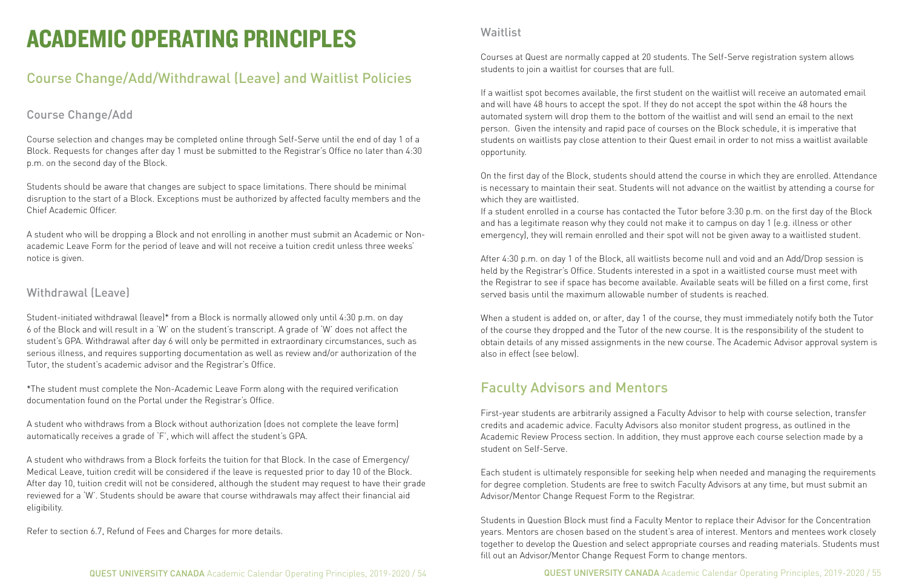# ACADEMIC OPERATING PRINCIPLES

## Course Change/Add/Withdrawal (Leave) and Waitlist Policies

### Course Change/Add

Course selection and changes may be completed online through Self-Serve until the end of day 1 of a Block. Requests for changes after day 1 must be submitted to the Registrar's Office no later than 4:30 p.m. on the second day of the Block.

Students should be aware that changes are subject to space limitations. There should be minimal disruption to the start of a Block. Exceptions must be authorized by affected faculty members and the Chief Academic Officer.

A student who will be dropping a Block and not enrolling in another must submit an Academic or Non-academic Leave Form for the period of leave and will not receive a tuition credit unless three weeks' notice is given.

### Withdrawal (Leave)

Student-initiated withdrawal (leave)* from a Block is normally allowed only until 4:30 p.m. on day 6 of the Block and will result in a 'W' on the student's transcript. A grade of 'W' does not affect the student's GPA. Withdrawal after day 6 will only be permitted in extraordinary circumstances, such as serious illness, and requires supporting documentation as well as review and/or authorization of the Tutor, the student's academic advisor and the Registrar's Office.

*The student must complete the Non-Academic Leave Form along with the required verification documentation found on the Portal under the Registrar's Office.

A student who withdraws from a Block without authorization (does not complete the leave form) automatically receives a grade of 'F', which will affect the student's GPA.

A student who withdraws from a Block forfeits the tuition for that Block. In the case of Emergency/Medical Leave, tuition credit will be considered if the leave is requested prior to day 10 of the Block. After day 10, tuition credit will not be considered, although the student may request to have their grade reviewed for a 'W'. Students should be aware that course withdrawals may affect their financial aid eligibility.

Refer to section 6.7, Refund of Fees and Charges for more details.

### Waitlist

Courses at Quest are normally capped at 20 students. The Self-Serve registration system allows students to join a waitlist for courses that are full.

If a waitlist spot becomes available, the first student on the waitlist will receive an automated email and will have 48 hours to accept the spot. If they do not accept the spot within the 48 hours the automated system will drop them to the bottom of the waitlist and will send an email to the next person. Given the intensity and rapid pace of courses on the Block schedule, it is imperative that students on waitlists pay close attention to their Quest email in order to not miss a waitlist available opportunity.

On the first day of the Block, students should attend the course in which they are enrolled. Attendance is necessary to maintain their seat. Students will not advance on the waitlist by attending a course for which they are waitlisted.

If a student enrolled in a course has contacted the Tutor before 3:30 p.m. on the first day of the Block and has a legitimate reason why they could not make it to campus on day 1 (e.g. illness or other emergency), they will remain enrolled and their spot will not be given away to a waitlisted student.

After 4:30 p.m. on day 1 of the Block, all waitlists become null and void and an Add/Drop session is held by the Registrar's Office. Students interested in a spot in a waitlisted course must meet with the Registrar to see if space has become available. Available seats will be filled on a first come, first served basis until the maximum allowable number of students is reached.

When a student is added on, or after, day 1 of the course, they must immediately notify both the Tutor of the course they dropped and the Tutor of the new course. It is the responsibility of the student to obtain details of any missed assignments in the new course. The Academic Advisor approval system is also in effect (see below).

## Faculty Advisors and Mentors

First-year students are arbitrarily assigned a Faculty Advisor to help with course selection, transfer credits and academic advice. Faculty Advisors also monitor student progress, as outlined in the Academic Review Process section. In addition, they must approve each course selection made by a student on Self-Serve.

Each student is ultimately responsible for seeking help when needed and managing the requirements for degree completion. Students are free to switch Faculty Advisors at any time, but must submit an Advisor/Mentor Change Request Form to the Registrar.

Students in Question Block must find a Faculty Mentor to replace their Advisor for the Concentration years. Mentors are chosen based on the student's area of interest. Mentors and mentees work closely together to develop the Question and select appropriate courses and reading materials. Students must fill out an Advisor/Mentor Change Request Form to change mentors.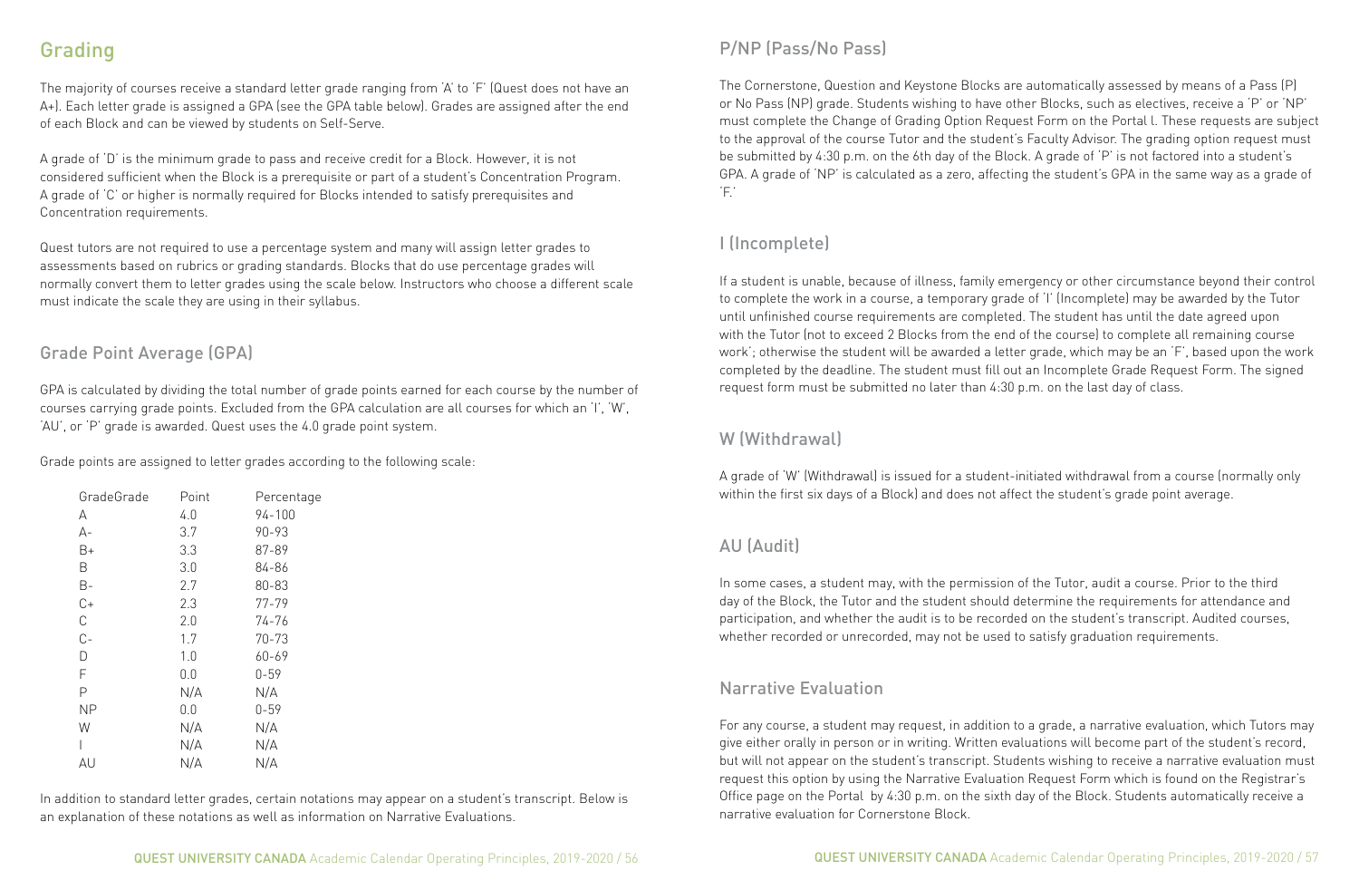## Grading

The majority of courses receive a standard letter grade ranging from 'A' to 'F' (Quest does not have an A+). Each letter grade is assigned a GPA (see the GPA table below). Grades are assigned after the end of each Block and can be viewed by students on Self-Serve.

A grade of 'D' is the minimum grade to pass and receive credit for a Block. However, it is not considered sufficient when the Block is a prerequisite or part of a student's Concentration Program. A grade of 'C' or higher is normally required for Blocks intended to satisfy prerequisites and Concentration requirements.

Quest tutors are not required to use a percentage system and many will assign letter grades to assessments based on rubrics or grading standards. Blocks that do use percentage grades will normally convert them to letter grades using the scale below. Instructors who choose a different scale must indicate the scale they are using in their syllabus.

### Grade Point Average (GPA)

GPA is calculated by dividing the total number of grade points earned for each course by the number of courses carrying grade points. Excluded from the GPA calculation are all courses for which an 'I', 'W', 'AU', or 'P' grade is awarded. Quest uses the 4.0 grade point system.

Grade points are assigned to letter grades according to the following scale:

| GradeGrade | Point | Percentage |
|---|---|---|
| A | 4.0 | 94-100 |
| A- | 3.7 | 90-93 |
| B+ | 3.3 | 87-89 |
| B | 3.0 | 84-86 |
| B- | 2.7 | 80-83 |
| C+ | 2.3 | 77-79 |
| C | 2.0 | 74-76 |
| C- | 1.7 | 70-73 |
| D | 1.0 | 60-69 |
| F | 0.0 | 0-59 |
| P | N/A | N/A |
| NP | 0.0 | 0-59 |
| W | N/A | N/A |
| I | N/A | N/A |
| AU | N/A | N/A |

In addition to standard letter grades, certain notations may appear on a student's transcript. Below is an explanation of these notations as well as information on Narrative Evaluations.

### P/NP (Pass/No Pass)

The Cornerstone, Question and Keystone Blocks are automatically assessed by means of a Pass (P) or No Pass (NP) grade. Students wishing to have other Blocks, such as electives, receive a 'P' or 'NP' must complete the Change of Grading Option Request Form on the Portal l. These requests are subject to the approval of the course Tutor and the student's Faculty Advisor. The grading option request must be submitted by 4:30 p.m. on the 6th day of the Block. A grade of 'P' is not factored into a student's GPA. A grade of 'NP' is calculated as a zero, affecting the student's GPA in the same way as a grade of 'F.'

### I (Incomplete)

If a student is unable, because of illness, family emergency or other circumstance beyond their control to complete the work in a course, a temporary grade of 'I' (Incomplete) may be awarded by the Tutor until unfinished course requirements are completed. The student has until the date agreed upon with the Tutor (not to exceed 2 Blocks from the end of the course) to complete all remaining course work'; otherwise the student will be awarded a letter grade, which may be an 'F', based upon the work completed by the deadline. The student must fill out an Incomplete Grade Request Form. The signed request form must be submitted no later than 4:30 p.m. on the last day of class.

### W (Withdrawal)

A grade of 'W' (Withdrawal) is issued for a student-initiated withdrawal from a course (normally only within the first six days of a Block) and does not affect the student's grade point average.

### AU (Audit)

In some cases, a student may, with the permission of the Tutor, audit a course. Prior to the third day of the Block, the Tutor and the student should determine the requirements for attendance and participation, and whether the audit is to be recorded on the student's transcript. Audited courses, whether recorded or unrecorded, may not be used to satisfy graduation requirements.

### Narrative Evaluation

For any course, a student may request, in addition to a grade, a narrative evaluation, which Tutors may give either orally in person or in writing. Written evaluations will become part of the student's record, but will not appear on the student's transcript. Students wishing to receive a narrative evaluation must request this option by using the Narrative Evaluation Request Form which is found on the Registrar's Office page on the Portal by 4:30 p.m. on the sixth day of the Block. Students automatically receive a narrative evaluation for Cornerstone Block.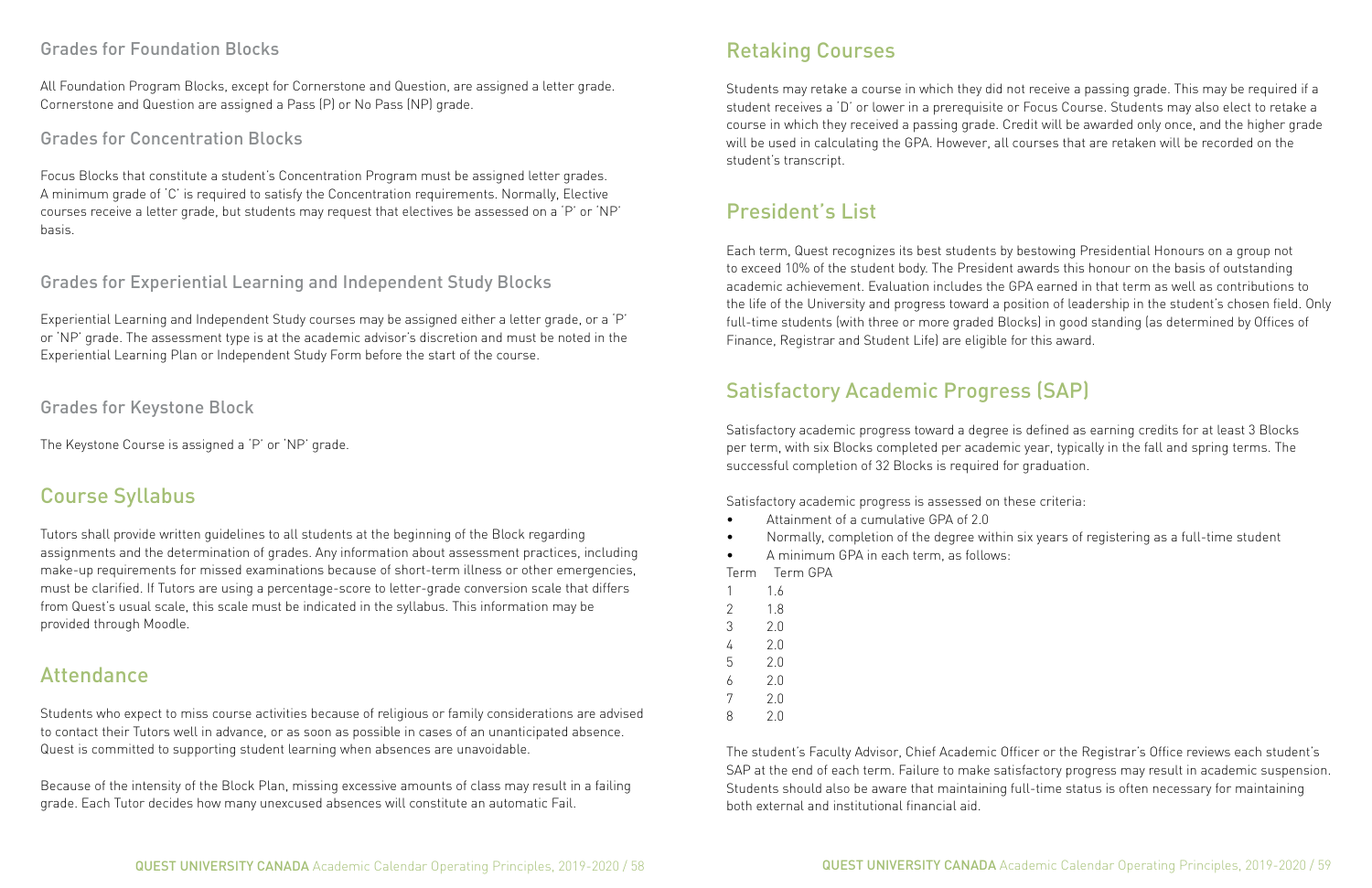### Grades for Foundation Blocks

All Foundation Program Blocks, except for Cornerstone and Question, are assigned a letter grade. Cornerstone and Question are assigned a Pass (P) or No Pass (NP) grade.

### Grades for Concentration Blocks

Focus Blocks that constitute a student's Concentration Program must be assigned letter grades. A minimum grade of 'C' is required to satisfy the Concentration requirements. Normally, Elective courses receive a letter grade, but students may request that electives be assessed on a 'P' or 'NP' basis.

### Grades for Experiential Learning and Independent Study Blocks

Experiential Learning and Independent Study courses may be assigned either a letter grade, or a 'P' or 'NP' grade. The assessment type is at the academic advisor's discretion and must be noted in the Experiential Learning Plan or Independent Study Form before the start of the course.

### Grades for Keystone Block

The Keystone Course is assigned a 'P' or 'NP' grade.

## Course Syllabus

Tutors shall provide written guidelines to all students at the beginning of the Block regarding assignments and the determination of grades. Any information about assessment practices, including make-up requirements for missed examinations because of short-term illness or other emergencies, must be clarified. If Tutors are using a percentage-score to letter-grade conversion scale that differs from Quest's usual scale, this scale must be indicated in the syllabus. This information may be provided through Moodle.

## Attendance

Students who expect to miss course activities because of religious or family considerations are advised to contact their Tutors well in advance, or as soon as possible in cases of an unanticipated absence. Quest is committed to supporting student learning when absences are unavoidable.

Because of the intensity of the Block Plan, missing excessive amounts of class may result in a failing grade. Each Tutor decides how many unexcused absences will constitute an automatic Fail.

## Retaking Courses

Students may retake a course in which they did not receive a passing grade. This may be required if a student receives a 'D' or lower in a prerequisite or Focus Course. Students may also elect to retake a course in which they received a passing grade. Credit will be awarded only once, and the higher grade will be used in calculating the GPA. However, all courses that are retaken will be recorded on the student's transcript.

## President's List

Each term, Quest recognizes its best students by bestowing Presidential Honours on a group not to exceed 10% of the student body. The President awards this honour on the basis of outstanding academic achievement. Evaluation includes the GPA earned in that term as well as contributions to the life of the University and progress toward a position of leadership in the student's chosen field. Only full-time students (with three or more graded Blocks) in good standing (as determined by Offices of Finance, Registrar and Student Life) are eligible for this award.

## Satisfactory Academic Progress (SAP)

Satisfactory academic progress toward a degree is defined as earning credits for at least 3 Blocks per term, with six Blocks completed per academic year, typically in the fall and spring terms. The successful completion of 32 Blocks is required for graduation.

Satisfactory academic progress is assessed on these criteria:

- Attainment of a cumulative GPA of 2.0
- Normally, completion of the degree within six years of registering as a full-time student
- A minimum GPA in each term, as follows:

| Term | Term GPA |
|---|---|
| 1 | 1.6 |
| 2 | 1.8 |
| 3 | 2.0 |
| 4 | 2.0 |
| 5 | 2.0 |
| 6 | 2.0 |
| 7 | 2.0 |
| 8 | 2.0 |

The student's Faculty Advisor, Chief Academic Officer or the Registrar's Office reviews each student's SAP at the end of each term. Failure to make satisfactory progress may result in academic suspension. Students should also be aware that maintaining full-time status is often necessary for maintaining both external and institutional financial aid.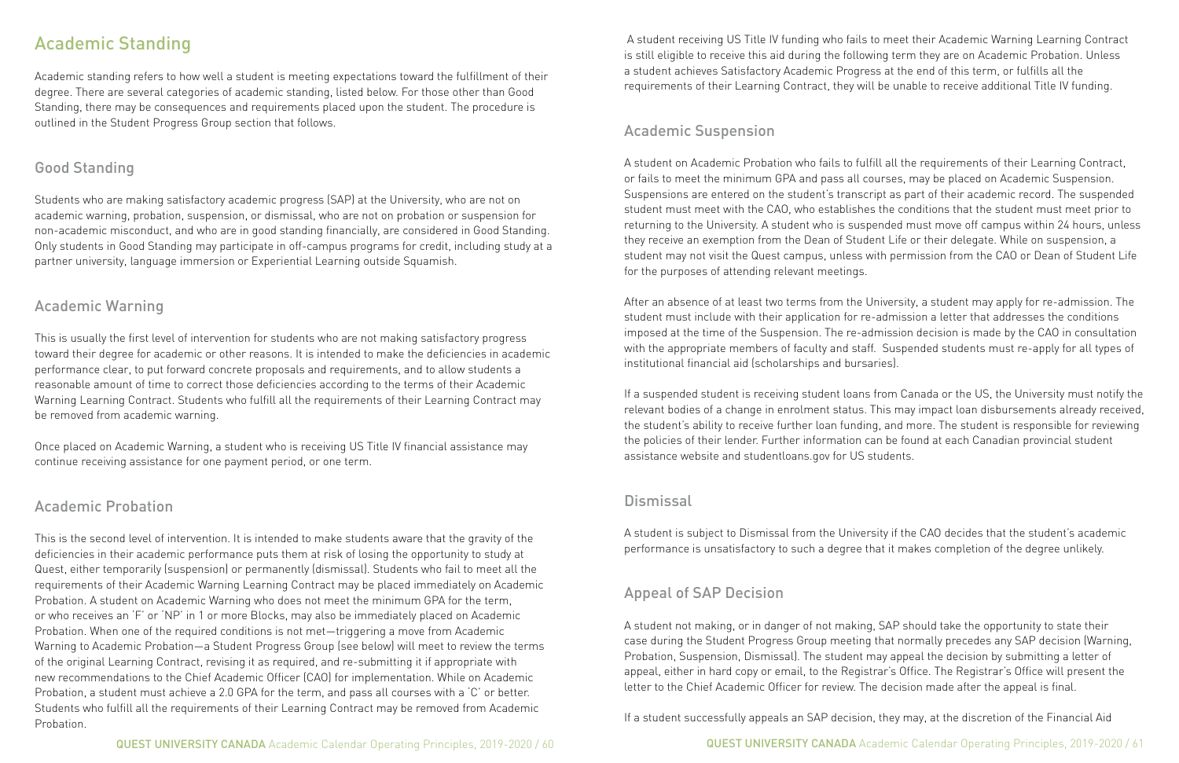# Academic Standing

Academic standing refers to how well a student is meeting expectations toward the fulfillment of their degree. There are several categories of academic standing, listed below. For those other than Good Standing, there may be consequences and requirements placed upon the student. The procedure is outlined in the Student Progress Group section that follows.

## Good Standing

Students who are making satisfactory academic progress (SAP) at the University, who are not on academic warning, probation, suspension, or dismissal, who are not on probation or suspension for non-academic misconduct, and who are in good standing financially, are considered in Good Standing. Only students in Good Standing may participate in off-campus programs for credit, including study at a partner university, language immersion or Experiential Learning outside Squamish.

## Academic Warning

This is usually the first level of intervention for students who are not making satisfactory progress toward their degree for academic or other reasons. It is intended to make the deficiencies in academic performance clear, to put forward concrete proposals and requirements, and to allow students a reasonable amount of time to correct those deficiencies according to the terms of their Academic Warning Learning Contract. Students who fulfill all the requirements of their Learning Contract may be removed from academic warning.

Once placed on Academic Warning, a student who is receiving US Title IV financial assistance may continue receiving assistance for one payment period, or one term.

## Academic Probation

This is the second level of intervention. It is intended to make students aware that the gravity of the deficiencies in their academic performance puts them at risk of losing the opportunity to study at Quest, either temporarily (suspension) or permanently (dismissal). Students who fail to meet all the requirements of their Academic Warning Learning Contract may be placed immediately on Academic Probation. A student on Academic Warning who does not meet the minimum GPA for the term, or who receives an 'F' or 'NP' in 1 or more Blocks, may also be immediately placed on Academic Probation. When one of the required conditions is not met—triggering a move from Academic Warning to Academic Probation—a Student Progress Group (see below) will meet to review the terms of the original Learning Contract, revising it as required, and re-submitting it if appropriate with new recommendations to the Chief Academic Officer (CAO) for implementation. While on Academic Probation, a student must achieve a 2.0 GPA for the term, and pass all courses with a 'C' or better. Students who fulfill all the requirements of their Learning Contract may be removed from Academic Probation.

A student receiving US Title IV funding who fails to meet their Academic Warning Learning Contract is still eligible to receive this aid during the following term they are on Academic Probation. Unless a student achieves Satisfactory Academic Progress at the end of this term, or fulfills all the requirements of their Learning Contract, they will be unable to receive additional Title IV funding.

## Academic Suspension

A student on Academic Probation who fails to fulfill all the requirements of their Learning Contract, or fails to meet the minimum GPA and pass all courses, may be placed on Academic Suspension. Suspensions are entered on the student's transcript as part of their academic record. The suspended student must meet with the CAO, who establishes the conditions that the student must meet prior to returning to the University. A student who is suspended must move off campus within 24 hours, unless they receive an exemption from the Dean of Student Life or their delegate. While on suspension, a student may not visit the Quest campus, unless with permission from the CAO or Dean of Student Life for the purposes of attending relevant meetings.

After an absence of at least two terms from the University, a student may apply for re-admission. The student must include with their application for re-admission a letter that addresses the conditions imposed at the time of the Suspension. The re-admission decision is made by the CAO in consultation with the appropriate members of faculty and staff. Suspended students must re-apply for all types of institutional financial aid (scholarships and bursaries).

If a suspended student is receiving student loans from Canada or the US, the University must notify the relevant bodies of a change in enrolment status. This may impact loan disbursements already received, the student's ability to receive further loan funding, and more. The student is responsible for reviewing the policies of their lender. Further information can be found at each Canadian provincial student assistance website and studentloans.gov for US students.

## Dismissal

A student is subject to Dismissal from the University if the CAO decides that the student's academic performance is unsatisfactory to such a degree that it makes completion of the degree unlikely.

## Appeal of SAP Decision

A student not making, or in danger of not making, SAP should take the opportunity to state their case during the Student Progress Group meeting that normally precedes any SAP decision (Warning, Probation, Suspension, Dismissal). The student may appeal the decision by submitting a letter of appeal, either in hard copy or email, to the Registrar's Office. The Registrar's Office will present the letter to the Chief Academic Officer for review. The decision made after the appeal is final.

If a student successfully appeals an SAP decision, they may, at the discretion of the Financial Aid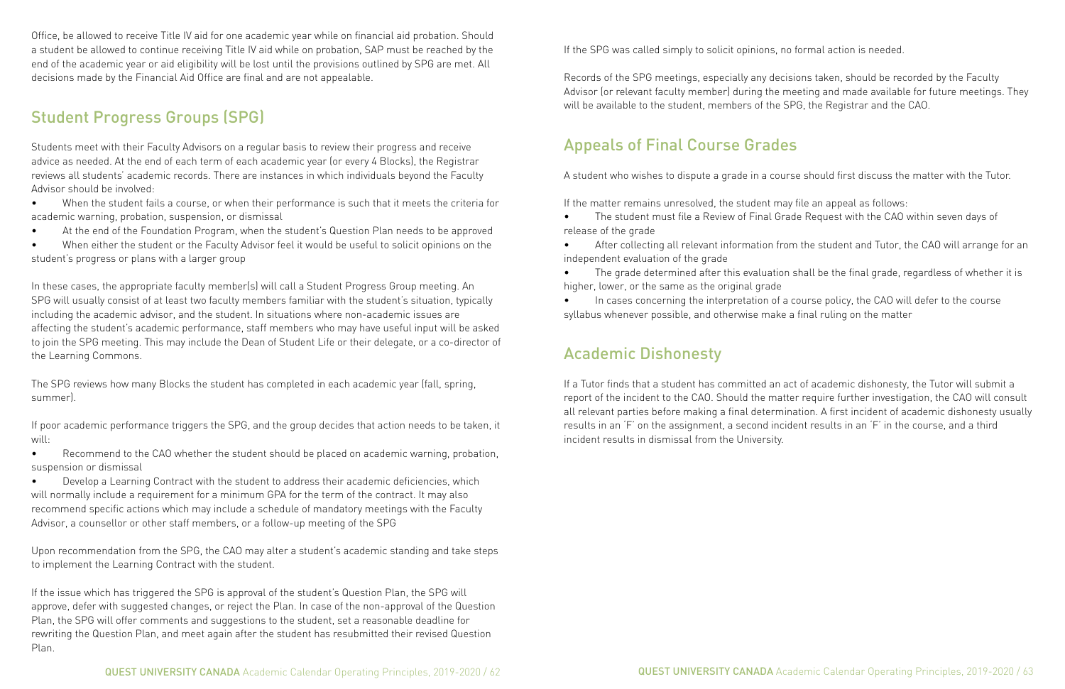Office, be allowed to receive Title IV aid for one academic year while on financial aid probation. Should a student be allowed to continue receiving Title IV aid while on probation, SAP must be reached by the end of the academic year or aid eligibility will be lost until the provisions outlined by SPG are met. All decisions made by the Financial Aid Office are final and are not appealable.

## Student Progress Groups (SPG)

Students meet with their Faculty Advisors on a regular basis to review their progress and receive advice as needed. At the end of each term of each academic year (or every 4 Blocks), the Registrar reviews all students' academic records. There are instances in which individuals beyond the Faculty Advisor should be involved:

- When the student fails a course, or when their performance is such that it meets the criteria for academic warning, probation, suspension, or dismissal
- At the end of the Foundation Program, when the student's Question Plan needs to be approved
- When either the student or the Faculty Advisor feel it would be useful to solicit opinions on the student's progress or plans with a larger group

In these cases, the appropriate faculty member(s) will call a Student Progress Group meeting. An SPG will usually consist of at least two faculty members familiar with the student's situation, typically including the academic advisor, and the student. In situations where non-academic issues are affecting the student's academic performance, staff members who may have useful input will be asked to join the SPG meeting. This may include the Dean of Student Life or their delegate, or a co-director of the Learning Commons.

The SPG reviews how many Blocks the student has completed in each academic year (fall, spring, summer).

If poor academic performance triggers the SPG, and the group decides that action needs to be taken, it will:

- Recommend to the CAO whether the student should be placed on academic warning, probation, suspension or dismissal
- Develop a Learning Contract with the student to address their academic deficiencies, which will normally include a requirement for a minimum GPA for the term of the contract. It may also recommend specific actions which may include a schedule of mandatory meetings with the Faculty Advisor, a counsellor or other staff members, or a follow-up meeting of the SPG

Upon recommendation from the SPG, the CAO may alter a student's academic standing and take steps to implement the Learning Contract with the student.

If the issue which has triggered the SPG is approval of the student's Question Plan, the SPG will approve, defer with suggested changes, or reject the Plan. In case of the non-approval of the Question Plan, the SPG will offer comments and suggestions to the student, set a reasonable deadline for rewriting the Question Plan, and meet again after the student has resubmitted their revised Question Plan.

If the SPG was called simply to solicit opinions, no formal action is needed.

Records of the SPG meetings, especially any decisions taken, should be recorded by the Faculty Advisor (or relevant faculty member) during the meeting and made available for future meetings. They will be available to the student, members of the SPG, the Registrar and the CAO.

## Appeals of Final Course Grades

A student who wishes to dispute a grade in a course should first discuss the matter with the Tutor.

If the matter remains unresolved, the student may file an appeal as follows:

- The student must file a Review of Final Grade Request with the CAO within seven days of release of the grade
- After collecting all relevant information from the student and Tutor, the CAO will arrange for an independent evaluation of the grade
- The grade determined after this evaluation shall be the final grade, regardless of whether it is higher, lower, or the same as the original grade
- In cases concerning the interpretation of a course policy, the CAO will defer to the course syllabus whenever possible, and otherwise make a final ruling on the matter

## Academic Dishonesty

If a Tutor finds that a student has committed an act of academic dishonesty, the Tutor will submit a report of the incident to the CAO. Should the matter require further investigation, the CAO will consult all relevant parties before making a final determination. A first incident of academic dishonesty usually results in an 'F' on the assignment, a second incident results in an 'F' in the course, and a third incident results in dismissal from the University.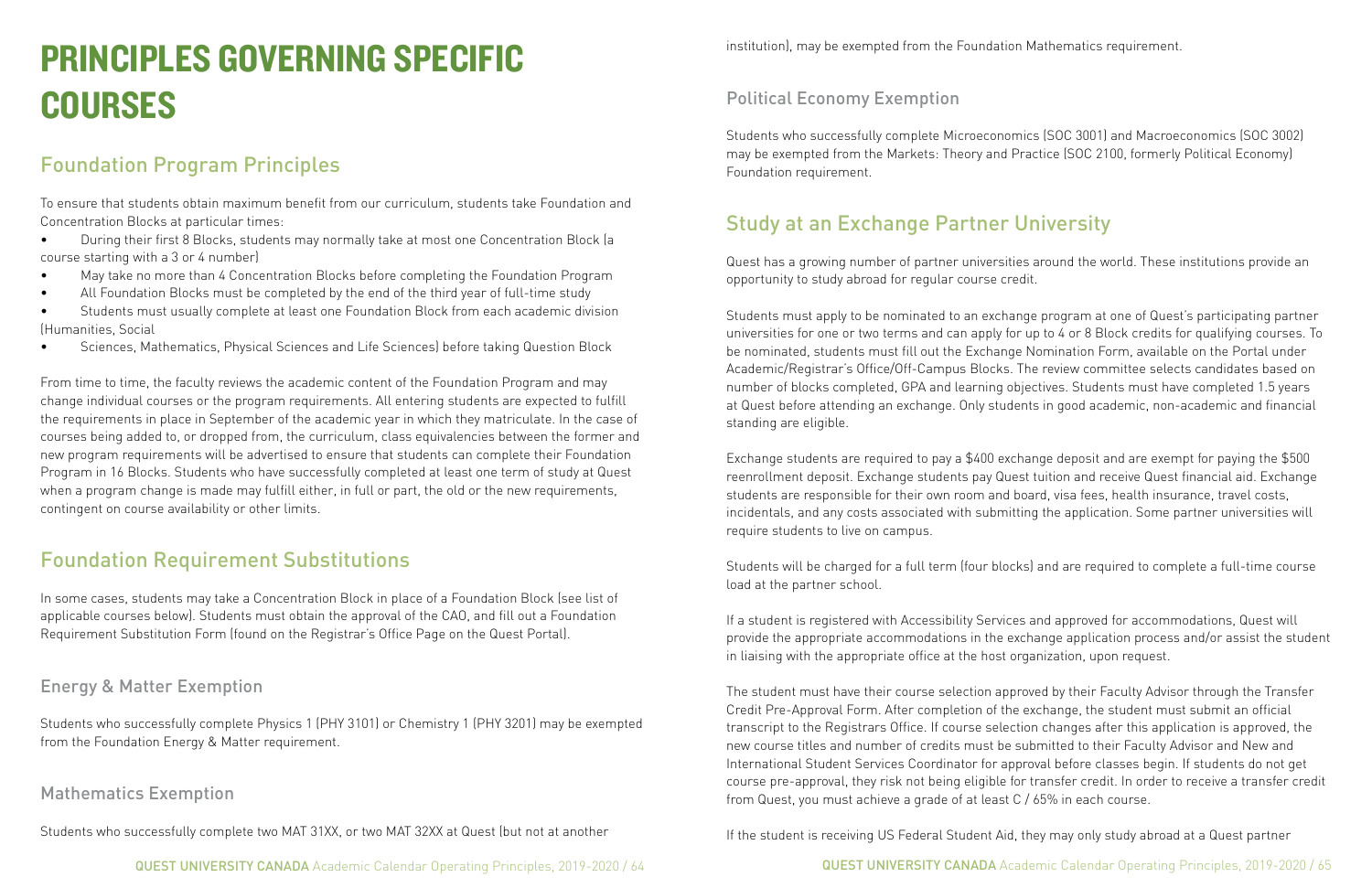# PRINCIPLES GOVERNING SPECIFIC COURSES

## Foundation Program Principles

To ensure that students obtain maximum benefit from our curriculum, students take Foundation and Concentration Blocks at particular times:

- During their first 8 Blocks, students may normally take at most one Concentration Block (a course starting with a 3 or 4 number)
- May take no more than 4 Concentration Blocks before completing the Foundation Program
- All Foundation Blocks must be completed by the end of the third year of full-time study
- Students must usually complete at least one Foundation Block from each academic division (Humanities, Social
- Sciences, Mathematics, Physical Sciences and Life Sciences) before taking Question Block

From time to time, the faculty reviews the academic content of the Foundation Program and may change individual courses or the program requirements. All entering students are expected to fulfill the requirements in place in September of the academic year in which they matriculate. In the case of courses being added to, or dropped from, the curriculum, class equivalencies between the former and new program requirements will be advertised to ensure that students can complete their Foundation Program in 16 Blocks. Students who have successfully completed at least one term of study at Quest when a program change is made may fulfill either, in full or part, the old or the new requirements, contingent on course availability or other limits.

## Foundation Requirement Substitutions

In some cases, students may take a Concentration Block in place of a Foundation Block (see list of applicable courses below). Students must obtain the approval of the CAO, and fill out a Foundation Requirement Substitution Form (found on the Registrar's Office Page on the Quest Portal).

### Energy & Matter Exemption

Students who successfully complete Physics 1 (PHY 3101) or Chemistry 1 (PHY 3201) may be exempted from the Foundation Energy & Matter requirement.

### Mathematics Exemption

Students who successfully complete two MAT 31XX, or two MAT 32XX at Quest (but not at another institution), may be exempted from the Foundation Mathematics requirement.

### Political Economy Exemption

Students who successfully complete Microeconomics (SOC 3001) and Macroeconomics (SOC 3002) may be exempted from the Markets: Theory and Practice (SOC 2100, formerly Political Economy) Foundation requirement.

## Study at an Exchange Partner University

Quest has a growing number of partner universities around the world. These institutions provide an opportunity to study abroad for regular course credit.

Students must apply to be nominated to an exchange program at one of Quest's participating partner universities for one or two terms and can apply for up to 4 or 8 Block credits for qualifying courses. To be nominated, students must fill out the Exchange Nomination Form, available on the Portal under Academic/Registrar's Office/Off-Campus Blocks. The review committee selects candidates based on number of blocks completed, GPA and learning objectives. Students must have completed 1.5 years at Quest before attending an exchange. Only students in good academic, non-academic and financial standing are eligible.

Exchange students are required to pay a $400 exchange deposit and are exempt for paying the $500 reenrollment deposit. Exchange students pay Quest tuition and receive Quest financial aid. Exchange students are responsible for their own room and board, visa fees, health insurance, travel costs, incidentals, and any costs associated with submitting the application. Some partner universities will require students to live on campus.

Students will be charged for a full term (four blocks) and are required to complete a full-time course load at the partner school.

If a student is registered with Accessibility Services and approved for accommodations, Quest will provide the appropriate accommodations in the exchange application process and/or assist the student in liaising with the appropriate office at the host organization, upon request.

The student must have their course selection approved by their Faculty Advisor through the Transfer Credit Pre-Approval Form. After completion of the exchange, the student must submit an official transcript to the Registrars Office. If course selection changes after this application is approved, the new course titles and number of credits must be submitted to their Faculty Advisor and New and International Student Services Coordinator for approval before classes begin. If students do not get course pre-approval, they risk not being eligible for transfer credit. In order to receive a transfer credit from Quest, you must achieve a grade of at least C / 65% in each course.

If the student is receiving US Federal Student Aid, they may only study abroad at a Quest partner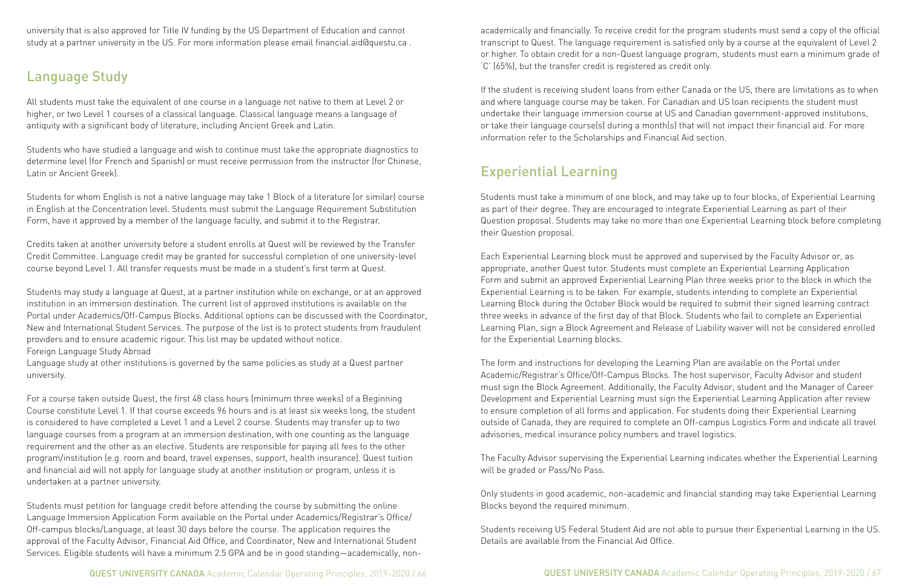university that is also approved for Title IV funding by the US Department of Education and cannot study at a partner university in the US. For more information please email financial.aid@questu.ca .

## Language Study

All students must take the equivalent of one course in a language not native to them at Level 2 or higher, or two Level 1 courses of a classical language. Classical language means a language of antiquity with a significant body of literature, including Ancient Greek and Latin.

Students who have studied a language and wish to continue must take the appropriate diagnostics to determine level (for French and Spanish) or must receive permission from the instructor (for Chinese, Latin or Ancient Greek).

Students for whom English is not a native language may take 1 Block of a literature (or similar) course in English at the Concentration level. Students must submit the Language Requirement Substitution Form, have it approved by a member of the language faculty, and submit it to the Registrar.

Credits taken at another university before a student enrolls at Quest will be reviewed by the Transfer Credit Committee. Language credit may be granted for successful completion of one university-level course beyond Level 1. All transfer requests must be made in a student's first term at Quest.

Students may study a language at Quest, at a partner institution while on exchange, or at an approved institution in an immersion destination. The current list of approved institutions is available on the Portal under Academics/Off-Campus Blocks. Additional options can be discussed with the Coordinator, New and International Student Services. The purpose of the list is to protect students from fraudulent providers and to ensure academic rigour. This list may be updated without notice.

Foreign Language Study Abroad

Language study at other institutions is governed by the same policies as study at a Quest partner university.

For a course taken outside Quest, the first 48 class hours (minimum three weeks) of a Beginning Course constitute Level 1. If that course exceeds 96 hours and is at least six weeks long, the student is considered to have completed a Level 1 and a Level 2 course. Students may transfer up to two language courses from a program at an immersion destination, with one counting as the language requirement and the other as an elective. Students are responsible for paying all fees to the other program/institution (e.g. room and board, travel expenses, support, health insurance). Quest tuition and financial aid will not apply for language study at another institution or program, unless it is undertaken at a partner university.

Students must petition for language credit before attending the course by submitting the online Language Immersion Application Form available on the Portal under Academics/Registrar's Office/Off-campus blocks/Language, at least 30 days before the course. The application requires the approval of the Faculty Advisor, Financial Aid Office, and Coordinator, New and International Student Services. Eligible students will have a minimum 2.5 GPA and be in good standing—academically, non-academically and financially. To receive credit for the program students must send a copy of the official transcript to Quest. The language requirement is satisfied only by a course at the equivalent of Level 2 or higher. To obtain credit for a non-Quest language program, students must earn a minimum grade of 'C' (65%), but the transfer credit is registered as credit only.

If the student is receiving student loans from either Canada or the US, there are limitations as to when and where language course may be taken. For Canadian and US loan recipients the student must undertake their language immersion course at US and Canadian government-approved institutions, or take their language course(s) during a month(s) that will not impact their financial aid. For more information refer to the Scholarships and Financial Aid section.

## Experiential Learning

Students must take a minimum of one block, and may take up to four blocks, of Experiential Learning as part of their degree. They are encouraged to integrate Experiential Learning as part of their Question proposal. Students may take no more than one Experiential Learning block before completing their Question proposal.

Each Experiential Learning block must be approved and supervised by the Faculty Advisor or, as appropriate, another Quest tutor. Students must complete an Experiential Learning Application Form and submit an approved Experiential Learning Plan three weeks prior to the block in which the Experiential Learning is to be taken. For example, students intending to complete an Experiential Learning Block during the October Block would be required to submit their signed learning contract three weeks in advance of the first day of that Block. Students who fail to complete an Experiential Learning Plan, sign a Block Agreement and Release of Liability waiver will not be considered enrolled for the Experiential Learning blocks.

The form and instructions for developing the Learning Plan are available on the Portal under Academic/Registrar's Office/Off-Campus Blocks. The host supervisor, Faculty Advisor and student must sign the Block Agreement. Additionally, the Faculty Advisor, student and the Manager of Career Development and Experiential Learning must sign the Experiential Learning Application after review to ensure completion of all forms and application. For students doing their Experiential Learning outside of Canada, they are required to complete an Off-campus Logistics Form and indicate all travel advisories, medical insurance policy numbers and travel logistics.

The Faculty Advisor supervising the Experiential Learning indicates whether the Experiential Learning will be graded or Pass/No Pass.

Only students in good academic, non-academic and financial standing may take Experiential Learning Blocks beyond the required minimum.

Students receiving US Federal Student Aid are not able to pursue their Experiential Learning in the US. Details are available from the Financial Aid Office.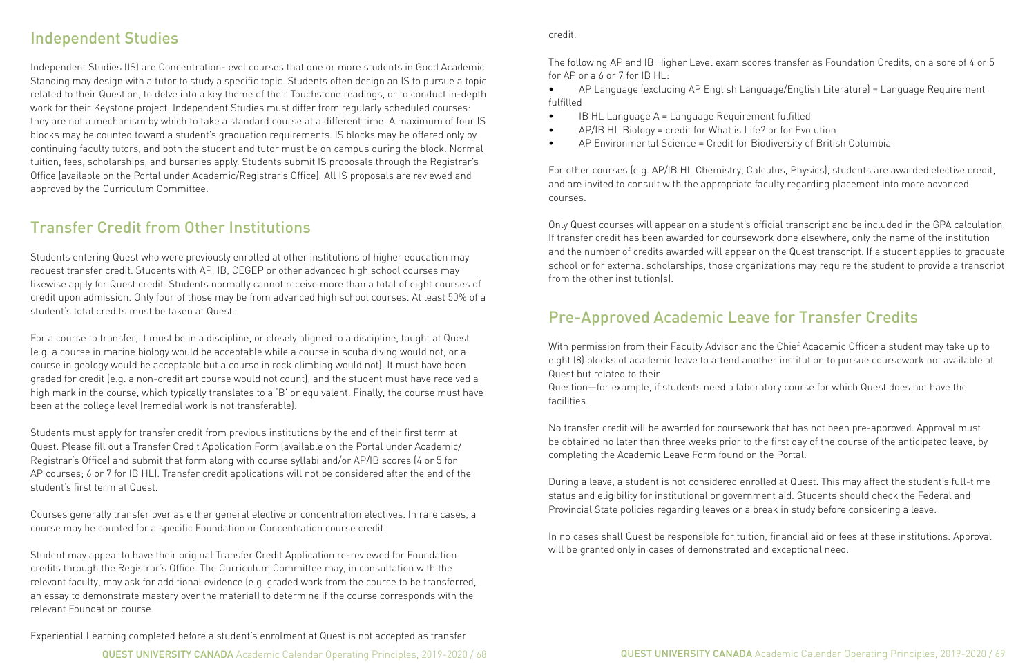## Independent Studies

Independent Studies (IS) are Concentration-level courses that one or more students in Good Academic Standing may design with a tutor to study a specific topic. Students often design an IS to pursue a topic related to their Question, to delve into a key theme of their Touchstone readings, or to conduct in-depth work for their Keystone project. Independent Studies must differ from regularly scheduled courses: they are not a mechanism by which to take a standard course at a different time. A maximum of four IS blocks may be counted toward a student's graduation requirements. IS blocks may be offered only by continuing faculty tutors, and both the student and tutor must be on campus during the block. Normal tuition, fees, scholarships, and bursaries apply. Students submit IS proposals through the Registrar's Office (available on the Portal under Academic/Registrar's Office). All IS proposals are reviewed and approved by the Curriculum Committee.

## Transfer Credit from Other Institutions

Students entering Quest who were previously enrolled at other institutions of higher education may request transfer credit. Students with AP, IB, CEGEP or other advanced high school courses may likewise apply for Quest credit. Students normally cannot receive more than a total of eight courses of credit upon admission. Only four of those may be from advanced high school courses. At least 50% of a student's total credits must be taken at Quest.

For a course to transfer, it must be in a discipline, or closely aligned to a discipline, taught at Quest (e.g. a course in marine biology would be acceptable while a course in scuba diving would not, or a course in geology would be acceptable but a course in rock climbing would not). It must have been graded for credit (e.g. a non-credit art course would not count), and the student must have received a high mark in the course, which typically translates to a 'B' or equivalent. Finally, the course must have been at the college level (remedial work is not transferable).

Students must apply for transfer credit from previous institutions by the end of their first term at Quest. Please fill out a Transfer Credit Application Form (available on the Portal under Academic/ Registrar's Office) and submit that form along with course syllabi and/or AP/IB scores (4 or 5 for AP courses; 6 or 7 for IB HL). Transfer credit applications will not be considered after the end of the student's first term at Quest.

Courses generally transfer over as either general elective or concentration electives. In rare cases, a course may be counted for a specific Foundation or Concentration course credit.

Student may appeal to have their original Transfer Credit Application re-reviewed for Foundation credits through the Registrar's Office. The Curriculum Committee may, in consultation with the relevant faculty, may ask for additional evidence (e.g. graded work from the course to be transferred, an essay to demonstrate mastery over the material) to determine if the course corresponds with the relevant Foundation course.

Experiential Learning completed before a student's enrolment at Quest is not accepted as transfer credit.

The following AP and IB Higher Level exam scores transfer as Foundation Credits, on a sore of 4 or 5 for AP or a 6 or 7 for IB HL:

- AP Language (excluding AP English Language/English Literature) = Language Requirement fulfilled
- IB HL Language A = Language Requirement fulfilled
- AP/IB HL Biology = credit for What is Life? or for Evolution
- AP Environmental Science = Credit for Biodiversity of British Columbia

For other courses (e.g. AP/IB HL Chemistry, Calculus, Physics), students are awarded elective credit, and are invited to consult with the appropriate faculty regarding placement into more advanced courses.

Only Quest courses will appear on a student's official transcript and be included in the GPA calculation. If transfer credit has been awarded for coursework done elsewhere, only the name of the institution and the number of credits awarded will appear on the Quest transcript. If a student applies to graduate school or for external scholarships, those organizations may require the student to provide a transcript from the other institution(s).

## Pre-Approved Academic Leave for Transfer Credits

With permission from their Faculty Advisor and the Chief Academic Officer a student may take up to eight (8) blocks of academic leave to attend another institution to pursue coursework not available at Quest but related to their Question—for example, if students need a laboratory course for which Quest does not have the facilities.

No transfer credit will be awarded for coursework that has not been pre-approved. Approval must be obtained no later than three weeks prior to the first day of the course of the anticipated leave, by completing the Academic Leave Form found on the Portal.

During a leave, a student is not considered enrolled at Quest. This may affect the student's full-time status and eligibility for institutional or government aid. Students should check the Federal and Provincial State policies regarding leaves or a break in study before considering a leave.

In no cases shall Quest be responsible for tuition, financial aid or fees at these institutions. Approval will be granted only in cases of demonstrated and exceptional need.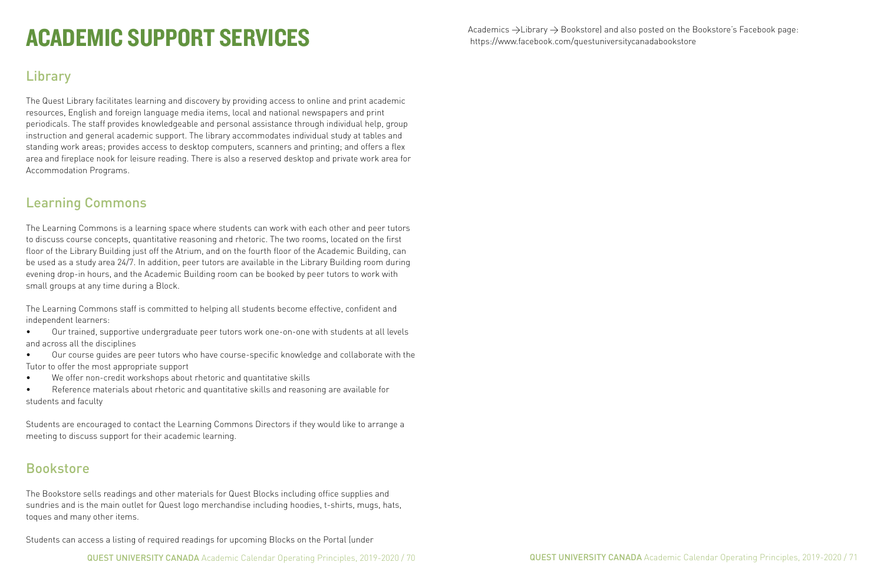# ACADEMIC SUPPORT SERVICES

## Library

The Quest Library facilitates learning and discovery by providing access to online and print academic resources, English and foreign language media items, local and national newspapers and print periodicals. The staff provides knowledgeable and personal assistance through individual help, group instruction and general academic support. The library accommodates individual study at tables and standing work areas; provides access to desktop computers, scanners and printing; and offers a flex area and fireplace nook for leisure reading. There is also a reserved desktop and private work area for Accommodation Programs.

## Learning Commons

The Learning Commons is a learning space where students can work with each other and peer tutors to discuss course concepts, quantitative reasoning and rhetoric. The two rooms, located on the first floor of the Library Building just off the Atrium, and on the fourth floor of the Academic Building, can be used as a study area 24/7. In addition, peer tutors are available in the Library Building room during evening drop-in hours, and the Academic Building room can be booked by peer tutors to work with small groups at any time during a Block.

The Learning Commons staff is committed to helping all students become effective, confident and independent learners:

- Our trained, supportive undergraduate peer tutors work one-on-one with students at all levels and across all the disciplines
- Our course guides are peer tutors who have course-specific knowledge and collaborate with the Tutor to offer the most appropriate support
- We offer non-credit workshops about rhetoric and quantitative skills
- Reference materials about rhetoric and quantitative skills and reasoning are available for students and faculty

Students are encouraged to contact the Learning Commons Directors if they would like to arrange a meeting to discuss support for their academic learning.

## Bookstore

The Bookstore sells readings and other materials for Quest Blocks including office supplies and sundries and is the main outlet for Quest logo merchandise including hoodies, t-shirts, mugs, hats, toques and many other items.

Students can access a listing of required readings for upcoming Blocks on the Portal (under Academics →Library → Bookstore) and also posted on the Bookstore's Facebook page: https://www.facebook.com/questuniversitycanadabookstore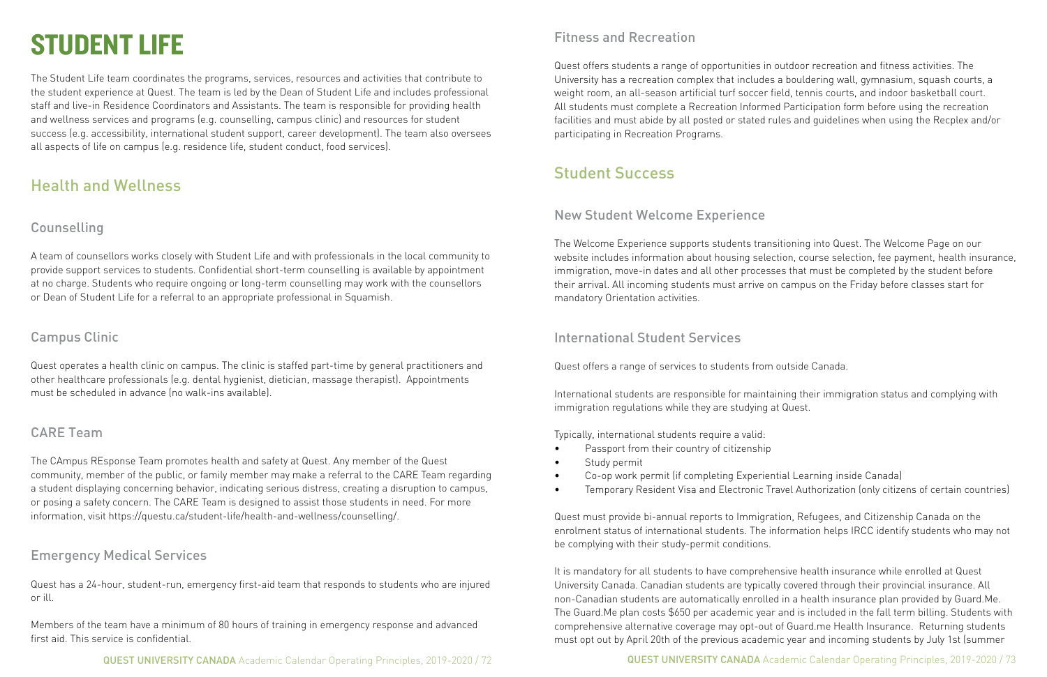# STUDENT LIFE

The Student Life team coordinates the programs, services, resources and activities that contribute to the student experience at Quest. The team is led by the Dean of Student Life and includes professional staff and live-in Residence Coordinators and Assistants. The team is responsible for providing health and wellness services and programs (e.g. counselling, campus clinic) and resources for student success (e.g. accessibility, international student support, career development). The team also oversees all aspects of life on campus (e.g. residence life, student conduct, food services).

## Health and Wellness

### Counselling

A team of counsellors works closely with Student Life and with professionals in the local community to provide support services to students. Confidential short-term counselling is available by appointment at no charge. Students who require ongoing or long-term counselling may work with the counsellors or Dean of Student Life for a referral to an appropriate professional in Squamish.

### Campus Clinic

Quest operates a health clinic on campus. The clinic is staffed part-time by general practitioners and other healthcare professionals (e.g. dental hygienist, dietician, massage therapist). Appointments must be scheduled in advance (no walk-ins available).

### CARE Team

The CAmpus REsponse Team promotes health and safety at Quest. Any member of the Quest community, member of the public, or family member may make a referral to the CARE Team regarding a student displaying concerning behavior, indicating serious distress, creating a disruption to campus, or posing a safety concern. The CARE Team is designed to assist those students in need. For more information, visit https://questu.ca/student-life/health-and-wellness/counselling/.

### Emergency Medical Services

Quest has a 24-hour, student-run, emergency first-aid team that responds to students who are injured or ill.

Members of the team have a minimum of 80 hours of training in emergency response and advanced first aid. This service is confidential.

### Fitness and Recreation

Quest offers students a range of opportunities in outdoor recreation and fitness activities. The University has a recreation complex that includes a bouldering wall, gymnasium, squash courts, a weight room, an all-season artificial turf soccer field, tennis courts, and indoor basketball court. All students must complete a Recreation Informed Participation form before using the recreation facilities and must abide by all posted or stated rules and guidelines when using the Recplex and/or participating in Recreation Programs.

## Student Success

### New Student Welcome Experience

The Welcome Experience supports students transitioning into Quest. The Welcome Page on our website includes information about housing selection, course selection, fee payment, health insurance, immigration, move-in dates and all other processes that must be completed by the student before their arrival. All incoming students must arrive on campus on the Friday before classes start for mandatory Orientation activities.

### International Student Services

Quest offers a range of services to students from outside Canada.

International students are responsible for maintaining their immigration status and complying with immigration regulations while they are studying at Quest.

Typically, international students require a valid:

- Passport from their country of citizenship
- Study permit
- Co-op work permit (if completing Experiential Learning inside Canada)
- Temporary Resident Visa and Electronic Travel Authorization (only citizens of certain countries)

Quest must provide bi-annual reports to Immigration, Refugees, and Citizenship Canada on the enrolment status of international students. The information helps IRCC identify students who may not be complying with their study-permit conditions.

It is mandatory for all students to have comprehensive health insurance while enrolled at Quest University Canada. Canadian students are typically covered through their provincial insurance. All non-Canadian students are automatically enrolled in a health insurance plan provided by Guard.Me. The Guard.Me plan costs $650 per academic year and is included in the fall term billing. Students with comprehensive alternative coverage may opt-out of Guard.me Health Insurance. Returning students must opt out by April 20th of the previous academic year and incoming students by July 1st (summer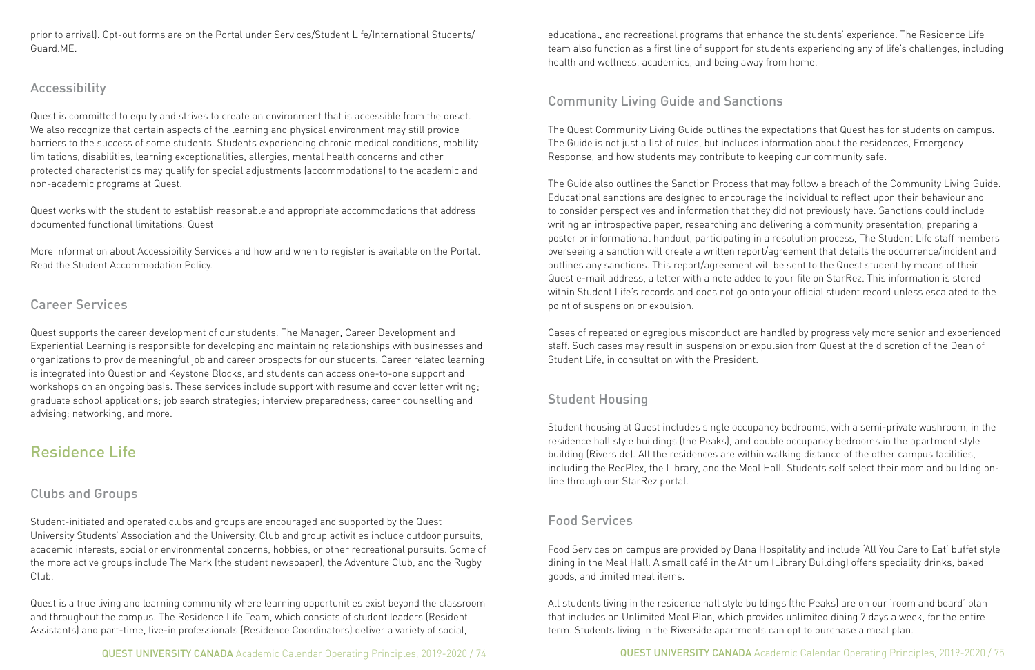prior to arrival). Opt-out forms are on the Portal under Services/Student Life/International Students/Guard.ME.

### Accessibility

Quest is committed to equity and strives to create an environment that is accessible from the onset. We also recognize that certain aspects of the learning and physical environment may still provide barriers to the success of some students. Students experiencing chronic medical conditions, mobility limitations, disabilities, learning exceptionalities, allergies, mental health concerns and other protected characteristics may qualify for special adjustments (accommodations) to the academic and non-academic programs at Quest.

Quest works with the student to establish reasonable and appropriate accommodations that address documented functional limitations. Quest

More information about Accessibility Services and how and when to register is available on the Portal. Read the Student Accommodation Policy.

### Career Services

Quest supports the career development of our students. The Manager, Career Development and Experiential Learning is responsible for developing and maintaining relationships with businesses and organizations to provide meaningful job and career prospects for our students. Career related learning is integrated into Question and Keystone Blocks, and students can access one-to-one support and workshops on an ongoing basis. These services include support with resume and cover letter writing; graduate school applications; job search strategies; interview preparedness; career counselling and advising; networking, and more.

## Residence Life

### Clubs and Groups

Student-initiated and operated clubs and groups are encouraged and supported by the Quest University Students' Association and the University. Club and group activities include outdoor pursuits, academic interests, social or environmental concerns, hobbies, or other recreational pursuits. Some of the more active groups include The Mark (the student newspaper), the Adventure Club, and the Rugby Club.

Quest is a true living and learning community where learning opportunities exist beyond the classroom and throughout the campus. The Residence Life Team, which consists of student leaders (Resident Assistants) and part-time, live-in professionals (Residence Coordinators) deliver a variety of social, educational, and recreational programs that enhance the students' experience. The Residence Life team also function as a first line of support for students experiencing any of life's challenges, including health and wellness, academics, and being away from home.

### Community Living Guide and Sanctions

The Quest Community Living Guide outlines the expectations that Quest has for students on campus. The Guide is not just a list of rules, but includes information about the residences, Emergency Response, and how students may contribute to keeping our community safe.

The Guide also outlines the Sanction Process that may follow a breach of the Community Living Guide. Educational sanctions are designed to encourage the individual to reflect upon their behaviour and to consider perspectives and information that they did not previously have. Sanctions could include writing an introspective paper, researching and delivering a community presentation, preparing a poster or informational handout, participating in a resolution process, The Student Life staff members overseeing a sanction will create a written report/agreement that details the occurrence/incident and outlines any sanctions. This report/agreement will be sent to the Quest student by means of their Quest e-mail address, a letter with a note added to your file on StarRez. This information is stored within Student Life's records and does not go onto your official student record unless escalated to the point of suspension or expulsion.

Cases of repeated or egregious misconduct are handled by progressively more senior and experienced staff. Such cases may result in suspension or expulsion from Quest at the discretion of the Dean of Student Life, in consultation with the President.

### Student Housing

Student housing at Quest includes single occupancy bedrooms, with a semi-private washroom, in the residence hall style buildings (the Peaks), and double occupancy bedrooms in the apartment style building (Riverside). All the residences are within walking distance of the other campus facilities, including the RecPlex, the Library, and the Meal Hall. Students self select their room and building on-line through our StarRez portal.

### Food Services

Food Services on campus are provided by Dana Hospitality and include 'All You Care to Eat' buffet style dining in the Meal Hall. A small café in the Atrium (Library Building) offers speciality drinks, baked goods, and limited meal items.

All students living in the residence hall style buildings (the Peaks) are on our 'room and board' plan that includes an Unlimited Meal Plan, which provides unlimited dining 7 days a week, for the entire term. Students living in the Riverside apartments can opt to purchase a meal plan.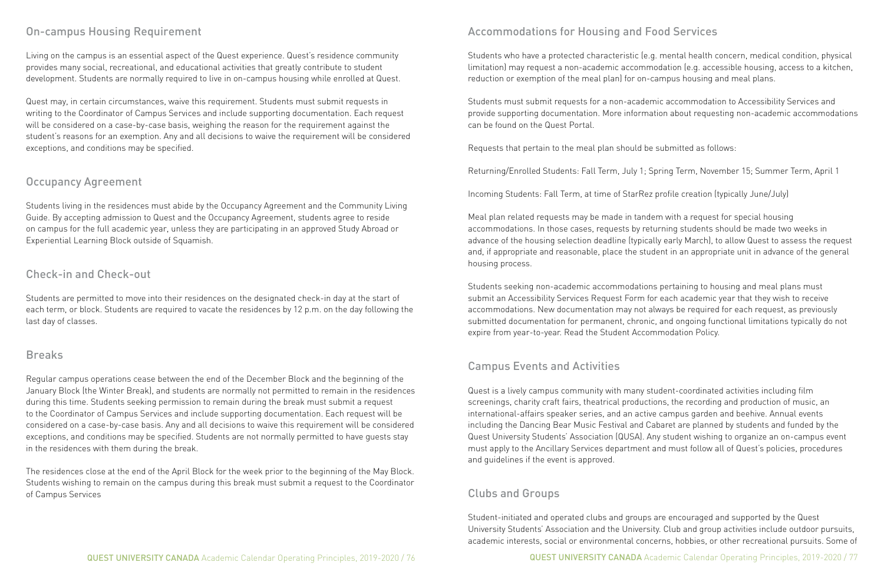## On-campus Housing Requirement

Living on the campus is an essential aspect of the Quest experience. Quest's residence community provides many social, recreational, and educational activities that greatly contribute to student development. Students are normally required to live in on-campus housing while enrolled at Quest.

Quest may, in certain circumstances, waive this requirement. Students must submit requests in writing to the Coordinator of Campus Services and include supporting documentation. Each request will be considered on a case-by-case basis, weighing the reason for the requirement against the student's reasons for an exemption. Any and all decisions to waive the requirement will be considered exceptions, and conditions may be specified.

## Occupancy Agreement

Students living in the residences must abide by the Occupancy Agreement and the Community Living Guide. By accepting admission to Quest and the Occupancy Agreement, students agree to reside on campus for the full academic year, unless they are participating in an approved Study Abroad or Experiential Learning Block outside of Squamish.

## Check-in and Check-out

Students are permitted to move into their residences on the designated check-in day at the start of each term, or block. Students are required to vacate the residences by 12 p.m. on the day following the last day of classes.

## Breaks

Regular campus operations cease between the end of the December Block and the beginning of the January Block (the Winter Break), and students are normally not permitted to remain in the residences during this time. Students seeking permission to remain during the break must submit a request to the Coordinator of Campus Services and include supporting documentation. Each request will be considered on a case-by-case basis. Any and all decisions to waive this requirement will be considered exceptions, and conditions may be specified. Students are not normally permitted to have guests stay in the residences with them during the break.

The residences close at the end of the April Block for the week prior to the beginning of the May Block. Students wishing to remain on the campus during this break must submit a request to the Coordinator of Campus Services

## Accommodations for Housing and Food Services

Students who have a protected characteristic (e.g. mental health concern, medical condition, physical limitation) may request a non-academic accommodation (e.g. accessible housing, access to a kitchen, reduction or exemption of the meal plan) for on-campus housing and meal plans.

Students must submit requests for a non-academic accommodation to Accessibility Services and provide supporting documentation. More information about requesting non-academic accommodations can be found on the Quest Portal.

Requests that pertain to the meal plan should be submitted as follows:

Returning/Enrolled Students: Fall Term, July 1; Spring Term, November 15; Summer Term, April 1

Incoming Students: Fall Term, at time of StarRez profile creation (typically June/July)

Meal plan related requests may be made in tandem with a request for special housing accommodations. In those cases, requests by returning students should be made two weeks in advance of the housing selection deadline (typically early March), to allow Quest to assess the request and, if appropriate and reasonable, place the student in an appropriate unit in advance of the general housing process.

Students seeking non-academic accommodations pertaining to housing and meal plans must submit an Accessibility Services Request Form for each academic year that they wish to receive accommodations. New documentation may not always be required for each request, as previously submitted documentation for permanent, chronic, and ongoing functional limitations typically do not expire from year-to-year. Read the Student Accommodation Policy.

## Campus Events and Activities

Quest is a lively campus community with many student-coordinated activities including film screenings, charity craft fairs, theatrical productions, the recording and production of music, an international-affairs speaker series, and an active campus garden and beehive. Annual events including the Dancing Bear Music Festival and Cabaret are planned by students and funded by the Quest University Students' Association (QUSA). Any student wishing to organize an on-campus event must apply to the Ancillary Services department and must follow all of Quest's policies, procedures and guidelines if the event is approved.

## Clubs and Groups

Student-initiated and operated clubs and groups are encouraged and supported by the Quest University Students' Association and the University. Club and group activities include outdoor pursuits, academic interests, social or environmental concerns, hobbies, or other recreational pursuits. Some of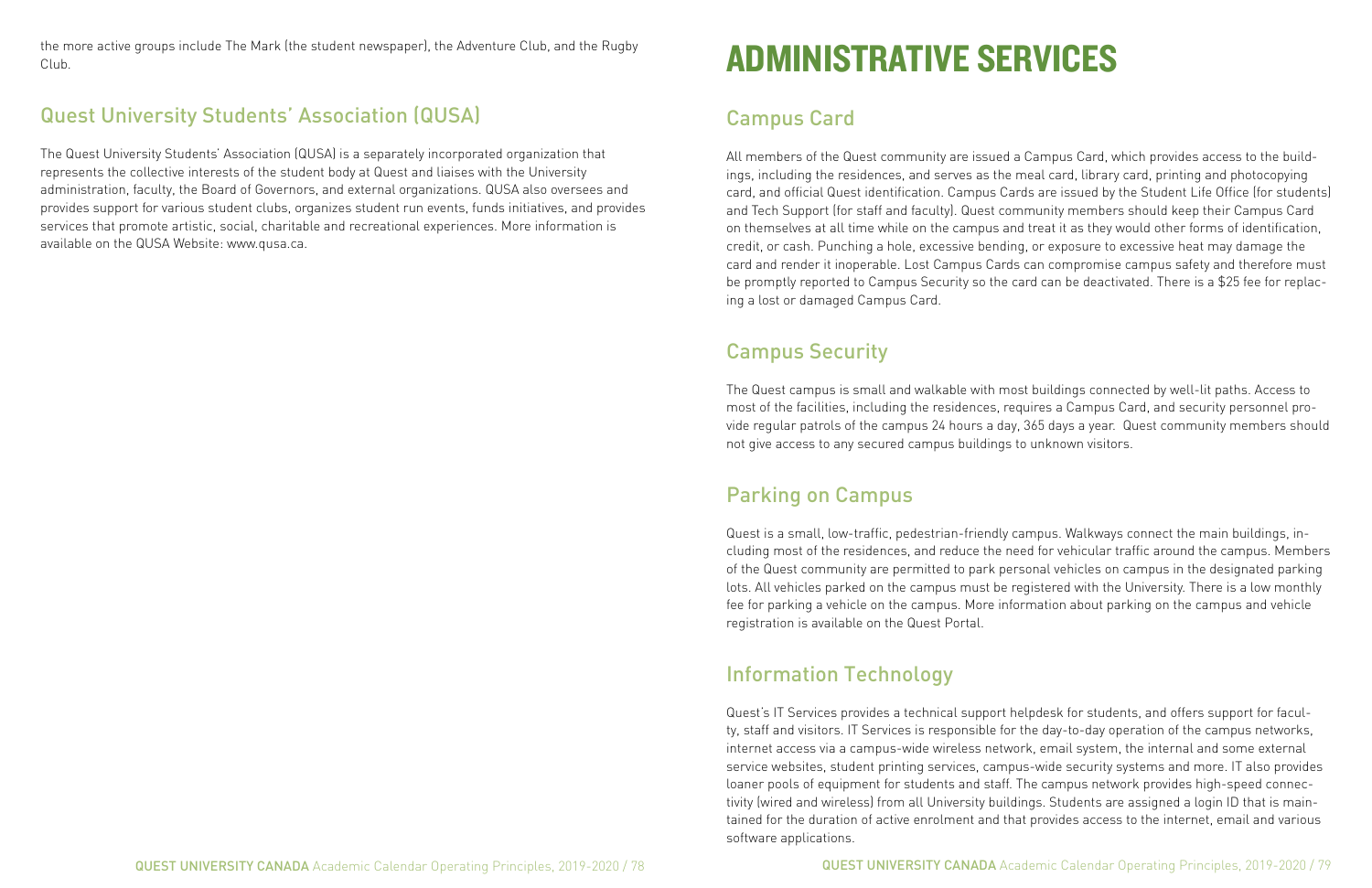the more active groups include The Mark (the student newspaper), the Adventure Club, and the Rugby Club.

## Quest University Students' Association (QUSA)

The Quest University Students' Association (QUSA) is a separately incorporated organization that represents the collective interests of the student body at Quest and liaises with the University administration, faculty, the Board of Governors, and external organizations. QUSA also oversees and provides support for various student clubs, organizes student run events, funds initiatives, and provides services that promote artistic, social, charitable and recreational experiences. More information is available on the QUSA Website: www.qusa.ca.

# ADMINISTRATIVE SERVICES

## Campus Card

All members of the Quest community are issued a Campus Card, which provides access to the buildings, including the residences, and serves as the meal card, library card, printing and photocopying card, and official Quest identification. Campus Cards are issued by the Student Life Office (for students) and Tech Support (for staff and faculty). Quest community members should keep their Campus Card on themselves at all time while on the campus and treat it as they would other forms of identification, credit, or cash. Punching a hole, excessive bending, or exposure to excessive heat may damage the card and render it inoperable. Lost Campus Cards can compromise campus safety and therefore must be promptly reported to Campus Security so the card can be deactivated. There is a $25 fee for replacing a lost or damaged Campus Card.

## Campus Security

The Quest campus is small and walkable with most buildings connected by well-lit paths. Access to most of the facilities, including the residences, requires a Campus Card, and security personnel provide regular patrols of the campus 24 hours a day, 365 days a year. Quest community members should not give access to any secured campus buildings to unknown visitors.

## Parking on Campus

Quest is a small, low-traffic, pedestrian-friendly campus. Walkways connect the main buildings, including most of the residences, and reduce the need for vehicular traffic around the campus. Members of the Quest community are permitted to park personal vehicles on campus in the designated parking lots. All vehicles parked on the campus must be registered with the University. There is a low monthly fee for parking a vehicle on the campus. More information about parking on the campus and vehicle registration is available on the Quest Portal.

## Information Technology

Quest's IT Services provides a technical support helpdesk for students, and offers support for faculty, staff and visitors. IT Services is responsible for the day-to-day operation of the campus networks, internet access via a campus-wide wireless network, email system, the internal and some external service websites, student printing services, campus-wide security systems and more. IT also provides loaner pools of equipment for students and staff. The campus network provides high-speed connectivity (wired and wireless) from all University buildings. Students are assigned a login ID that is maintained for the duration of active enrolment and that provides access to the internet, email and various software applications.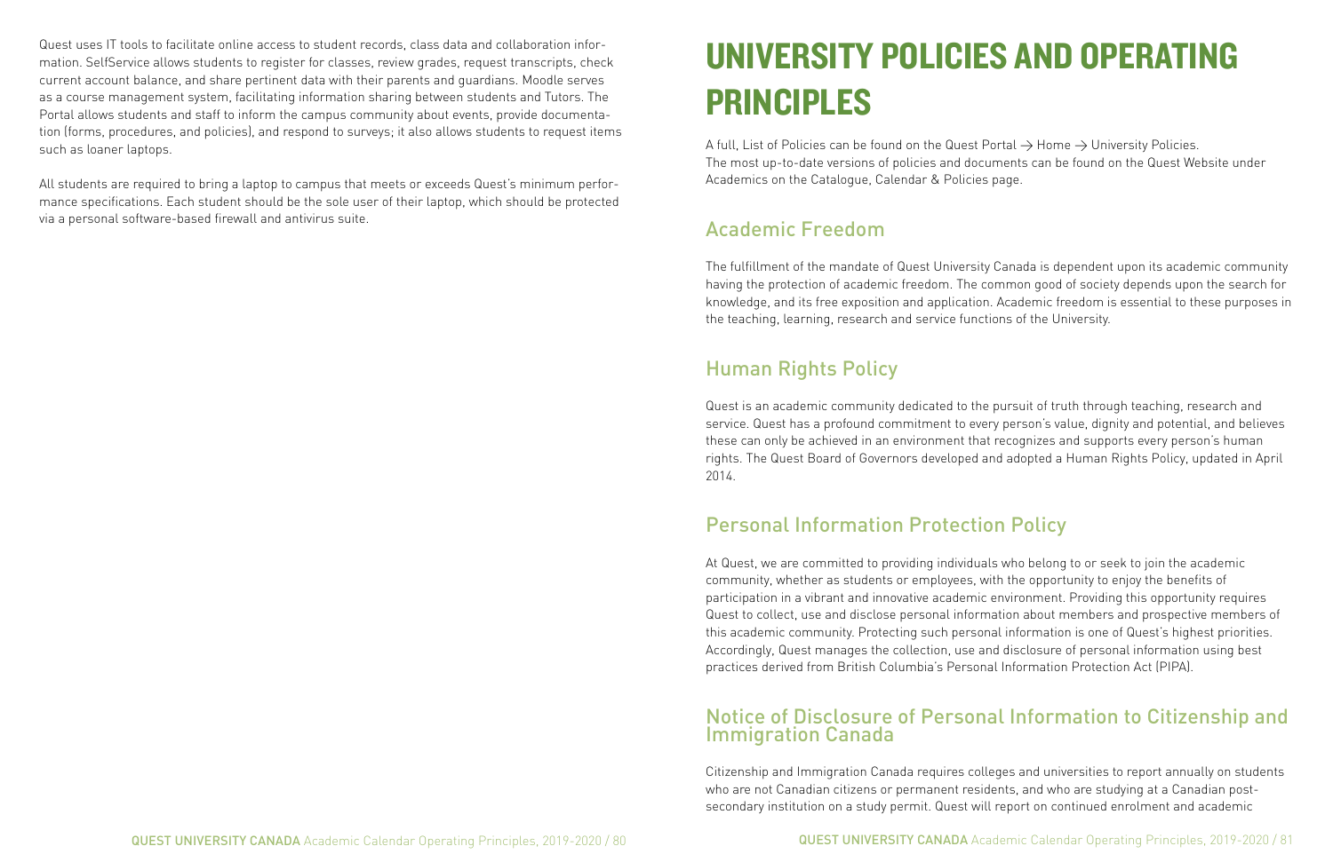Quest uses IT tools to facilitate online access to student records, class data and collaboration information. SelfService allows students to register for classes, review grades, request transcripts, check current account balance, and share pertinent data with their parents and guardians. Moodle serves as a course management system, facilitating information sharing between students and Tutors. The Portal allows students and staff to inform the campus community about events, provide documentation (forms, procedures, and policies), and respond to surveys; it also allows students to request items such as loaner laptops.

All students are required to bring a laptop to campus that meets or exceeds Quest's minimum performance specifications. Each student should be the sole user of their laptop, which should be protected via a personal software-based firewall and antivirus suite.

# UNIVERSITY POLICIES AND OPERATING PRINCIPLES

A full, List of Policies can be found on the Quest Portal → Home → University Policies. The most up-to-date versions of policies and documents can be found on the Quest Website under Academics on the Catalogue, Calendar & Policies page.

## Academic Freedom

The fulfillment of the mandate of Quest University Canada is dependent upon its academic community having the protection of academic freedom. The common good of society depends upon the search for knowledge, and its free exposition and application. Academic freedom is essential to these purposes in the teaching, learning, research and service functions of the University.

## Human Rights Policy

Quest is an academic community dedicated to the pursuit of truth through teaching, research and service. Quest has a profound commitment to every person's value, dignity and potential, and believes these can only be achieved in an environment that recognizes and supports every person's human rights. The Quest Board of Governors developed and adopted a Human Rights Policy, updated in April 2014.

## Personal Information Protection Policy

At Quest, we are committed to providing individuals who belong to or seek to join the academic community, whether as students or employees, with the opportunity to enjoy the benefits of participation in a vibrant and innovative academic environment. Providing this opportunity requires Quest to collect, use and disclose personal information about members and prospective members of this academic community. Protecting such personal information is one of Quest's highest priorities. Accordingly, Quest manages the collection, use and disclosure of personal information using best practices derived from British Columbia's Personal Information Protection Act (PIPA).

## Notice of Disclosure of Personal Information to Citizenship and Immigration Canada

Citizenship and Immigration Canada requires colleges and universities to report annually on students who are not Canadian citizens or permanent residents, and who are studying at a Canadian post-secondary institution on a study permit. Quest will report on continued enrolment and academic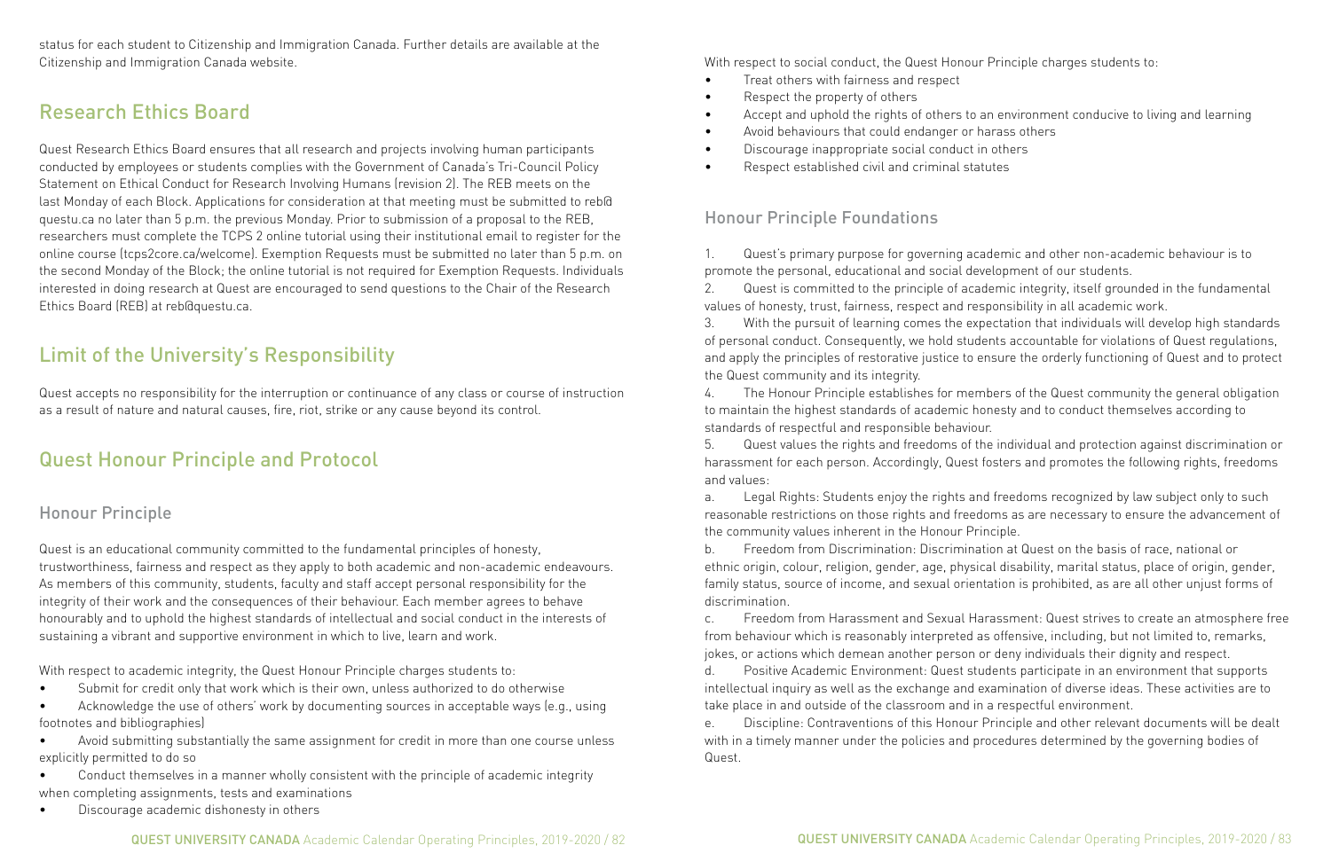status for each student to Citizenship and Immigration Canada. Further details are available at the Citizenship and Immigration Canada website.

## Research Ethics Board

Quest Research Ethics Board ensures that all research and projects involving human participants conducted by employees or students complies with the Government of Canada's Tri-Council Policy Statement on Ethical Conduct for Research Involving Humans (revision 2). The REB meets on the last Monday of each Block. Applications for consideration at that meeting must be submitted to reb@questu.ca no later than 5 p.m. the previous Monday. Prior to submission of a proposal to the REB, researchers must complete the TCPS 2 online tutorial using their institutional email to register for the online course (tcps2core.ca/welcome). Exemption Requests must be submitted no later than 5 p.m. on the second Monday of the Block; the online tutorial is not required for Exemption Requests. Individuals interested in doing research at Quest are encouraged to send questions to the Chair of the Research Ethics Board (REB) at reb@questu.ca.

## Limit of the University's Responsibility

Quest accepts no responsibility for the interruption or continuance of any class or course of instruction as a result of nature and natural causes, fire, riot, strike or any cause beyond its control.

## Quest Honour Principle and Protocol

### Honour Principle

Quest is an educational community committed to the fundamental principles of honesty, trustworthiness, fairness and respect as they apply to both academic and non-academic endeavours. As members of this community, students, faculty and staff accept personal responsibility for the integrity of their work and the consequences of their behaviour. Each member agrees to behave honourably and to uphold the highest standards of intellectual and social conduct in the interests of sustaining a vibrant and supportive environment in which to live, learn and work.

With respect to academic integrity, the Quest Honour Principle charges students to:

- Submit for credit only that work which is their own, unless authorized to do otherwise
- Acknowledge the use of others' work by documenting sources in acceptable ways (e.g., using footnotes and bibliographies)
- Avoid submitting substantially the same assignment for credit in more than one course unless explicitly permitted to do so
- Conduct themselves in a manner wholly consistent with the principle of academic integrity when completing assignments, tests and examinations
- Discourage academic dishonesty in others

With respect to social conduct, the Quest Honour Principle charges students to:

- Treat others with fairness and respect
- Respect the property of others
- Accept and uphold the rights of others to an environment conducive to living and learning
- Avoid behaviours that could endanger or harass others
- Discourage inappropriate social conduct in others
- Respect established civil and criminal statutes

### Honour Principle Foundations

1. Quest's primary purpose for governing academic and other non-academic behaviour is to promote the personal, educational and social development of our students.
2. Quest is committed to the principle of academic integrity, itself grounded in the fundamental values of honesty, trust, fairness, respect and responsibility in all academic work.
3. With the pursuit of learning comes the expectation that individuals will develop high standards of personal conduct. Consequently, we hold students accountable for violations of Quest regulations, and apply the principles of restorative justice to ensure the orderly functioning of Quest and to protect the Quest community and its integrity.
4. The Honour Principle establishes for members of the Quest community the general obligation to maintain the highest standards of academic honesty and to conduct themselves according to standards of respectful and responsible behaviour.
5. Quest values the rights and freedoms of the individual and protection against discrimination or harassment for each person. Accordingly, Quest fosters and promotes the following rights, freedoms and values:

a. Legal Rights: Students enjoy the rights and freedoms recognized by law subject only to such reasonable restrictions on those rights and freedoms as are necessary to ensure the advancement of the community values inherent in the Honour Principle.

b. Freedom from Discrimination: Discrimination at Quest on the basis of race, national or ethnic origin, colour, religion, gender, age, physical disability, marital status, place of origin, gender, family status, source of income, and sexual orientation is prohibited, as are all other unjust forms of discrimination.

c. Freedom from Harassment and Sexual Harassment: Quest strives to create an atmosphere free from behaviour which is reasonably interpreted as offensive, including, but not limited to, remarks, jokes, or actions which demean another person or deny individuals their dignity and respect.

d. Positive Academic Environment: Quest students participate in an environment that supports intellectual inquiry as well as the exchange and examination of diverse ideas. These activities are to take place in and outside of the classroom and in a respectful environment.

e. Discipline: Contraventions of this Honour Principle and other relevant documents will be dealt with in a timely manner under the policies and procedures determined by the governing bodies of Quest.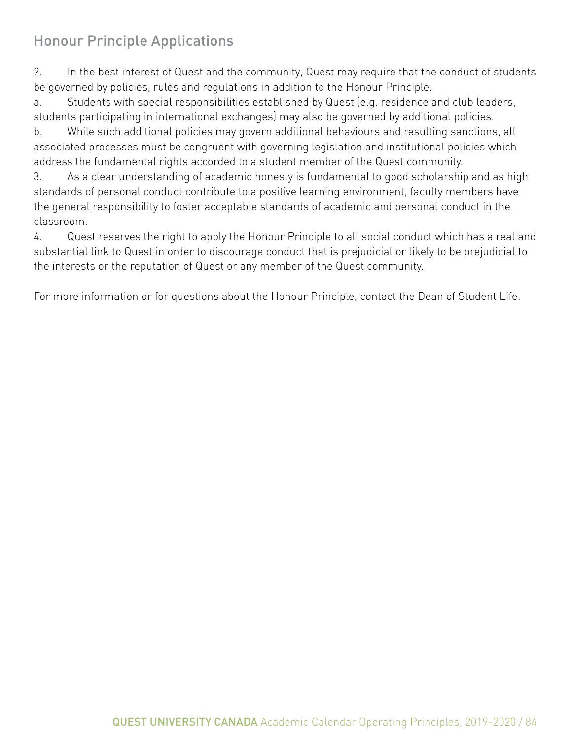## Honour Principle Applications

2. In the best interest of Quest and the community, Quest may require that the conduct of students be governed by policies, rules and regulations in addition to the Honour Principle.

a. Students with special responsibilities established by Quest (e.g. residence and club leaders, students participating in international exchanges) may also be governed by additional policies.

b. While such additional policies may govern additional behaviours and resulting sanctions, all associated processes must be congruent with governing legislation and institutional policies which address the fundamental rights accorded to a student member of the Quest community.

3. As a clear understanding of academic honesty is fundamental to good scholarship and as high standards of personal conduct contribute to a positive learning environment, faculty members have the general responsibility to foster acceptable standards of academic and personal conduct in the classroom.

4. Quest reserves the right to apply the Honour Principle to all social conduct which has a real and substantial link to Quest in order to discourage conduct that is prejudicial or likely to be prejudicial to the interests or the reputation of Quest or any member of the Quest community.

For more information or for questions about the Honour Principle, contact the Dean of Student Life.